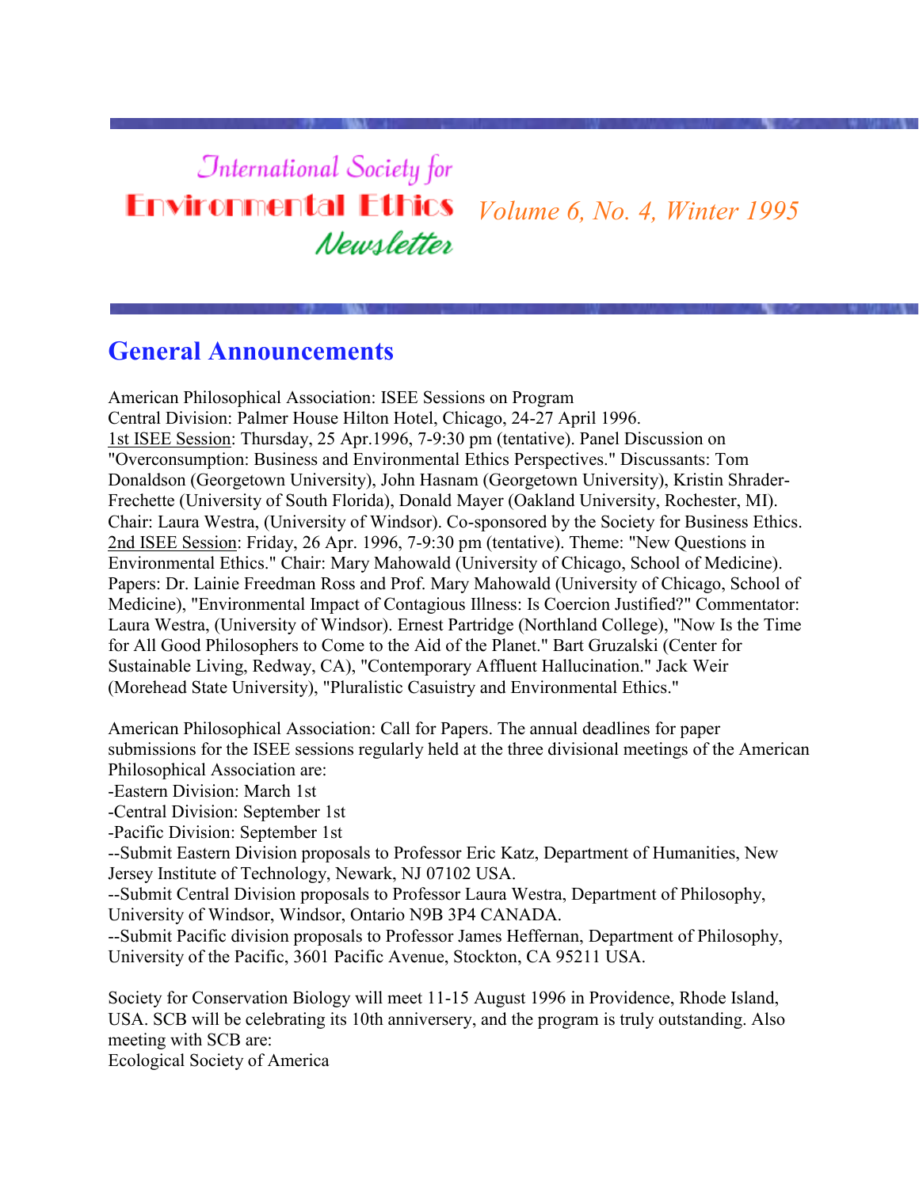# International Society for Environmental Ethics Newsletter

*Volume 6, No. 4, Winter 1995*

## General Announcements

American Philosophical Association: ISEE Sessions on Program
Central Division: Palmer House Hilton Hotel, Chicago, 24-27 April 1996.
1st ISEE Session: Thursday, 25 Apr.1996, 7-9:30 pm (tentative). Panel Discussion on "Overconsumption: Business and Environmental Ethics Perspectives." Discussants: Tom Donaldson (Georgetown University), John Hasnam (Georgetown University), Kristin Shrader-Frechette (University of South Florida), Donald Mayer (Oakland University, Rochester, MI). Chair: Laura Westra, (University of Windsor). Co-sponsored by the Society for Business Ethics.
2nd ISEE Session: Friday, 26 Apr. 1996, 7-9:30 pm (tentative). Theme: "New Questions in Environmental Ethics." Chair: Mary Mahowald (University of Chicago, School of Medicine). Papers: Dr. Lainie Freedman Ross and Prof. Mary Mahowald (University of Chicago, School of Medicine), "Environmental Impact of Contagious Illness: Is Coercion Justified?" Commentator: Laura Westra, (University of Windsor). Ernest Partridge (Northland College), "Now Is the Time for All Good Philosophers to Come to the Aid of the Planet." Bart Gruzalski (Center for Sustainable Living, Redway, CA), "Contemporary Affluent Hallucination." Jack Weir (Morehead State University), "Pluralistic Casuistry and Environmental Ethics."

American Philosophical Association: Call for Papers. The annual deadlines for paper submissions for the ISEE sessions regularly held at the three divisional meetings of the American Philosophical Association are:
-Eastern Division: March 1st
-Central Division: September 1st
-Pacific Division: September 1st
--Submit Eastern Division proposals to Professor Eric Katz, Department of Humanities, New Jersey Institute of Technology, Newark, NJ 07102 USA.
--Submit Central Division proposals to Professor Laura Westra, Department of Philosophy, University of Windsor, Windsor, Ontario N9B 3P4 CANADA.
--Submit Pacific division proposals to Professor James Heffernan, Department of Philosophy, University of the Pacific, 3601 Pacific Avenue, Stockton, CA 95211 USA.

Society for Conservation Biology will meet 11-15 August 1996 in Providence, Rhode Island, USA. SCB will be celebrating its 10th anniversery, and the program is truly outstanding. Also meeting with SCB are:
Ecological Society of America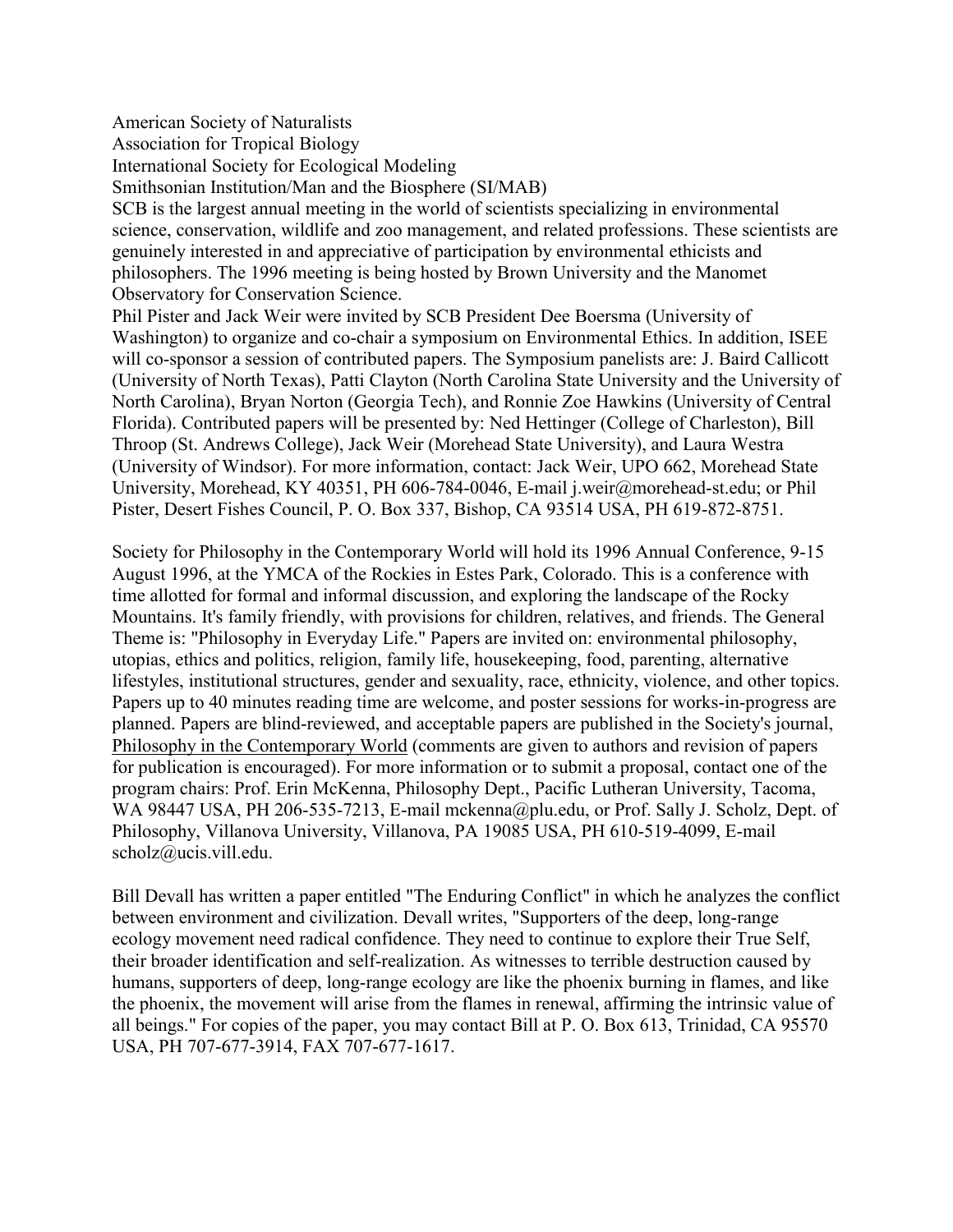American Society of Naturalists
Association for Tropical Biology
International Society for Ecological Modeling
Smithsonian Institution/Man and the Biosphere (SI/MAB)

SCB is the largest annual meeting in the world of scientists specializing in environmental science, conservation, wildlife and zoo management, and related professions. These scientists are genuinely interested in and appreciative of participation by environmental ethicists and philosophers. The 1996 meeting is being hosted by Brown University and the Manomet Observatory for Conservation Science.

Phil Pister and Jack Weir were invited by SCB President Dee Boersma (University of Washington) to organize and co-chair a symposium on Environmental Ethics. In addition, ISEE will co-sponsor a session of contributed papers. The Symposium panelists are: J. Baird Callicott (University of North Texas), Patti Clayton (North Carolina State University and the University of North Carolina), Bryan Norton (Georgia Tech), and Ronnie Zoe Hawkins (University of Central Florida). Contributed papers will be presented by: Ned Hettinger (College of Charleston), Bill Throop (St. Andrews College), Jack Weir (Morehead State University), and Laura Westra (University of Windsor). For more information, contact: Jack Weir, UPO 662, Morehead State University, Morehead, KY 40351, PH 606-784-0046, E-mail j.weir@morehead-st.edu; or Phil Pister, Desert Fishes Council, P. O. Box 337, Bishop, CA 93514 USA, PH 619-872-8751.

Society for Philosophy in the Contemporary World will hold its 1996 Annual Conference, 9-15 August 1996, at the YMCA of the Rockies in Estes Park, Colorado. This is a conference with time allotted for formal and informal discussion, and exploring the landscape of the Rocky Mountains. It's family friendly, with provisions for children, relatives, and friends. The General Theme is: "Philosophy in Everyday Life." Papers are invited on: environmental philosophy, utopias, ethics and politics, religion, family life, housekeeping, food, parenting, alternative lifestyles, institutional structures, gender and sexuality, race, ethnicity, violence, and other topics. Papers up to 40 minutes reading time are welcome, and poster sessions for works-in-progress are planned. Papers are blind-reviewed, and acceptable papers are published in the Society's journal, Philosophy in the Contemporary World (comments are given to authors and revision of papers for publication is encouraged). For more information or to submit a proposal, contact one of the program chairs: Prof. Erin McKenna, Philosophy Dept., Pacific Lutheran University, Tacoma, WA 98447 USA, PH 206-535-7213, E-mail mckenna@plu.edu, or Prof. Sally J. Scholz, Dept. of Philosophy, Villanova University, Villanova, PA 19085 USA, PH 610-519-4099, E-mail scholz@ucis.vill.edu.

Bill Devall has written a paper entitled "The Enduring Conflict" in which he analyzes the conflict between environment and civilization. Devall writes, "Supporters of the deep, long-range ecology movement need radical confidence. They need to continue to explore their True Self, their broader identification and self-realization. As witnesses to terrible destruction caused by humans, supporters of deep, long-range ecology are like the phoenix burning in flames, and like the phoenix, the movement will arise from the flames in renewal, affirming the intrinsic value of all beings." For copies of the paper, you may contact Bill at P. O. Box 613, Trinidad, CA 95570 USA, PH 707-677-3914, FAX 707-677-1617.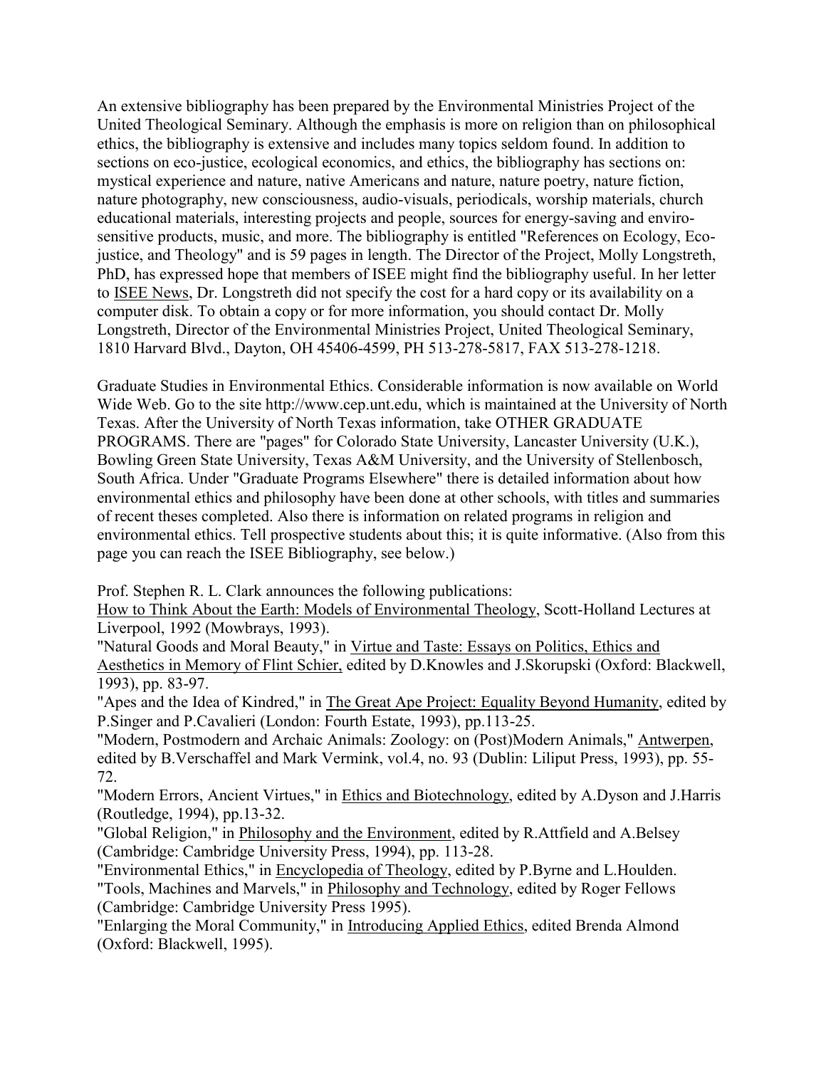An extensive bibliography has been prepared by the Environmental Ministries Project of the United Theological Seminary. Although the emphasis is more on religion than on philosophical ethics, the bibliography is extensive and includes many topics seldom found. In addition to sections on eco-justice, ecological economics, and ethics, the bibliography has sections on: mystical experience and nature, native Americans and nature, nature poetry, nature fiction, nature photography, new consciousness, audio-visuals, periodicals, worship materials, church educational materials, interesting projects and people, sources for energy-saving and enviro-sensitive products, music, and more. The bibliography is entitled "References on Ecology, Eco-justice, and Theology" and is 59 pages in length. The Director of the Project, Molly Longstreth, PhD, has expressed hope that members of ISEE might find the bibliography useful. In her letter to ISEE News, Dr. Longstreth did not specify the cost for a hard copy or its availability on a computer disk. To obtain a copy or for more information, you should contact Dr. Molly Longstreth, Director of the Environmental Ministries Project, United Theological Seminary, 1810 Harvard Blvd., Dayton, OH 45406-4599, PH 513-278-5817, FAX 513-278-1218.

Graduate Studies in Environmental Ethics. Considerable information is now available on World Wide Web. Go to the site http://www.cep.unt.edu, which is maintained at the University of North Texas. After the University of North Texas information, take OTHER GRADUATE PROGRAMS. There are "pages" for Colorado State University, Lancaster University (U.K.), Bowling Green State University, Texas A&M University, and the University of Stellenbosch, South Africa. Under "Graduate Programs Elsewhere" there is detailed information about how environmental ethics and philosophy have been done at other schools, with titles and summaries of recent theses completed. Also there is information on related programs in religion and environmental ethics. Tell prospective students about this; it is quite informative. (Also from this page you can reach the ISEE Bibliography, see below.)

Prof. Stephen R. L. Clark announces the following publications:

How to Think About the Earth: Models of Environmental Theology, Scott-Holland Lectures at Liverpool, 1992 (Mowbrays, 1993).

"Natural Goods and Moral Beauty," in Virtue and Taste: Essays on Politics, Ethics and Aesthetics in Memory of Flint Schier, edited by D.Knowles and J.Skorupski (Oxford: Blackwell, 1993), pp. 83-97.

"Apes and the Idea of Kindred," in The Great Ape Project: Equality Beyond Humanity, edited by P.Singer and P.Cavalieri (London: Fourth Estate, 1993), pp.113-25.

"Modern, Postmodern and Archaic Animals: Zoology: on (Post)Modern Animals," Antwerpen, edited by B.Verschaffel and Mark Vermink, vol.4, no. 93 (Dublin: Liliput Press, 1993), pp. 55-72.

"Modern Errors, Ancient Virtues," in Ethics and Biotechnology, edited by A.Dyson and J.Harris (Routledge, 1994), pp.13-32.

"Global Religion," in Philosophy and the Environment, edited by R.Attfield and A.Belsey (Cambridge: Cambridge University Press, 1994), pp. 113-28.

"Environmental Ethics," in Encyclopedia of Theology, edited by P.Byrne and L.Houlden.

"Tools, Machines and Marvels," in Philosophy and Technology, edited by Roger Fellows (Cambridge: Cambridge University Press 1995).

"Enlarging the Moral Community," in Introducing Applied Ethics, edited Brenda Almond (Oxford: Blackwell, 1995).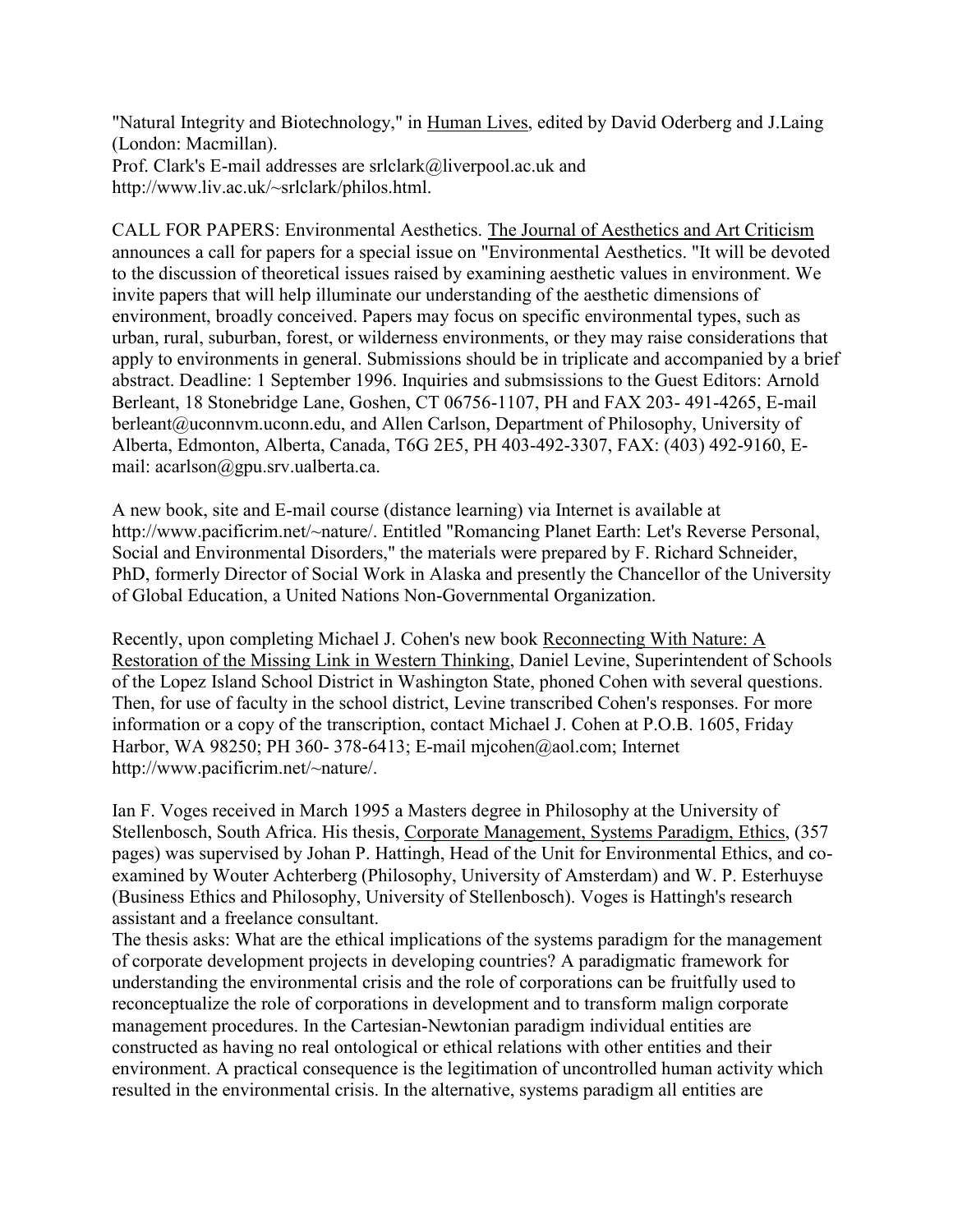"Natural Integrity and Biotechnology," in Human Lives, edited by David Oderberg and J.Laing (London: Macmillan).
Prof. Clark's E-mail addresses are srlclark@liverpool.ac.uk and http://www.liv.ac.uk/~srlclark/philos.html.

CALL FOR PAPERS: Environmental Aesthetics. The Journal of Aesthetics and Art Criticism announces a call for papers for a special issue on "Environmental Aesthetics. "It will be devoted to the discussion of theoretical issues raised by examining aesthetic values in environment. We invite papers that will help illuminate our understanding of the aesthetic dimensions of environment, broadly conceived. Papers may focus on specific environmental types, such as urban, rural, suburban, forest, or wilderness environments, or they may raise considerations that apply to environments in general. Submissions should be in triplicate and accompanied by a brief abstract. Deadline: 1 September 1996. Inquiries and submsissions to the Guest Editors: Arnold Berleant, 18 Stonebridge Lane, Goshen, CT 06756-1107, PH and FAX 203- 491-4265, E-mail berleant@uconnvm.uconn.edu, and Allen Carlson, Department of Philosophy, University of Alberta, Edmonton, Alberta, Canada, T6G 2E5, PH 403-492-3307, FAX: (403) 492-9160, E-mail: acarlson@gpu.srv.ualberta.ca.

A new book, site and E-mail course (distance learning) via Internet is available at http://www.pacificrim.net/~nature/. Entitled "Romancing Planet Earth: Let's Reverse Personal, Social and Environmental Disorders," the materials were prepared by F. Richard Schneider, PhD, formerly Director of Social Work in Alaska and presently the Chancellor of the University of Global Education, a United Nations Non-Governmental Organization.

Recently, upon completing Michael J. Cohen's new book Reconnecting With Nature: A Restoration of the Missing Link in Western Thinking, Daniel Levine, Superintendent of Schools of the Lopez Island School District in Washington State, phoned Cohen with several questions. Then, for use of faculty in the school district, Levine transcribed Cohen's responses. For more information or a copy of the transcription, contact Michael J. Cohen at P.O.B. 1605, Friday Harbor, WA 98250; PH 360- 378-6413; E-mail mjcohen@aol.com; Internet http://www.pacificrim.net/~nature/.

Ian F. Voges received in March 1995 a Masters degree in Philosophy at the University of Stellenbosch, South Africa. His thesis, Corporate Management, Systems Paradigm, Ethics, (357 pages) was supervised by Johan P. Hattingh, Head of the Unit for Environmental Ethics, and co-examined by Wouter Achterberg (Philosophy, University of Amsterdam) and W. P. Esterhuyse (Business Ethics and Philosophy, University of Stellenbosch). Voges is Hattingh's research assistant and a freelance consultant.
The thesis asks: What are the ethical implications of the systems paradigm for the management of corporate development projects in developing countries? A paradigmatic framework for understanding the environmental crisis and the role of corporations can be fruitfully used to reconceptualize the role of corporations in development and to transform malign corporate management procedures. In the Cartesian-Newtonian paradigm individual entities are constructed as having no real ontological or ethical relations with other entities and their environment. A practical consequence is the legitimation of uncontrolled human activity which resulted in the environmental crisis. In the alternative, systems paradigm all entities are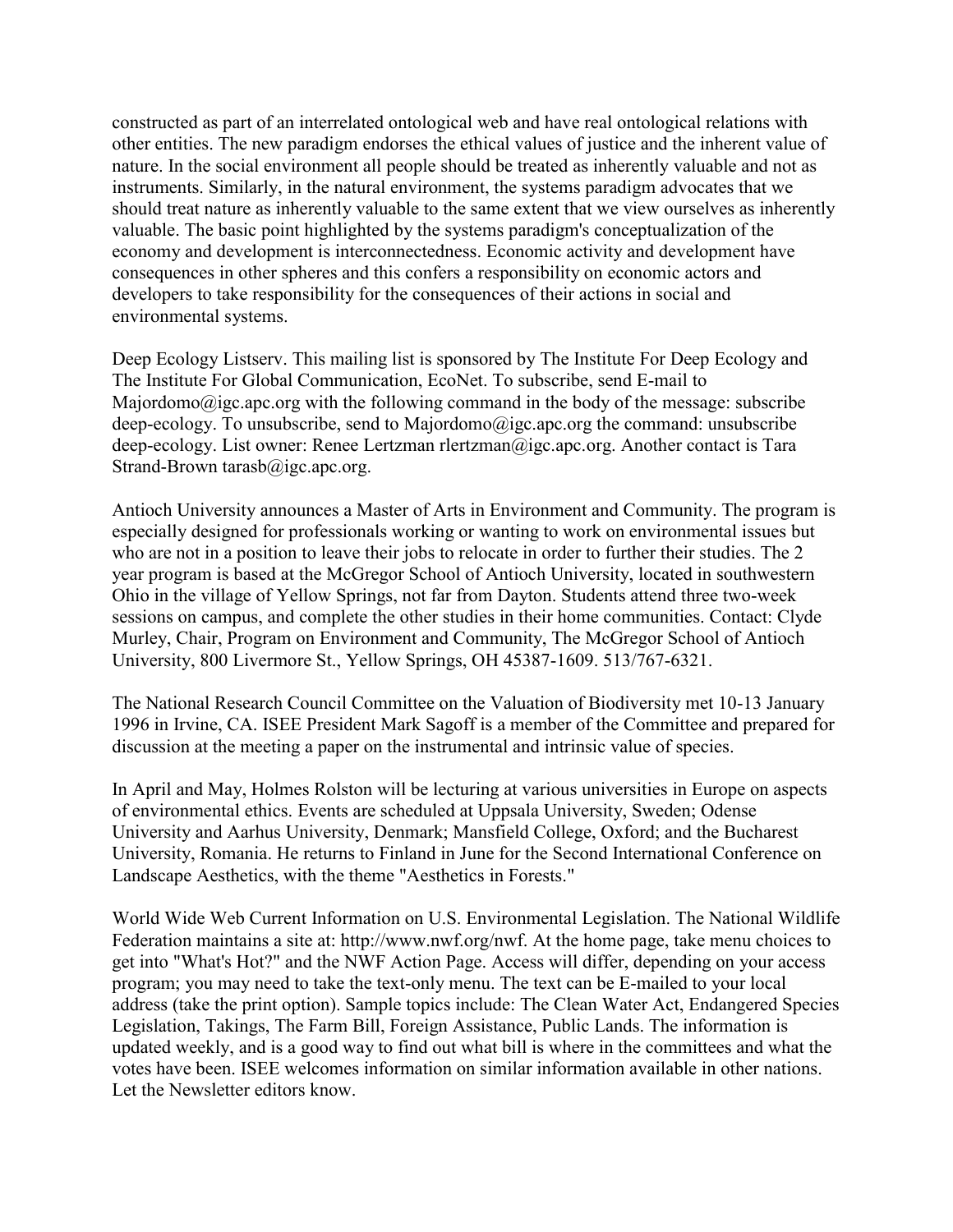constructed as part of an interrelated ontological web and have real ontological relations with other entities. The new paradigm endorses the ethical values of justice and the inherent value of nature. In the social environment all people should be treated as inherently valuable and not as instruments. Similarly, in the natural environment, the systems paradigm advocates that we should treat nature as inherently valuable to the same extent that we view ourselves as inherently valuable. The basic point highlighted by the systems paradigm's conceptualization of the economy and development is interconnectedness. Economic activity and development have consequences in other spheres and this confers a responsibility on economic actors and developers to take responsibility for the consequences of their actions in social and environmental systems.

Deep Ecology Listserv. This mailing list is sponsored by The Institute For Deep Ecology and The Institute For Global Communication, EcoNet. To subscribe, send E-mail to Majordomo@igc.apc.org with the following command in the body of the message: subscribe deep-ecology. To unsubscribe, send to Majordomo@igc.apc.org the command: unsubscribe deep-ecology. List owner: Renee Lertzman rlertzman@igc.apc.org. Another contact is Tara Strand-Brown tarasb@igc.apc.org.

Antioch University announces a Master of Arts in Environment and Community. The program is especially designed for professionals working or wanting to work on environmental issues but who are not in a position to leave their jobs to relocate in order to further their studies. The 2 year program is based at the McGregor School of Antioch University, located in southwestern Ohio in the village of Yellow Springs, not far from Dayton. Students attend three two-week sessions on campus, and complete the other studies in their home communities. Contact: Clyde Murley, Chair, Program on Environment and Community, The McGregor School of Antioch University, 800 Livermore St., Yellow Springs, OH 45387-1609. 513/767-6321.

The National Research Council Committee on the Valuation of Biodiversity met 10-13 January 1996 in Irvine, CA. ISEE President Mark Sagoff is a member of the Committee and prepared for discussion at the meeting a paper on the instrumental and intrinsic value of species.

In April and May, Holmes Rolston will be lecturing at various universities in Europe on aspects of environmental ethics. Events are scheduled at Uppsala University, Sweden; Odense University and Aarhus University, Denmark; Mansfield College, Oxford; and the Bucharest University, Romania. He returns to Finland in June for the Second International Conference on Landscape Aesthetics, with the theme "Aesthetics in Forests."

World Wide Web Current Information on U.S. Environmental Legislation. The National Wildlife Federation maintains a site at: http://www.nwf.org/nwf. At the home page, take menu choices to get into "What's Hot?" and the NWF Action Page. Access will differ, depending on your access program; you may need to take the text-only menu. The text can be E-mailed to your local address (take the print option). Sample topics include: The Clean Water Act, Endangered Species Legislation, Takings, The Farm Bill, Foreign Assistance, Public Lands. The information is updated weekly, and is a good way to find out what bill is where in the committees and what the votes have been. ISEE welcomes information on similar information available in other nations. Let the Newsletter editors know.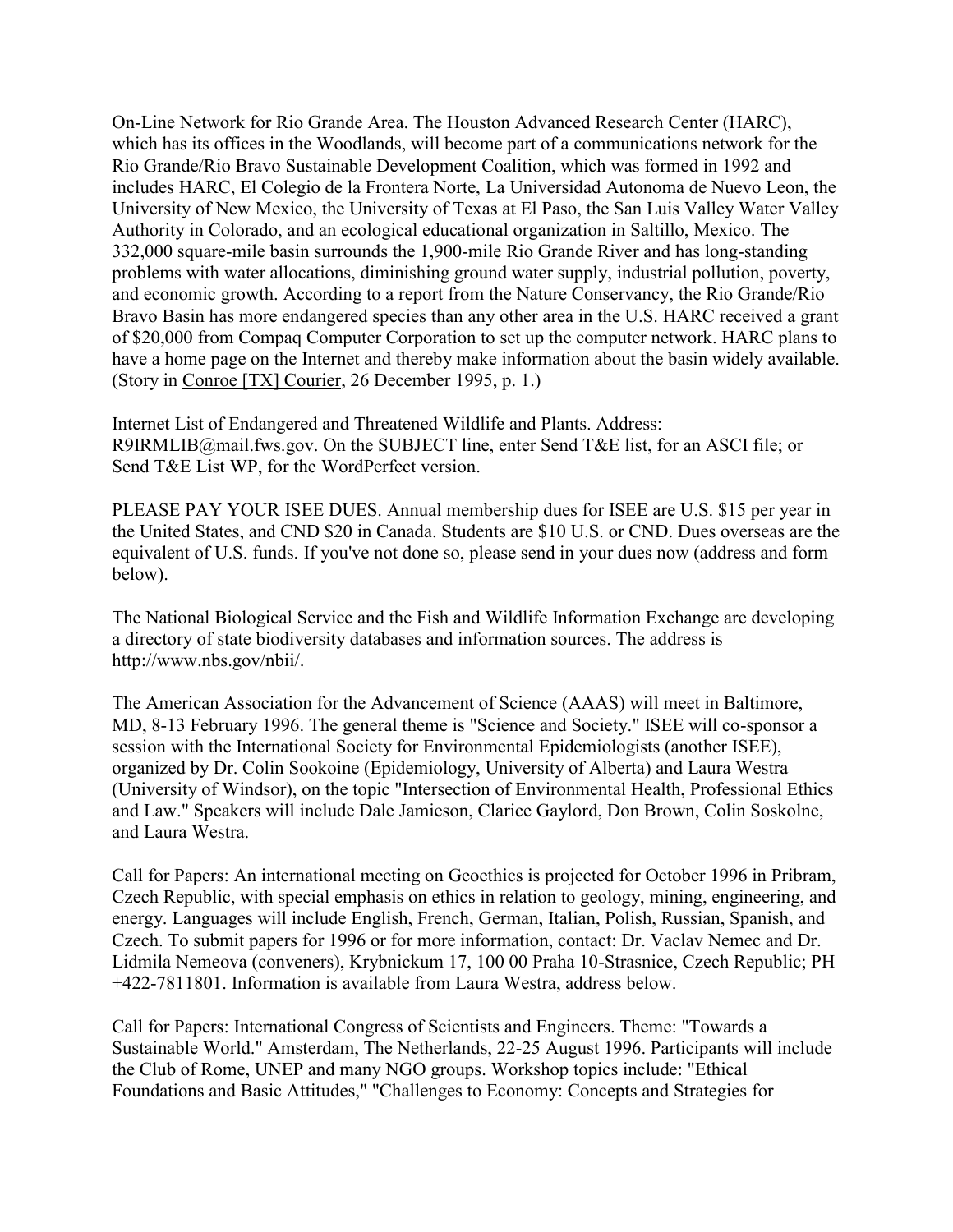On-Line Network for Rio Grande Area. The Houston Advanced Research Center (HARC), which has its offices in the Woodlands, will become part of a communications network for the Rio Grande/Rio Bravo Sustainable Development Coalition, which was formed in 1992 and includes HARC, El Colegio de la Frontera Norte, La Universidad Autonoma de Nuevo Leon, the University of New Mexico, the University of Texas at El Paso, the San Luis Valley Water Valley Authority in Colorado, and an ecological educational organization in Saltillo, Mexico. The 332,000 square-mile basin surrounds the 1,900-mile Rio Grande River and has long-standing problems with water allocations, diminishing ground water supply, industrial pollution, poverty, and economic growth. According to a report from the Nature Conservancy, the Rio Grande/Rio Bravo Basin has more endangered species than any other area in the U.S. HARC received a grant of $20,000 from Compaq Computer Corporation to set up the computer network. HARC plans to have a home page on the Internet and thereby make information about the basin widely available. (Story in Conroe [TX] Courier, 26 December 1995, p. 1.)

Internet List of Endangered and Threatened Wildlife and Plants. Address: R9IRMLIB@mail.fws.gov. On the SUBJECT line, enter Send T&E list, for an ASCI file; or Send T&E List WP, for the WordPerfect version.

PLEASE PAY YOUR ISEE DUES. Annual membership dues for ISEE are U.S. $15 per year in the United States, and CND $20 in Canada. Students are $10 U.S. or CND. Dues overseas are the equivalent of U.S. funds. If you've not done so, please send in your dues now (address and form below).

The National Biological Service and the Fish and Wildlife Information Exchange are developing a directory of state biodiversity databases and information sources. The address is http://www.nbs.gov/nbii/.

The American Association for the Advancement of Science (AAAS) will meet in Baltimore, MD, 8-13 February 1996. The general theme is "Science and Society." ISEE will co-sponsor a session with the International Society for Environmental Epidemiologists (another ISEE), organized by Dr. Colin Sookoine (Epidemiology, University of Alberta) and Laura Westra (University of Windsor), on the topic "Intersection of Environmental Health, Professional Ethics and Law." Speakers will include Dale Jamieson, Clarice Gaylord, Don Brown, Colin Soskolne, and Laura Westra.

Call for Papers: An international meeting on Geoethics is projected for October 1996 in Pribram, Czech Republic, with special emphasis on ethics in relation to geology, mining, engineering, and energy. Languages will include English, French, German, Italian, Polish, Russian, Spanish, and Czech. To submit papers for 1996 or for more information, contact: Dr. Vaclav Nemec and Dr. Lidmila Nemeova (conveners), Krybnickum 17, 100 00 Praha 10-Strasnice, Czech Republic; PH +422-7811801. Information is available from Laura Westra, address below.

Call for Papers: International Congress of Scientists and Engineers. Theme: "Towards a Sustainable World." Amsterdam, The Netherlands, 22-25 August 1996. Participants will include the Club of Rome, UNEP and many NGO groups. Workshop topics include: "Ethical Foundations and Basic Attitudes," "Challenges to Economy: Concepts and Strategies for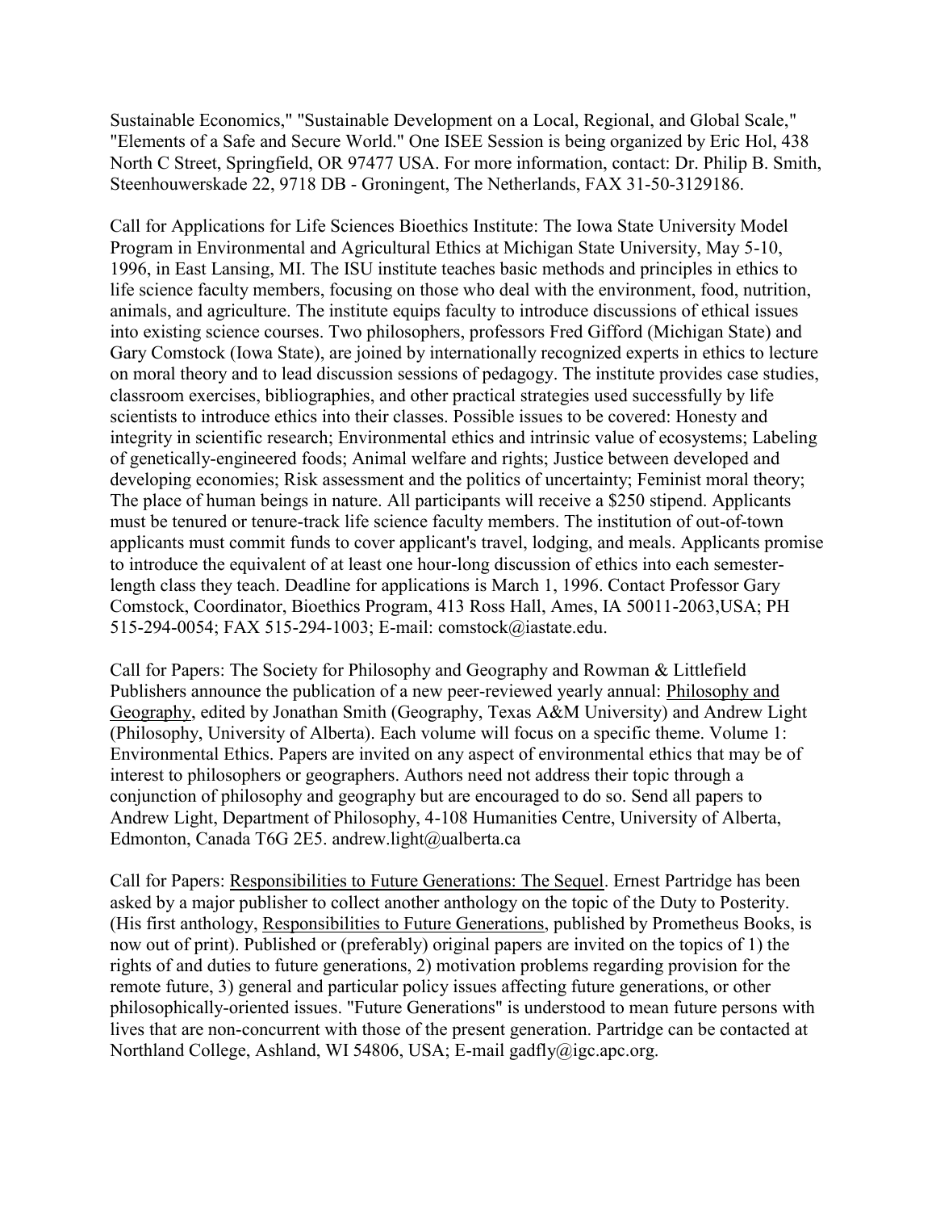Sustainable Economics," "Sustainable Development on a Local, Regional, and Global Scale," "Elements of a Safe and Secure World." One ISEE Session is being organized by Eric Hol, 438 North C Street, Springfield, OR 97477 USA. For more information, contact: Dr. Philip B. Smith, Steenhouwerskade 22, 9718 DB - Groningent, The Netherlands, FAX 31-50-3129186.

Call for Applications for Life Sciences Bioethics Institute: The Iowa State University Model Program in Environmental and Agricultural Ethics at Michigan State University, May 5-10, 1996, in East Lansing, MI. The ISU institute teaches basic methods and principles in ethics to life science faculty members, focusing on those who deal with the environment, food, nutrition, animals, and agriculture. The institute equips faculty to introduce discussions of ethical issues into existing science courses. Two philosophers, professors Fred Gifford (Michigan State) and Gary Comstock (Iowa State), are joined by internationally recognized experts in ethics to lecture on moral theory and to lead discussion sessions of pedagogy. The institute provides case studies, classroom exercises, bibliographies, and other practical strategies used successfully by life scientists to introduce ethics into their classes. Possible issues to be covered: Honesty and integrity in scientific research; Environmental ethics and intrinsic value of ecosystems; Labeling of genetically-engineered foods; Animal welfare and rights; Justice between developed and developing economies; Risk assessment and the politics of uncertainty; Feminist moral theory; The place of human beings in nature. All participants will receive a $250 stipend. Applicants must be tenured or tenure-track life science faculty members. The institution of out-of-town applicants must commit funds to cover applicant's travel, lodging, and meals. Applicants promise to introduce the equivalent of at least one hour-long discussion of ethics into each semester-length class they teach. Deadline for applications is March 1, 1996. Contact Professor Gary Comstock, Coordinator, Bioethics Program, 413 Ross Hall, Ames, IA 50011-2063,USA; PH 515-294-0054; FAX 515-294-1003; E-mail: comstock@iastate.edu.

Call for Papers: The Society for Philosophy and Geography and Rowman & Littlefield Publishers announce the publication of a new peer-reviewed yearly annual: Philosophy and Geography, edited by Jonathan Smith (Geography, Texas A&M University) and Andrew Light (Philosophy, University of Alberta). Each volume will focus on a specific theme. Volume 1: Environmental Ethics. Papers are invited on any aspect of environmental ethics that may be of interest to philosophers or geographers. Authors need not address their topic through a conjunction of philosophy and geography but are encouraged to do so. Send all papers to Andrew Light, Department of Philosophy, 4-108 Humanities Centre, University of Alberta, Edmonton, Canada T6G 2E5. andrew.light@ualberta.ca

Call for Papers: Responsibilities to Future Generations: The Sequel. Ernest Partridge has been asked by a major publisher to collect another anthology on the topic of the Duty to Posterity. (His first anthology, Responsibilities to Future Generations, published by Prometheus Books, is now out of print). Published or (preferably) original papers are invited on the topics of 1) the rights of and duties to future generations, 2) motivation problems regarding provision for the remote future, 3) general and particular policy issues affecting future generations, or other philosophically-oriented issues. "Future Generations" is understood to mean future persons with lives that are non-concurrent with those of the present generation. Partridge can be contacted at Northland College, Ashland, WI 54806, USA; E-mail gadfly@igc.apc.org.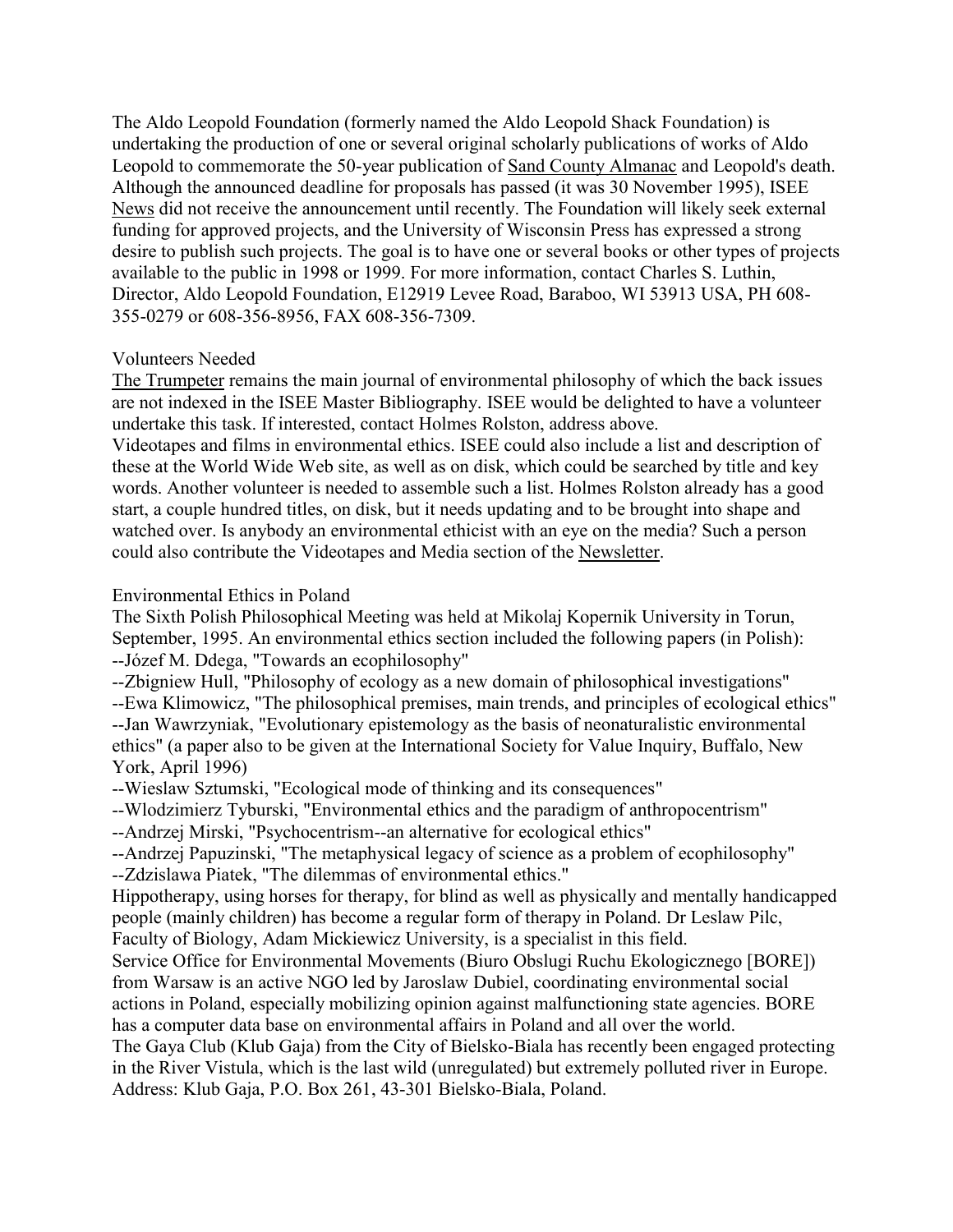The Aldo Leopold Foundation (formerly named the Aldo Leopold Shack Foundation) is undertaking the production of one or several original scholarly publications of works of Aldo Leopold to commemorate the 50-year publication of Sand County Almanac and Leopold's death. Although the announced deadline for proposals has passed (it was 30 November 1995), ISEE News did not receive the announcement until recently. The Foundation will likely seek external funding for approved projects, and the University of Wisconsin Press has expressed a strong desire to publish such projects. The goal is to have one or several books or other types of projects available to the public in 1998 or 1999. For more information, contact Charles S. Luthin, Director, Aldo Leopold Foundation, E12919 Levee Road, Baraboo, WI 53913 USA, PH 608-355-0279 or 608-356-8956, FAX 608-356-7309.

## Volunteers Needed

The Trumpeter remains the main journal of environmental philosophy of which the back issues are not indexed in the ISEE Master Bibliography. ISEE would be delighted to have a volunteer undertake this task. If interested, contact Holmes Rolston, address above.

Videotapes and films in environmental ethics. ISEE could also include a list and description of these at the World Wide Web site, as well as on disk, which could be searched by title and key words. Another volunteer is needed to assemble such a list. Holmes Rolston already has a good start, a couple hundred titles, on disk, but it needs updating and to be brought into shape and watched over. Is anybody an environmental ethicist with an eye on the media? Such a person could also contribute the Videotapes and Media section of the Newsletter.

## Environmental Ethics in Poland

The Sixth Polish Philosophical Meeting was held at Mikolaj Kopernik University in Torun, September, 1995. An environmental ethics section included the following papers (in Polish):

--Józef M. Ddega, "Towards an ecophilosophy"

--Zbigniew Hull, "Philosophy of ecology as a new domain of philosophical investigations"

--Ewa Klimowicz, "The philosophical premises, main trends, and principles of ecological ethics"

--Jan Wawrzyniak, "Evolutionary epistemology as the basis of neonaturalistic environmental ethics" (a paper also to be given at the International Society for Value Inquiry, Buffalo, New York, April 1996)

--Wieslaw Sztumski, "Ecological mode of thinking and its consequences"

--Wlodzimierz Tyburski, "Environmental ethics and the paradigm of anthropocentrism"

--Andrzej Mirski, "Psychocentrism--an alternative for ecological ethics"

--Andrzej Papuzinski, "The metaphysical legacy of science as a problem of ecophilosophy"

--Zdzislawa Piatek, "The dilemmas of environmental ethics."

Hippotherapy, using horses for therapy, for blind as well as physically and mentally handicapped people (mainly children) has become a regular form of therapy in Poland. Dr Leslaw Pilc, Faculty of Biology, Adam Mickiewicz University, is a specialist in this field.

Service Office for Environmental Movements (Biuro Obslugi Ruchu Ekologicznego [BORE]) from Warsaw is an active NGO led by Jaroslaw Dubiel, coordinating environmental social actions in Poland, especially mobilizing opinion against malfunctioning state agencies. BORE has a computer data base on environmental affairs in Poland and all over the world.

The Gaya Club (Klub Gaja) from the City of Bielsko-Biala has recently been engaged protecting in the River Vistula, which is the last wild (unregulated) but extremely polluted river in Europe. Address: Klub Gaja, P.O. Box 261, 43-301 Bielsko-Biala, Poland.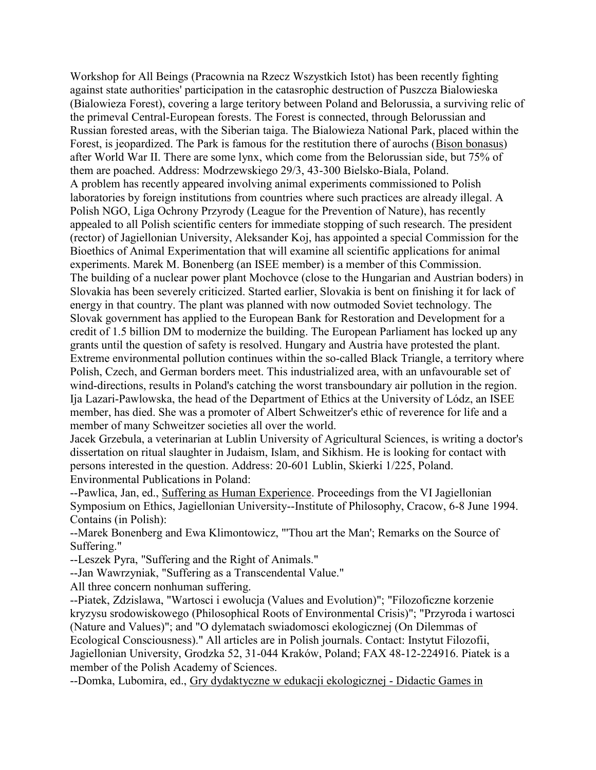Workshop for All Beings (Pracownia na Rzecz Wszystkich Istot) has been recently fighting against state authorities' participation in the catasrophic destruction of Puszcza Bialowieska (Bialowieza Forest), covering a large teritory between Poland and Belorussia, a surviving relic of the primeval Central-European forests. The Forest is connected, through Belorussian and Russian forested areas, with the Siberian taiga. The Bialowieza National Park, placed within the Forest, is jeopardized. The Park is famous for the restitution there of aurochs (Bison bonasus) after World War II. There are some lynx, which come from the Belorussian side, but 75% of them are poached. Address: Modrzewskiego 29/3, 43-300 Bielsko-Biala, Poland.

A problem has recently appeared involving animal experiments commissioned to Polish laboratories by foreign institutions from countries where such practices are already illegal. A Polish NGO, Liga Ochrony Przyrody (League for the Prevention of Nature), has recently appealed to all Polish scientific centers for immediate stopping of such research. The president (rector) of Jagiellonian University, Aleksander Koj, has appointed a special Commission for the Bioethics of Animal Experimentation that will examine all scientific applications for animal experiments. Marek M. Bonenberg (an ISEE member) is a member of this Commission.

The building of a nuclear power plant Mochovce (close to the Hungarian and Austrian boders) in Slovakia has been severely criticized. Started earlier, Slovakia is bent on finishing it for lack of energy in that country. The plant was planned with now outmoded Soviet technology. The Slovak government has applied to the European Bank for Restoration and Development for a credit of 1.5 billion DM to modernize the building. The European Parliament has locked up any grants until the question of safety is resolved. Hungary and Austria have protested the plant.

Extreme environmental pollution continues within the so-called Black Triangle, a territory where Polish, Czech, and German borders meet. This industrialized area, with an unfavourable set of wind-directions, results in Poland's catching the worst transboundary air pollution in the region.

Ija Lazari-Pawlowska, the head of the Department of Ethics at the University of Lódz, an ISEE member, has died. She was a promoter of Albert Schweitzer's ethic of reverence for life and a member of many Schweitzer societies all over the world.

Jacek Grzebula, a veterinarian at Lublin University of Agricultural Sciences, is writing a doctor's dissertation on ritual slaughter in Judaism, Islam, and Sikhism. He is looking for contact with persons interested in the question. Address: 20-601 Lublin, Skierki 1/225, Poland.

Environmental Publications in Poland:

--Pawlica, Jan, ed., Suffering as Human Experience. Proceedings from the VI Jagiellonian Symposium on Ethics, Jagiellonian University--Institute of Philosophy, Cracow, 6-8 June 1994. Contains (in Polish):

--Marek Bonenberg and Ewa Klimontowicz, "'Thou art the Man'; Remarks on the Source of Suffering."

--Leszek Pyra, "Suffering and the Right of Animals."

--Jan Wawrzyniak, "Suffering as a Transcendental Value."

All three concern nonhuman suffering.

--Piatek, Zdzislawa, "Wartosci i ewolucja (Values and Evolution)"; "Filozoficzne korzenie kryzysu srodowiskowego (Philosophical Roots of Environmental Crisis)"; "Przyroda i wartosci (Nature and Values)"; and "O dylematach swiadomosci ekologicznej (On Dilemmas of Ecological Consciousness)." All articles are in Polish journals. Contact: Instytut Filozofii, Jagiellonian University, Grodzka 52, 31-044 Kraków, Poland; FAX 48-12-224916. Piatek is a member of the Polish Academy of Sciences.

--Domka, Lubomira, ed., Gry dydaktyczne w edukacji ekologicznej - Didactic Games in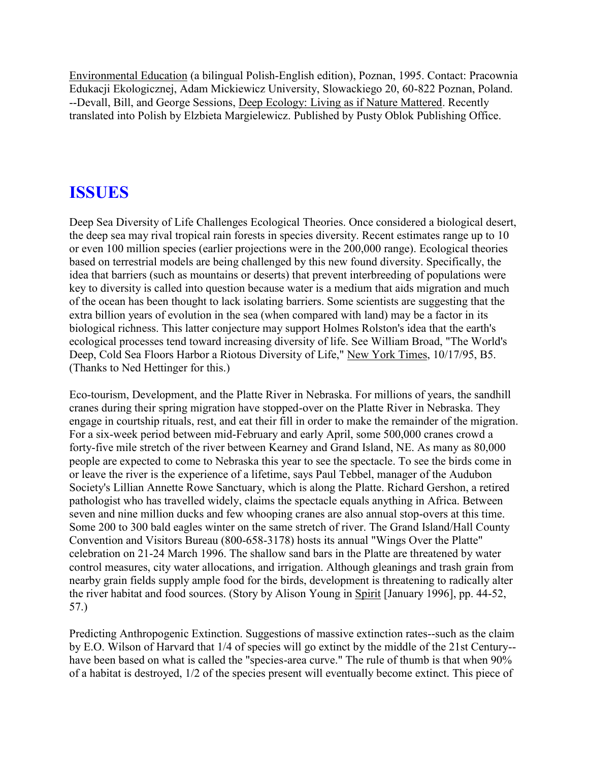Environmental Education (a bilingual Polish-English edition), Poznan, 1995. Contact: Pracownia Edukacji Ekologicznej, Adam Mickiewicz University, Slowackiego 20, 60-822 Poznan, Poland. --Devall, Bill, and George Sessions, Deep Ecology: Living as if Nature Mattered. Recently translated into Polish by Elzbieta Margielewicz. Published by Pusty Oblok Publishing Office.

## ISSUES

Deep Sea Diversity of Life Challenges Ecological Theories. Once considered a biological desert, the deep sea may rival tropical rain forests in species diversity. Recent estimates range up to 10 or even 100 million species (earlier projections were in the 200,000 range). Ecological theories based on terrestrial models are being challenged by this new found diversity. Specifically, the idea that barriers (such as mountains or deserts) that prevent interbreeding of populations were key to diversity is called into question because water is a medium that aids migration and much of the ocean has been thought to lack isolating barriers. Some scientists are suggesting that the extra billion years of evolution in the sea (when compared with land) may be a factor in its biological richness. This latter conjecture may support Holmes Rolston's idea that the earth's ecological processes tend toward increasing diversity of life. See William Broad, "The World's Deep, Cold Sea Floors Harbor a Riotous Diversity of Life," New York Times, 10/17/95, B5. (Thanks to Ned Hettinger for this.)

Eco-tourism, Development, and the Platte River in Nebraska. For millions of years, the sandhill cranes during their spring migration have stopped-over on the Platte River in Nebraska. They engage in courtship rituals, rest, and eat their fill in order to make the remainder of the migration. For a six-week period between mid-February and early April, some 500,000 cranes crowd a forty-five mile stretch of the river between Kearney and Grand Island, NE. As many as 80,000 people are expected to come to Nebraska this year to see the spectacle. To see the birds come in or leave the river is the experience of a lifetime, says Paul Tebbel, manager of the Audubon Society's Lillian Annette Rowe Sanctuary, which is along the Platte. Richard Gershon, a retired pathologist who has travelled widely, claims the spectacle equals anything in Africa. Between seven and nine million ducks and few whooping cranes are also annual stop-overs at this time. Some 200 to 300 bald eagles winter on the same stretch of river. The Grand Island/Hall County Convention and Visitors Bureau (800-658-3178) hosts its annual "Wings Over the Platte" celebration on 21-24 March 1996. The shallow sand bars in the Platte are threatened by water control measures, city water allocations, and irrigation. Although gleanings and trash grain from nearby grain fields supply ample food for the birds, development is threatening to radically alter the river habitat and food sources. (Story by Alison Young in Spirit [January 1996], pp. 44-52, 57.)

Predicting Anthropogenic Extinction. Suggestions of massive extinction rates--such as the claim by E.O. Wilson of Harvard that 1/4 of species will go extinct by the middle of the 21st Century--have been based on what is called the "species-area curve." The rule of thumb is that when 90% of a habitat is destroyed, 1/2 of the species present will eventually become extinct. This piece of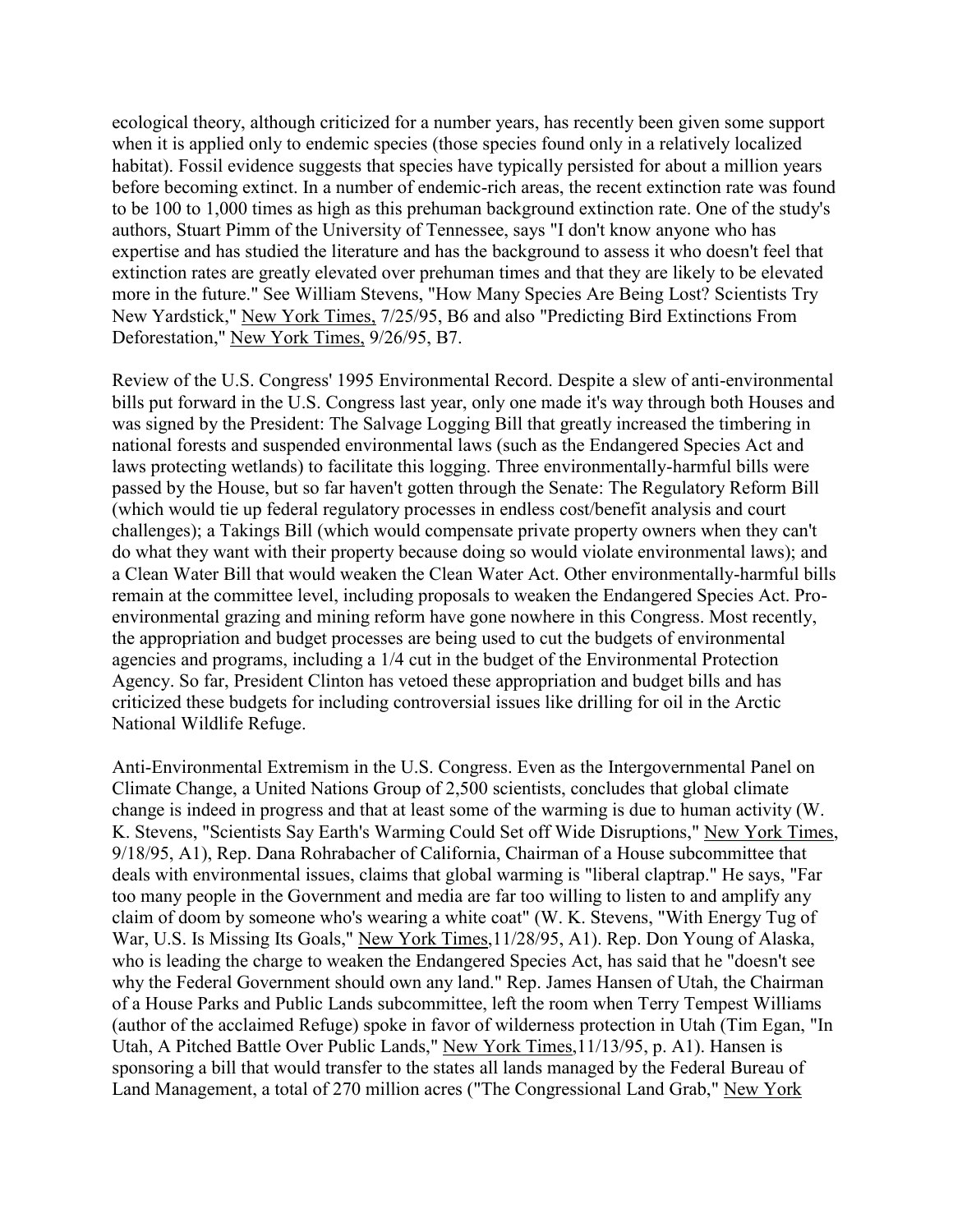ecological theory, although criticized for a number years, has recently been given some support when it is applied only to endemic species (those species found only in a relatively localized habitat). Fossil evidence suggests that species have typically persisted for about a million years before becoming extinct. In a number of endemic-rich areas, the recent extinction rate was found to be 100 to 1,000 times as high as this prehuman background extinction rate. One of the study's authors, Stuart Pimm of the University of Tennessee, says "I don't know anyone who has expertise and has studied the literature and has the background to assess it who doesn't feel that extinction rates are greatly elevated over prehuman times and that they are likely to be elevated more in the future." See William Stevens, "How Many Species Are Being Lost? Scientists Try New Yardstick," New York Times, 7/25/95, B6 and also "Predicting Bird Extinctions From Deforestation," New York Times, 9/26/95, B7.

Review of the U.S. Congress' 1995 Environmental Record. Despite a slew of anti-environmental bills put forward in the U.S. Congress last year, only one made it's way through both Houses and was signed by the President: The Salvage Logging Bill that greatly increased the timbering in national forests and suspended environmental laws (such as the Endangered Species Act and laws protecting wetlands) to facilitate this logging. Three environmentally-harmful bills were passed by the House, but so far haven't gotten through the Senate: The Regulatory Reform Bill (which would tie up federal regulatory processes in endless cost/benefit analysis and court challenges); a Takings Bill (which would compensate private property owners when they can't do what they want with their property because doing so would violate environmental laws); and a Clean Water Bill that would weaken the Clean Water Act. Other environmentally-harmful bills remain at the committee level, including proposals to weaken the Endangered Species Act. Pro-environmental grazing and mining reform have gone nowhere in this Congress. Most recently, the appropriation and budget processes are being used to cut the budgets of environmental agencies and programs, including a 1/4 cut in the budget of the Environmental Protection Agency. So far, President Clinton has vetoed these appropriation and budget bills and has criticized these budgets for including controversial issues like drilling for oil in the Arctic National Wildlife Refuge.

Anti-Environmental Extremism in the U.S. Congress. Even as the Intergovernmental Panel on Climate Change, a United Nations Group of 2,500 scientists, concludes that global climate change is indeed in progress and that at least some of the warming is due to human activity (W. K. Stevens, "Scientists Say Earth's Warming Could Set off Wide Disruptions," New York Times, 9/18/95, A1), Rep. Dana Rohrabacher of California, Chairman of a House subcommittee that deals with environmental issues, claims that global warming is "liberal claptrap." He says, "Far too many people in the Government and media are far too willing to listen to and amplify any claim of doom by someone who's wearing a white coat" (W. K. Stevens, "With Energy Tug of War, U.S. Is Missing Its Goals," New York Times,11/28/95, A1). Rep. Don Young of Alaska, who is leading the charge to weaken the Endangered Species Act, has said that he "doesn't see why the Federal Government should own any land." Rep. James Hansen of Utah, the Chairman of a House Parks and Public Lands subcommittee, left the room when Terry Tempest Williams (author of the acclaimed Refuge) spoke in favor of wilderness protection in Utah (Tim Egan, "In Utah, A Pitched Battle Over Public Lands," New York Times,11/13/95, p. A1). Hansen is sponsoring a bill that would transfer to the states all lands managed by the Federal Bureau of Land Management, a total of 270 million acres ("The Congressional Land Grab," New York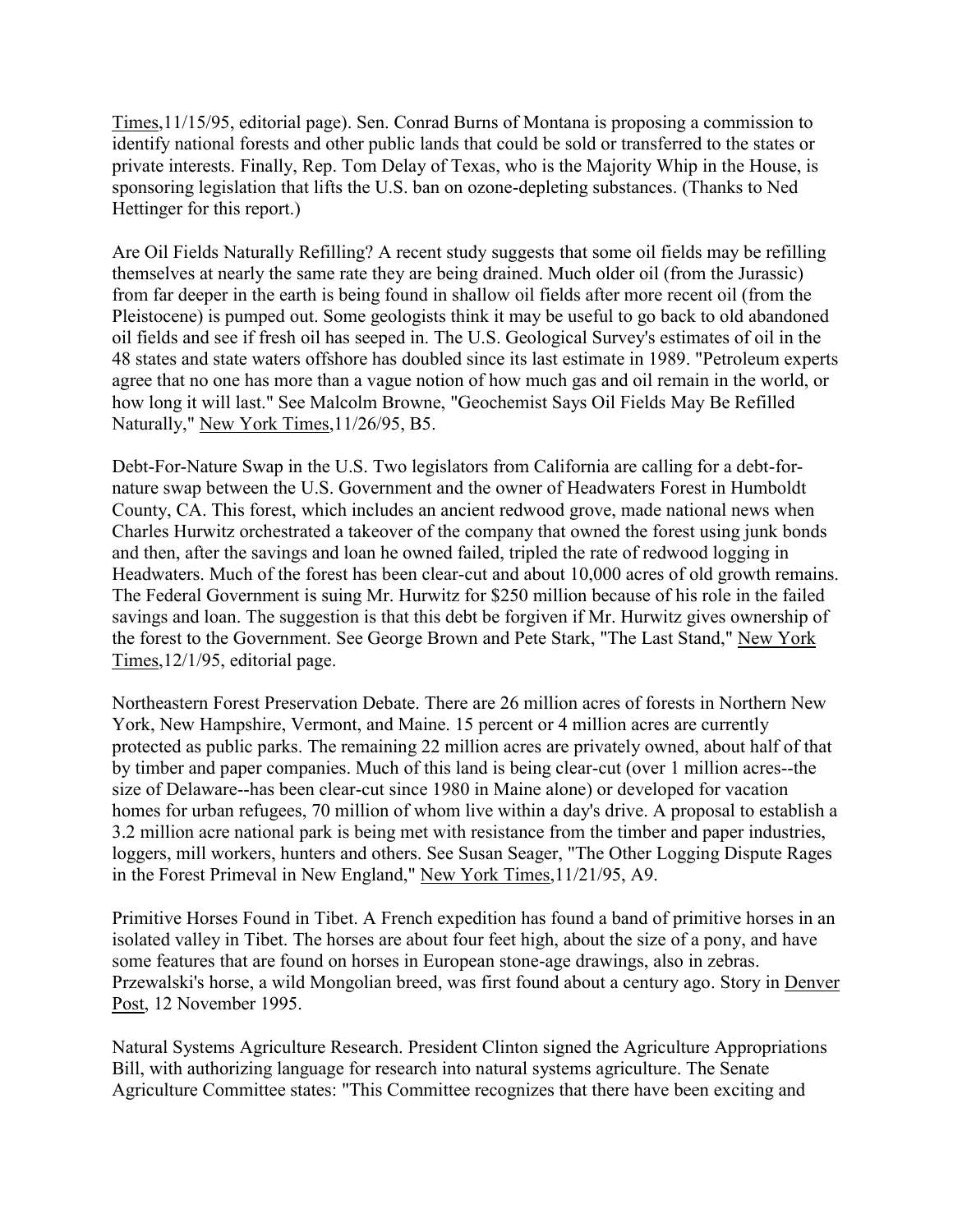Times,11/15/95, editorial page). Sen. Conrad Burns of Montana is proposing a commission to identify national forests and other public lands that could be sold or transferred to the states or private interests. Finally, Rep. Tom Delay of Texas, who is the Majority Whip in the House, is sponsoring legislation that lifts the U.S. ban on ozone-depleting substances. (Thanks to Ned Hettinger for this report.)

Are Oil Fields Naturally Refilling? A recent study suggests that some oil fields may be refilling themselves at nearly the same rate they are being drained. Much older oil (from the Jurassic) from far deeper in the earth is being found in shallow oil fields after more recent oil (from the Pleistocene) is pumped out. Some geologists think it may be useful to go back to old abandoned oil fields and see if fresh oil has seeped in. The U.S. Geological Survey's estimates of oil in the 48 states and state waters offshore has doubled since its last estimate in 1989. "Petroleum experts agree that no one has more than a vague notion of how much gas and oil remain in the world, or how long it will last." See Malcolm Browne, "Geochemist Says Oil Fields May Be Refilled Naturally," New York Times,11/26/95, B5.

Debt-For-Nature Swap in the U.S. Two legislators from California are calling for a debt-for-nature swap between the U.S. Government and the owner of Headwaters Forest in Humboldt County, CA. This forest, which includes an ancient redwood grove, made national news when Charles Hurwitz orchestrated a takeover of the company that owned the forest using junk bonds and then, after the savings and loan he owned failed, tripled the rate of redwood logging in Headwaters. Much of the forest has been clear-cut and about 10,000 acres of old growth remains. The Federal Government is suing Mr. Hurwitz for $250 million because of his role in the failed savings and loan. The suggestion is that this debt be forgiven if Mr. Hurwitz gives ownership of the forest to the Government. See George Brown and Pete Stark, "The Last Stand," New York Times,12/1/95, editorial page.

Northeastern Forest Preservation Debate. There are 26 million acres of forests in Northern New York, New Hampshire, Vermont, and Maine. 15 percent or 4 million acres are currently protected as public parks. The remaining 22 million acres are privately owned, about half of that by timber and paper companies. Much of this land is being clear-cut (over 1 million acres--the size of Delaware--has been clear-cut since 1980 in Maine alone) or developed for vacation homes for urban refugees, 70 million of whom live within a day's drive. A proposal to establish a 3.2 million acre national park is being met with resistance from the timber and paper industries, loggers, mill workers, hunters and others. See Susan Seager, "The Other Logging Dispute Rages in the Forest Primeval in New England," New York Times,11/21/95, A9.

Primitive Horses Found in Tibet. A French expedition has found a band of primitive horses in an isolated valley in Tibet. The horses are about four feet high, about the size of a pony, and have some features that are found on horses in European stone-age drawings, also in zebras. Przewalski's horse, a wild Mongolian breed, was first found about a century ago. Story in Denver Post, 12 November 1995.

Natural Systems Agriculture Research. President Clinton signed the Agriculture Appropriations Bill, with authorizing language for research into natural systems agriculture. The Senate Agriculture Committee states: "This Committee recognizes that there have been exciting and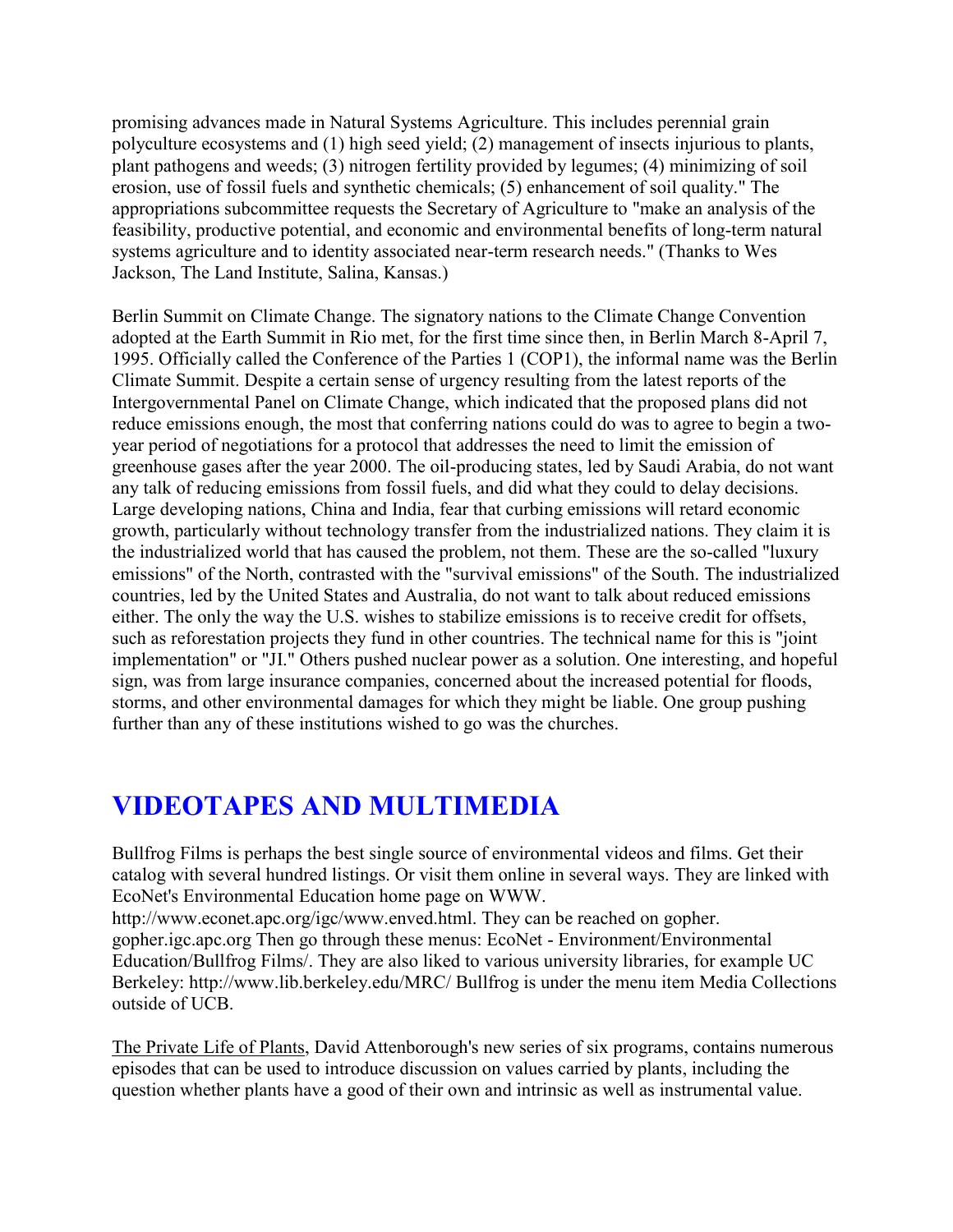promising advances made in Natural Systems Agriculture. This includes perennial grain polyculture ecosystems and (1) high seed yield; (2) management of insects injurious to plants, plant pathogens and weeds; (3) nitrogen fertility provided by legumes; (4) minimizing of soil erosion, use of fossil fuels and synthetic chemicals; (5) enhancement of soil quality." The appropriations subcommittee requests the Secretary of Agriculture to "make an analysis of the feasibility, productive potential, and economic and environmental benefits of long-term natural systems agriculture and to identity associated near-term research needs." (Thanks to Wes Jackson, The Land Institute, Salina, Kansas.)

Berlin Summit on Climate Change. The signatory nations to the Climate Change Convention adopted at the Earth Summit in Rio met, for the first time since then, in Berlin March 8-April 7, 1995. Officially called the Conference of the Parties 1 (COP1), the informal name was the Berlin Climate Summit. Despite a certain sense of urgency resulting from the latest reports of the Intergovernmental Panel on Climate Change, which indicated that the proposed plans did not reduce emissions enough, the most that conferring nations could do was to agree to begin a two-year period of negotiations for a protocol that addresses the need to limit the emission of greenhouse gases after the year 2000. The oil-producing states, led by Saudi Arabia, do not want any talk of reducing emissions from fossil fuels, and did what they could to delay decisions. Large developing nations, China and India, fear that curbing emissions will retard economic growth, particularly without technology transfer from the industrialized nations. They claim it is the industrialized world that has caused the problem, not them. These are the so-called "luxury emissions" of the North, contrasted with the "survival emissions" of the South. The industrialized countries, led by the United States and Australia, do not want to talk about reduced emissions either. The only the way the U.S. wishes to stabilize emissions is to receive credit for offsets, such as reforestation projects they fund in other countries. The technical name for this is "joint implementation" or "JI." Others pushed nuclear power as a solution. One interesting, and hopeful sign, was from large insurance companies, concerned about the increased potential for floods, storms, and other environmental damages for which they might be liable. One group pushing further than any of these institutions wished to go was the churches.

## VIDEOTAPES AND MULTIMEDIA

Bullfrog Films is perhaps the best single source of environmental videos and films. Get their catalog with several hundred listings. Or visit them online in several ways. They are linked with EcoNet's Environmental Education home page on WWW. http://www.econet.apc.org/igc/www.enved.html. They can be reached on gopher. gopher.igc.apc.org Then go through these menus: EcoNet - Environment/Environmental Education/Bullfrog Films/. They are also liked to various university libraries, for example UC Berkeley: http://www.lib.berkeley.edu/MRC/ Bullfrog is under the menu item Media Collections outside of UCB.

The Private Life of Plants, David Attenborough's new series of six programs, contains numerous episodes that can be used to introduce discussion on values carried by plants, including the question whether plants have a good of their own and intrinsic as well as instrumental value.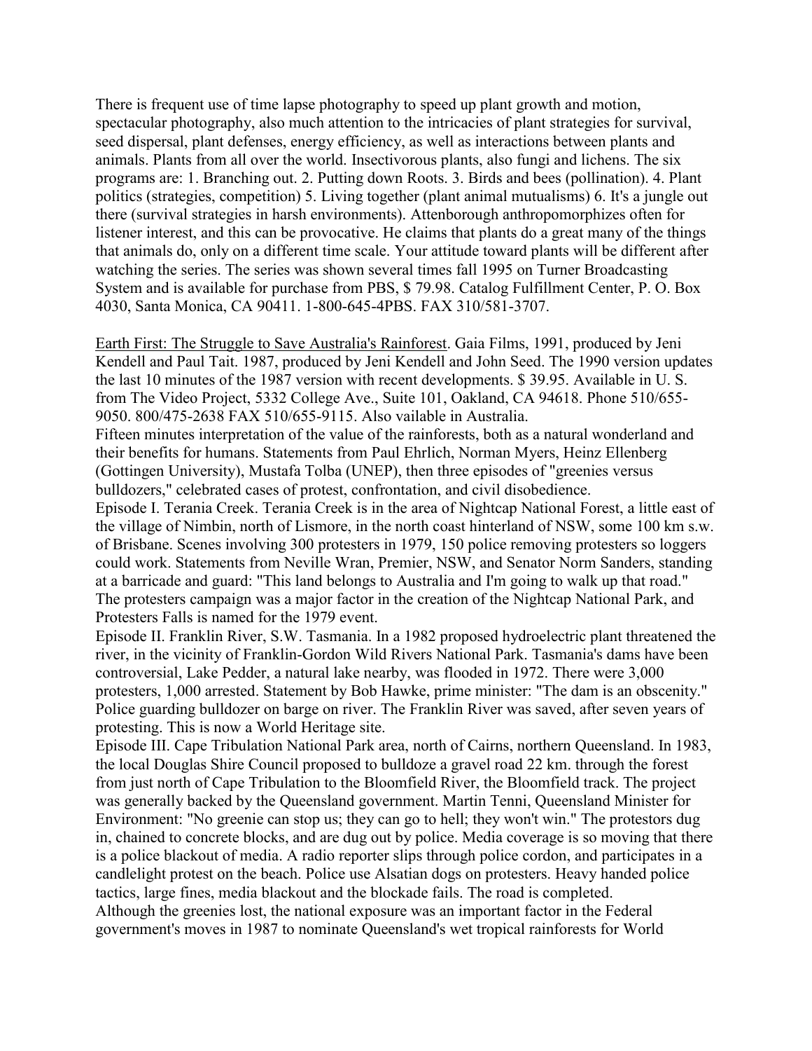There is frequent use of time lapse photography to speed up plant growth and motion, spectacular photography, also much attention to the intricacies of plant strategies for survival, seed dispersal, plant defenses, energy efficiency, as well as interactions between plants and animals. Plants from all over the world. Insectivorous plants, also fungi and lichens. The six programs are: 1. Branching out. 2. Putting down Roots. 3. Birds and bees (pollination). 4. Plant politics (strategies, competition) 5. Living together (plant animal mutualisms) 6. It's a jungle out there (survival strategies in harsh environments). Attenborough anthropomorphizes often for listener interest, and this can be provocative. He claims that plants do a great many of the things that animals do, only on a different time scale. Your attitude toward plants will be different after watching the series. The series was shown several times fall 1995 on Turner Broadcasting System and is available for purchase from PBS, $ 79.98. Catalog Fulfillment Center, P. O. Box 4030, Santa Monica, CA 90411. 1-800-645-4PBS. FAX 310/581-3707.

Earth First: The Struggle to Save Australia's Rainforest. Gaia Films, 1991, produced by Jeni Kendell and Paul Tait. 1987, produced by Jeni Kendell and John Seed. The 1990 version updates the last 10 minutes of the 1987 version with recent developments. $ 39.95. Available in U. S. from The Video Project, 5332 College Ave., Suite 101, Oakland, CA 94618. Phone 510/655-9050. 800/475-2638 FAX 510/655-9115. Also vailable in Australia.
Fifteen minutes interpretation of the value of the rainforests, both as a natural wonderland and their benefits for humans. Statements from Paul Ehrlich, Norman Myers, Heinz Ellenberg (Gottingen University), Mustafa Tolba (UNEP), then three episodes of "greenies versus bulldozers," celebrated cases of protest, confrontation, and civil disobedience.
Episode I. Terania Creek. Terania Creek is in the area of Nightcap National Forest, a little east of the village of Nimbin, north of Lismore, in the north coast hinterland of NSW, some 100 km s.w. of Brisbane. Scenes involving 300 protesters in 1979, 150 police removing protesters so loggers could work. Statements from Neville Wran, Premier, NSW, and Senator Norm Sanders, standing at a barricade and guard: "This land belongs to Australia and I'm going to walk up that road." The protesters campaign was a major factor in the creation of the Nightcap National Park, and Protesters Falls is named for the 1979 event.
Episode II. Franklin River, S.W. Tasmania. In a 1982 proposed hydroelectric plant threatened the river, in the vicinity of Franklin-Gordon Wild Rivers National Park. Tasmania's dams have been controversial, Lake Pedder, a natural lake nearby, was flooded in 1972. There were 3,000 protesters, 1,000 arrested. Statement by Bob Hawke, prime minister: "The dam is an obscenity." Police guarding bulldozer on barge on river. The Franklin River was saved, after seven years of protesting. This is now a World Heritage site.
Episode III. Cape Tribulation National Park area, north of Cairns, northern Queensland. In 1983, the local Douglas Shire Council proposed to bulldoze a gravel road 22 km. through the forest from just north of Cape Tribulation to the Bloomfield River, the Bloomfield track. The project was generally backed by the Queensland government. Martin Tenni, Queensland Minister for Environment: "No greenie can stop us; they can go to hell; they won't win." The protestors dug in, chained to concrete blocks, and are dug out by police. Media coverage is so moving that there is a police blackout of media. A radio reporter slips through police cordon, and participates in a candlelight protest on the beach. Police use Alsatian dogs on protesters. Heavy handed police tactics, large fines, media blackout and the blockade fails. The road is completed.
Although the greenies lost, the national exposure was an important factor in the Federal government's moves in 1987 to nominate Queensland's wet tropical rainforests for World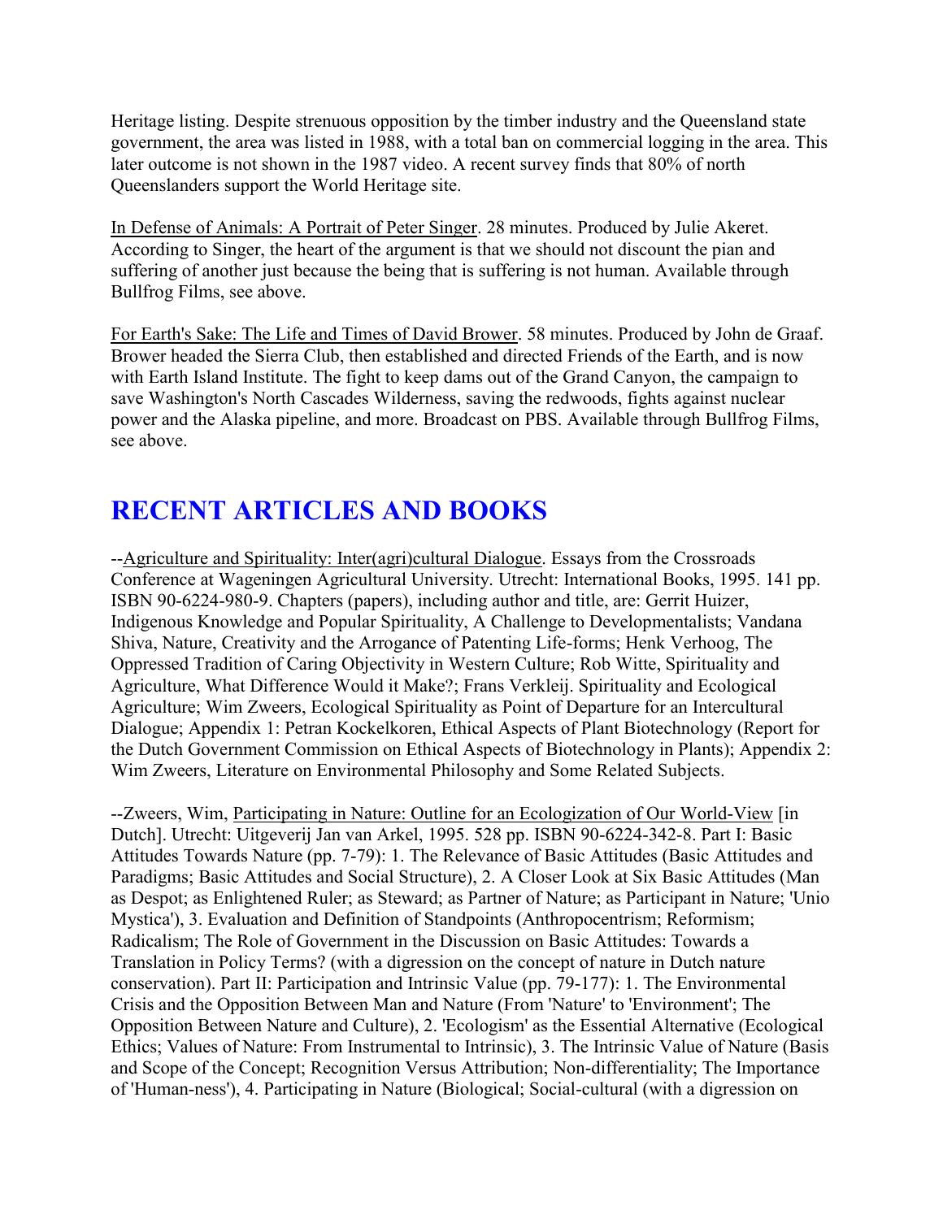Heritage listing. Despite strenuous opposition by the timber industry and the Queensland state government, the area was listed in 1988, with a total ban on commercial logging in the area. This later outcome is not shown in the 1987 video. A recent survey finds that 80% of north Queenslanders support the World Heritage site.

In Defense of Animals: A Portrait of Peter Singer. 28 minutes. Produced by Julie Akeret. According to Singer, the heart of the argument is that we should not discount the pian and suffering of another just because the being that is suffering is not human. Available through Bullfrog Films, see above.

For Earth's Sake: The Life and Times of David Brower. 58 minutes. Produced by John de Graaf. Brower headed the Sierra Club, then established and directed Friends of the Earth, and is now with Earth Island Institute. The fight to keep dams out of the Grand Canyon, the campaign to save Washington's North Cascades Wilderness, saving the redwoods, fights against nuclear power and the Alaska pipeline, and more. Broadcast on PBS. Available through Bullfrog Films, see above.

## RECENT ARTICLES AND BOOKS

--Agriculture and Spirituality: Inter(agri)cultural Dialogue. Essays from the Crossroads Conference at Wageningen Agricultural University. Utrecht: International Books, 1995. 141 pp. ISBN 90-6224-980-9. Chapters (papers), including author and title, are: Gerrit Huizer, Indigenous Knowledge and Popular Spirituality, A Challenge to Developmentalists; Vandana Shiva, Nature, Creativity and the Arrogance of Patenting Life-forms; Henk Verhoog, The Oppressed Tradition of Caring Objectivity in Western Culture; Rob Witte, Spirituality and Agriculture, What Difference Would it Make?; Frans Verkleij. Spirituality and Ecological Agriculture; Wim Zweers, Ecological Spirituality as Point of Departure for an Intercultural Dialogue; Appendix 1: Petran Kockelkoren, Ethical Aspects of Plant Biotechnology (Report for the Dutch Government Commission on Ethical Aspects of Biotechnology in Plants); Appendix 2: Wim Zweers, Literature on Environmental Philosophy and Some Related Subjects.

--Zweers, Wim, Participating in Nature: Outline for an Ecologization of Our World-View [in Dutch]. Utrecht: Uitgeverij Jan van Arkel, 1995. 528 pp. ISBN 90-6224-342-8. Part I: Basic Attitudes Towards Nature (pp. 7-79): 1. The Relevance of Basic Attitudes (Basic Attitudes and Paradigms; Basic Attitudes and Social Structure), 2. A Closer Look at Six Basic Attitudes (Man as Despot; as Enlightened Ruler; as Steward; as Partner of Nature; as Participant in Nature; 'Unio Mystica'), 3. Evaluation and Definition of Standpoints (Anthropocentrism; Reformism; Radicalism; The Role of Government in the Discussion on Basic Attitudes: Towards a Translation in Policy Terms? (with a digression on the concept of nature in Dutch nature conservation). Part II: Participation and Intrinsic Value (pp. 79-177): 1. The Environmental Crisis and the Opposition Between Man and Nature (From 'Nature' to 'Environment'; The Opposition Between Nature and Culture), 2. 'Ecologism' as the Essential Alternative (Ecological Ethics; Values of Nature: From Instrumental to Intrinsic), 3. The Intrinsic Value of Nature (Basis and Scope of the Concept; Recognition Versus Attribution; Non-differentiality; The Importance of 'Human-ness'), 4. Participating in Nature (Biological; Social-cultural (with a digression on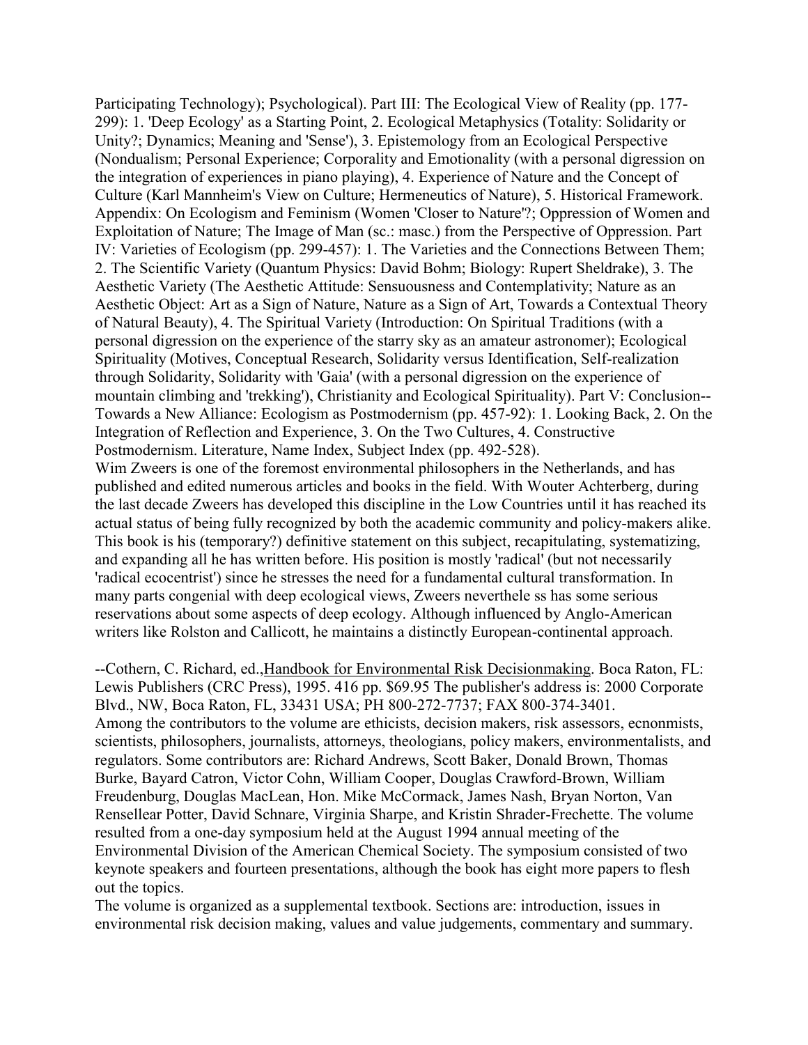Participating Technology); Psychological). Part III: The Ecological View of Reality (pp. 177-299): 1. 'Deep Ecology' as a Starting Point, 2. Ecological Metaphysics (Totality: Solidarity or Unity?; Dynamics; Meaning and 'Sense'), 3. Epistemology from an Ecological Perspective (Nondualism; Personal Experience; Corporality and Emotionality (with a personal digression on the integration of experiences in piano playing), 4. Experience of Nature and the Concept of Culture (Karl Mannheim's View on Culture; Hermeneutics of Nature), 5. Historical Framework. Appendix: On Ecologism and Feminism (Women 'Closer to Nature'?; Oppression of Women and Exploitation of Nature; The Image of Man (sc.: masc.) from the Perspective of Oppression. Part IV: Varieties of Ecologism (pp. 299-457): 1. The Varieties and the Connections Between Them; 2. The Scientific Variety (Quantum Physics: David Bohm; Biology: Rupert Sheldrake), 3. The Aesthetic Variety (The Aesthetic Attitude: Sensuousness and Contemplativity; Nature as an Aesthetic Object: Art as a Sign of Nature, Nature as a Sign of Art, Towards a Contextual Theory of Natural Beauty), 4. The Spiritual Variety (Introduction: On Spiritual Traditions (with a personal digression on the experience of the starry sky as an amateur astronomer); Ecological Spirituality (Motives, Conceptual Research, Solidarity versus Identification, Self-realization through Solidarity, Solidarity with 'Gaia' (with a personal digression on the experience of mountain climbing and 'trekking'), Christianity and Ecological Spirituality). Part V: Conclusion--Towards a New Alliance: Ecologism as Postmodernism (pp. 457-92): 1. Looking Back, 2. On the Integration of Reflection and Experience, 3. On the Two Cultures, 4. Constructive Postmodernism. Literature, Name Index, Subject Index (pp. 492-528).

Wim Zweers is one of the foremost environmental philosophers in the Netherlands, and has published and edited numerous articles and books in the field. With Wouter Achterberg, during the last decade Zweers has developed this discipline in the Low Countries until it has reached its actual status of being fully recognized by both the academic community and policy-makers alike. This book is his (temporary?) definitive statement on this subject, recapitulating, systematizing, and expanding all he has written before. His position is mostly 'radical' (but not necessarily 'radical ecocentrist') since he stresses the need for a fundamental cultural transformation. In many parts congenial with deep ecological views, Zweers neverthele ss has some serious reservations about some aspects of deep ecology. Although influenced by Anglo-American writers like Rolston and Callicott, he maintains a distinctly European-continental approach.

--Cothern, C. Richard, ed.,Handbook for Environmental Risk Decisionmaking. Boca Raton, FL: Lewis Publishers (CRC Press), 1995. 416 pp. $69.95 The publisher's address is: 2000 Corporate Blvd., NW, Boca Raton, FL, 33431 USA; PH 800-272-7737; FAX 800-374-3401.

Among the contributors to the volume are ethicists, decision makers, risk assessors, ecnonmists, scientists, philosophers, journalists, attorneys, theologians, policy makers, environmentalists, and regulators. Some contributors are: Richard Andrews, Scott Baker, Donald Brown, Thomas Burke, Bayard Catron, Victor Cohn, William Cooper, Douglas Crawford-Brown, William Freudenburg, Douglas MacLean, Hon. Mike McCormack, James Nash, Bryan Norton, Van Rensellear Potter, David Schnare, Virginia Sharpe, and Kristin Shrader-Frechette. The volume resulted from a one-day symposium held at the August 1994 annual meeting of the Environmental Division of the American Chemical Society. The symposium consisted of two keynote speakers and fourteen presentations, although the book has eight more papers to flesh out the topics.

The volume is organized as a supplemental textbook. Sections are: introduction, issues in environmental risk decision making, values and value judgements, commentary and summary.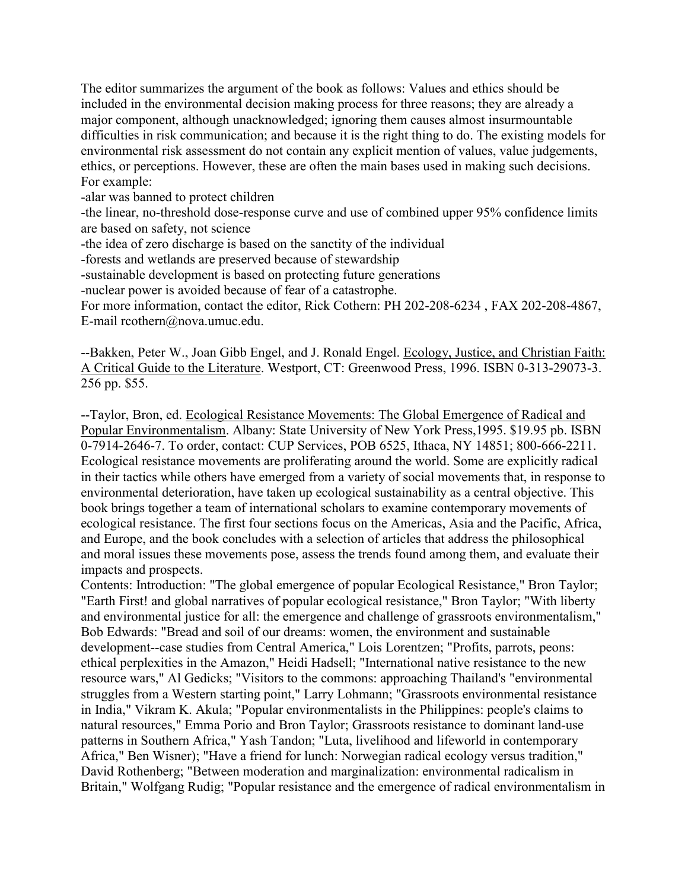The editor summarizes the argument of the book as follows: Values and ethics should be included in the environmental decision making process for three reasons; they are already a major component, although unacknowledged; ignoring them causes almost insurmountable difficulties in risk communication; and because it is the right thing to do. The existing models for environmental risk assessment do not contain any explicit mention of values, value judgements, ethics, or perceptions. However, these are often the main bases used in making such decisions. For example:

-alar was banned to protect children

-the linear, no-threshold dose-response curve and use of combined upper 95% confidence limits are based on safety, not science

-the idea of zero discharge is based on the sanctity of the individual

-forests and wetlands are preserved because of stewardship

-sustainable development is based on protecting future generations

-nuclear power is avoided because of fear of a catastrophe.

For more information, contact the editor, Rick Cothern: PH 202-208-6234 , FAX 202-208-4867, E-mail rcothern@nova.umuc.edu.

--Bakken, Peter W., Joan Gibb Engel, and J. Ronald Engel. Ecology, Justice, and Christian Faith: A Critical Guide to the Literature. Westport, CT: Greenwood Press, 1996. ISBN 0-313-29073-3. 256 pp. $55.

--Taylor, Bron, ed. Ecological Resistance Movements: The Global Emergence of Radical and Popular Environmentalism. Albany: State University of New York Press,1995. $19.95 pb. ISBN 0-7914-2646-7. To order, contact: CUP Services, POB 6525, Ithaca, NY 14851; 800-666-2211. Ecological resistance movements are proliferating around the world. Some are explicitly radical in their tactics while others have emerged from a variety of social movements that, in response to environmental deterioration, have taken up ecological sustainability as a central objective. This book brings together a team of international scholars to examine contemporary movements of ecological resistance. The first four sections focus on the Americas, Asia and the Pacific, Africa, and Europe, and the book concludes with a selection of articles that address the philosophical and moral issues these movements pose, assess the trends found among them, and evaluate their impacts and prospects.

Contents: Introduction: "The global emergence of popular Ecological Resistance," Bron Taylor; "Earth First! and global narratives of popular ecological resistance," Bron Taylor; "With liberty and environmental justice for all: the emergence and challenge of grassroots environmentalism," Bob Edwards: "Bread and soil of our dreams: women, the environment and sustainable development--case studies from Central America," Lois Lorentzen; "Profits, parrots, peons: ethical perplexities in the Amazon," Heidi Hadsell; "International native resistance to the new resource wars," Al Gedicks; "Visitors to the commons: approaching Thailand's "environmental struggles from a Western starting point," Larry Lohmann; "Grassroots environmental resistance in India," Vikram K. Akula; "Popular environmentalists in the Philippines: people's claims to natural resources," Emma Porio and Bron Taylor; Grassroots resistance to dominant land-use patterns in Southern Africa," Yash Tandon; "Luta, livelihood and lifeworld in contemporary Africa," Ben Wisner); "Have a friend for lunch: Norwegian radical ecology versus tradition," David Rothenberg; "Between moderation and marginalization: environmental radicalism in Britain," Wolfgang Rudig; "Popular resistance and the emergence of radical environmentalism in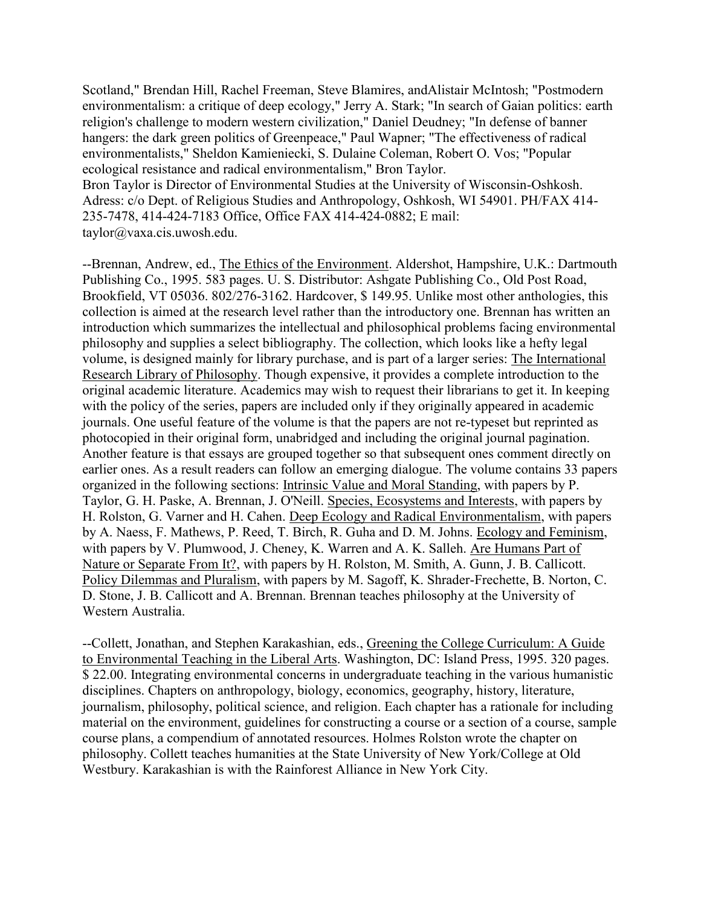Scotland," Brendan Hill, Rachel Freeman, Steve Blamires, andAlistair McIntosh; "Postmodern environmentalism: a critique of deep ecology," Jerry A. Stark; "In search of Gaian politics: earth religion's challenge to modern western civilization," Daniel Deudney; "In defense of banner hangers: the dark green politics of Greenpeace," Paul Wapner; "The effectiveness of radical environmentalists," Sheldon Kamieniecki, S. Dulaine Coleman, Robert O. Vos; "Popular ecological resistance and radical environmentalism," Bron Taylor.
Bron Taylor is Director of Environmental Studies at the University of Wisconsin-Oshkosh. Adress: c/o Dept. of Religious Studies and Anthropology, Oshkosh, WI 54901. PH/FAX 414-235-7478, 414-424-7183 Office, Office FAX 414-424-0882; E mail: taylor@vaxa.cis.uwosh.edu.

--Brennan, Andrew, ed., The Ethics of the Environment. Aldershot, Hampshire, U.K.: Dartmouth Publishing Co., 1995. 583 pages. U. S. Distributor: Ashgate Publishing Co., Old Post Road, Brookfield, VT 05036. 802/276-3162. Hardcover, $ 149.95. Unlike most other anthologies, this collection is aimed at the research level rather than the introductory one. Brennan has written an introduction which summarizes the intellectual and philosophical problems facing environmental philosophy and supplies a select bibliography. The collection, which looks like a hefty legal volume, is designed mainly for library purchase, and is part of a larger series: The International Research Library of Philosophy. Though expensive, it provides a complete introduction to the original academic literature. Academics may wish to request their librarians to get it. In keeping with the policy of the series, papers are included only if they originally appeared in academic journals. One useful feature of the volume is that the papers are not re-typeset but reprinted as photocopied in their original form, unabridged and including the original journal pagination. Another feature is that essays are grouped together so that subsequent ones comment directly on earlier ones. As a result readers can follow an emerging dialogue. The volume contains 33 papers organized in the following sections: Intrinsic Value and Moral Standing, with papers by P. Taylor, G. H. Paske, A. Brennan, J. O'Neill. Species, Ecosystems and Interests, with papers by H. Rolston, G. Varner and H. Cahen. Deep Ecology and Radical Environmentalism, with papers by A. Naess, F. Mathews, P. Reed, T. Birch, R. Guha and D. M. Johns. Ecology and Feminism, with papers by V. Plumwood, J. Cheney, K. Warren and A. K. Salleh. Are Humans Part of Nature or Separate From It?, with papers by H. Rolston, M. Smith, A. Gunn, J. B. Callicott. Policy Dilemmas and Pluralism, with papers by M. Sagoff, K. Shrader-Frechette, B. Norton, C. D. Stone, J. B. Callicott and A. Brennan. Brennan teaches philosophy at the University of Western Australia.

--Collett, Jonathan, and Stephen Karakashian, eds., Greening the College Curriculum: A Guide to Environmental Teaching in the Liberal Arts. Washington, DC: Island Press, 1995. 320 pages. $ 22.00. Integrating environmental concerns in undergraduate teaching in the various humanistic disciplines. Chapters on anthropology, biology, economics, geography, history, literature, journalism, philosophy, political science, and religion. Each chapter has a rationale for including material on the environment, guidelines for constructing a course or a section of a course, sample course plans, a compendium of annotated resources. Holmes Rolston wrote the chapter on philosophy. Collett teaches humanities at the State University of New York/College at Old Westbury. Karakashian is with the Rainforest Alliance in New York City.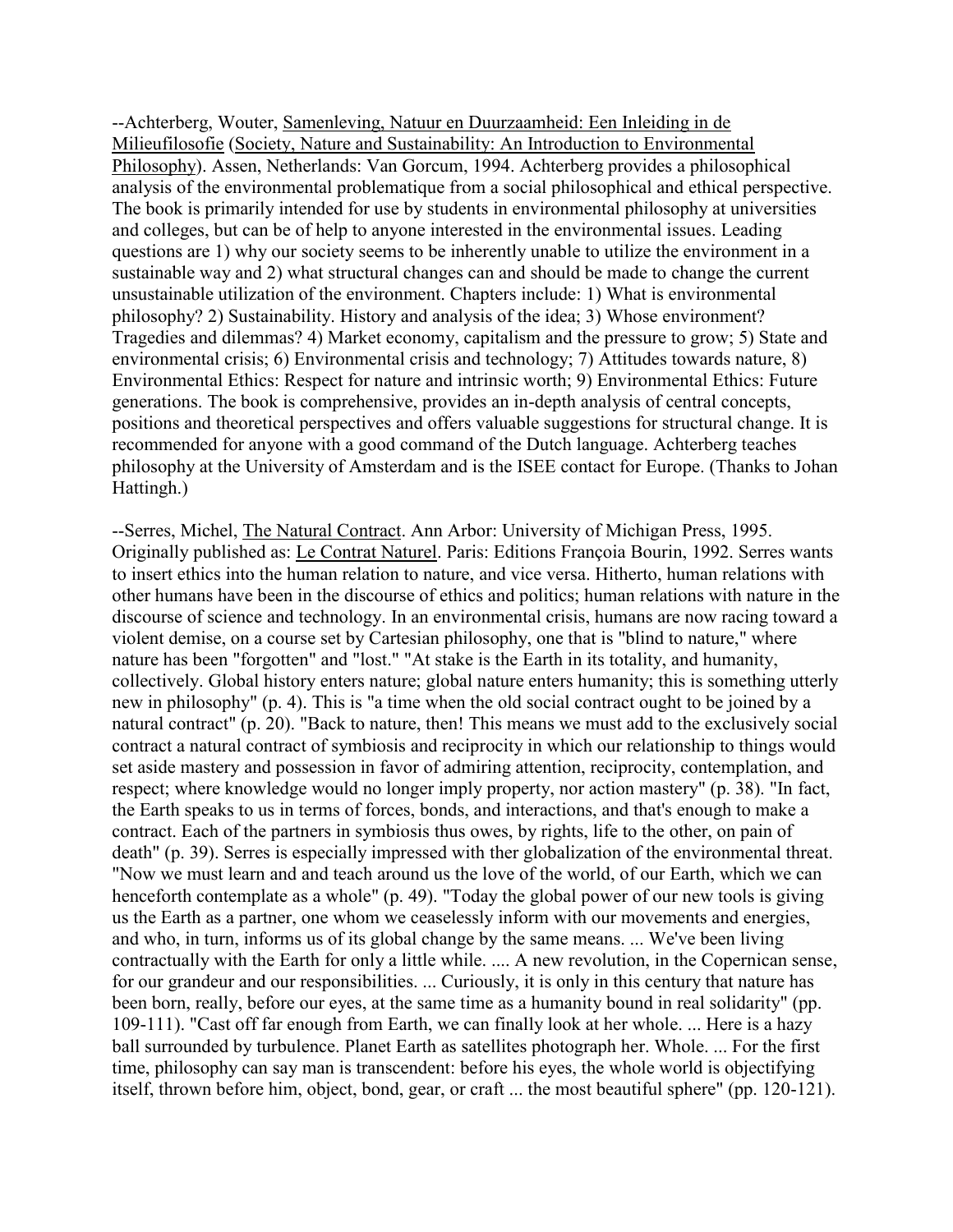--Achterberg, Wouter, Samenleving, Natuur en Duurzaamheid: Een Inleiding in de Milieufilosofie (Society, Nature and Sustainability: An Introduction to Environmental Philosophy). Assen, Netherlands: Van Gorcum, 1994. Achterberg provides a philosophical analysis of the environmental problematique from a social philosophical and ethical perspective. The book is primarily intended for use by students in environmental philosophy at universities and colleges, but can be of help to anyone interested in the environmental issues. Leading questions are 1) why our society seems to be inherently unable to utilize the environment in a sustainable way and 2) what structural changes can and should be made to change the current unsustainable utilization of the environment. Chapters include: 1) What is environmental philosophy? 2) Sustainability. History and analysis of the idea; 3) Whose environment? Tragedies and dilemmas? 4) Market economy, capitalism and the pressure to grow; 5) State and environmental crisis; 6) Environmental crisis and technology; 7) Attitudes towards nature, 8) Environmental Ethics: Respect for nature and intrinsic worth; 9) Environmental Ethics: Future generations. The book is comprehensive, provides an in-depth analysis of central concepts, positions and theoretical perspectives and offers valuable suggestions for structural change. It is recommended for anyone with a good command of the Dutch language. Achterberg teaches philosophy at the University of Amsterdam and is the ISEE contact for Europe. (Thanks to Johan Hattingh.)

--Serres, Michel, The Natural Contract. Ann Arbor: University of Michigan Press, 1995. Originally published as: Le Contrat Naturel. Paris: Editions Françoia Bourin, 1992. Serres wants to insert ethics into the human relation to nature, and vice versa. Hitherto, human relations with other humans have been in the discourse of ethics and politics; human relations with nature in the discourse of science and technology. In an environmental crisis, humans are now racing toward a violent demise, on a course set by Cartesian philosophy, one that is "blind to nature," where nature has been "forgotten" and "lost." "At stake is the Earth in its totality, and humanity, collectively. Global history enters nature; global nature enters humanity; this is something utterly new in philosophy" (p. 4). This is "a time when the old social contract ought to be joined by a natural contract" (p. 20). "Back to nature, then! This means we must add to the exclusively social contract a natural contract of symbiosis and reciprocity in which our relationship to things would set aside mastery and possession in favor of admiring attention, reciprocity, contemplation, and respect; where knowledge would no longer imply property, nor action mastery" (p. 38). "In fact, the Earth speaks to us in terms of forces, bonds, and interactions, and that's enough to make a contract. Each of the partners in symbiosis thus owes, by rights, life to the other, on pain of death" (p. 39). Serres is especially impressed with ther globalization of the environmental threat. "Now we must learn and and teach around us the love of the world, of our Earth, which we can henceforth contemplate as a whole" (p. 49). "Today the global power of our new tools is giving us the Earth as a partner, one whom we ceaselessly inform with our movements and energies, and who, in turn, informs us of its global change by the same means. ... We've been living contractually with the Earth for only a little while. .... A new revolution, in the Copernican sense, for our grandeur and our responsibilities. ... Curiously, it is only in this century that nature has been born, really, before our eyes, at the same time as a humanity bound in real solidarity" (pp. 109-111). "Cast off far enough from Earth, we can finally look at her whole. ... Here is a hazy ball surrounded by turbulence. Planet Earth as satellites photograph her. Whole. ... For the first time, philosophy can say man is transcendent: before his eyes, the whole world is objectifying itself, thrown before him, object, bond, gear, or craft ... the most beautiful sphere" (pp. 120-121).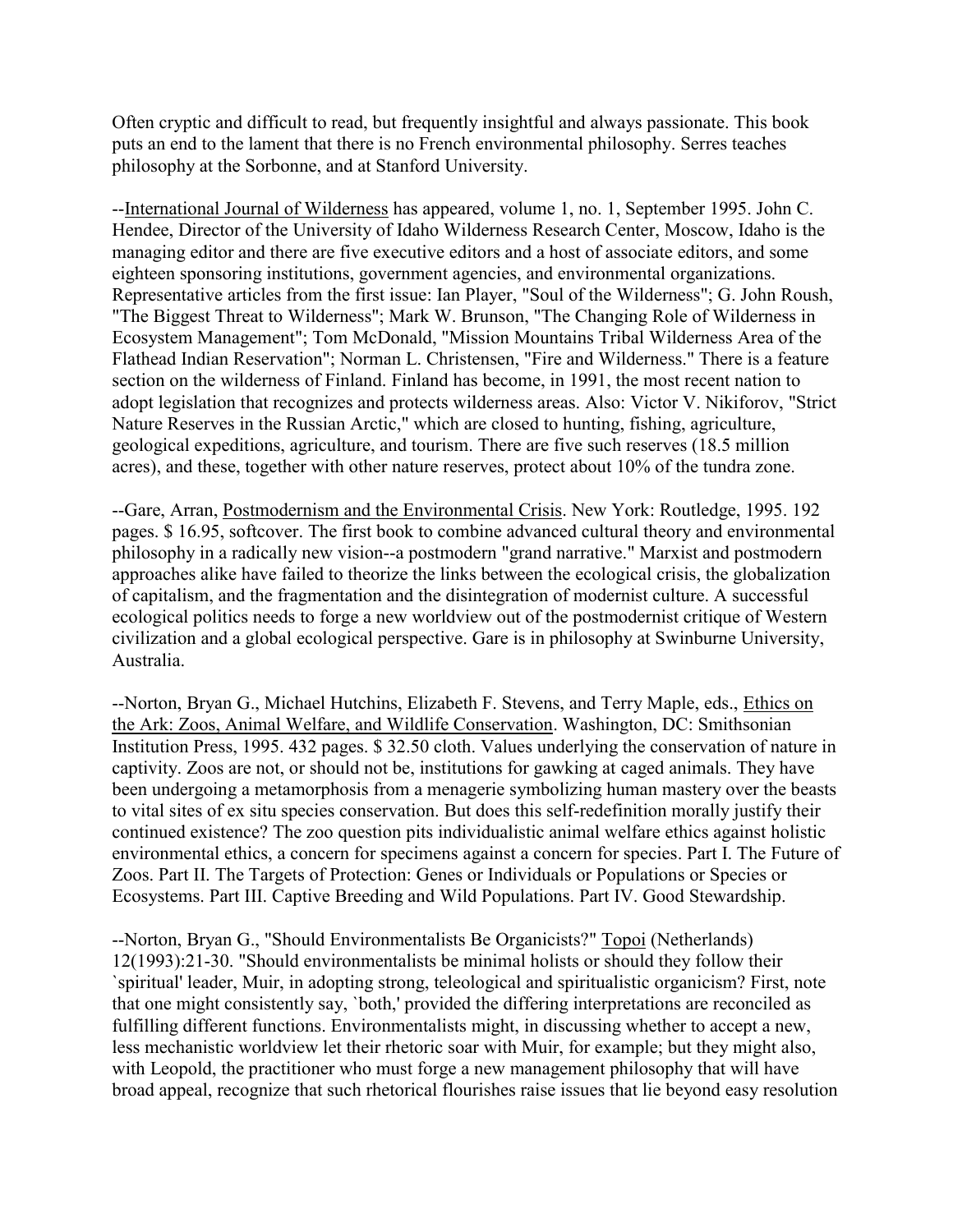Often cryptic and difficult to read, but frequently insightful and always passionate. This book puts an end to the lament that there is no French environmental philosophy. Serres teaches philosophy at the Sorbonne, and at Stanford University.

--International Journal of Wilderness has appeared, volume 1, no. 1, September 1995. John C. Hendee, Director of the University of Idaho Wilderness Research Center, Moscow, Idaho is the managing editor and there are five executive editors and a host of associate editors, and some eighteen sponsoring institutions, government agencies, and environmental organizations. Representative articles from the first issue: Ian Player, "Soul of the Wilderness"; G. John Roush, "The Biggest Threat to Wilderness"; Mark W. Brunson, "The Changing Role of Wilderness in Ecosystem Management"; Tom McDonald, "Mission Mountains Tribal Wilderness Area of the Flathead Indian Reservation"; Norman L. Christensen, "Fire and Wilderness." There is a feature section on the wilderness of Finland. Finland has become, in 1991, the most recent nation to adopt legislation that recognizes and protects wilderness areas. Also: Victor V. Nikiforov, "Strict Nature Reserves in the Russian Arctic," which are closed to hunting, fishing, agriculture, geological expeditions, agriculture, and tourism. There are five such reserves (18.5 million acres), and these, together with other nature reserves, protect about 10% of the tundra zone.

--Gare, Arran, Postmodernism and the Environmental Crisis. New York: Routledge, 1995. 192 pages. $ 16.95, softcover. The first book to combine advanced cultural theory and environmental philosophy in a radically new vision--a postmodern "grand narrative." Marxist and postmodern approaches alike have failed to theorize the links between the ecological crisis, the globalization of capitalism, and the fragmentation and the disintegration of modernist culture. A successful ecological politics needs to forge a new worldview out of the postmodernist critique of Western civilization and a global ecological perspective. Gare is in philosophy at Swinburne University, Australia.

--Norton, Bryan G., Michael Hutchins, Elizabeth F. Stevens, and Terry Maple, eds., Ethics on the Ark: Zoos, Animal Welfare, and Wildlife Conservation. Washington, DC: Smithsonian Institution Press, 1995. 432 pages. $ 32.50 cloth. Values underlying the conservation of nature in captivity. Zoos are not, or should not be, institutions for gawking at caged animals. They have been undergoing a metamorphosis from a menagerie symbolizing human mastery over the beasts to vital sites of ex situ species conservation. But does this self-redefinition morally justify their continued existence? The zoo question pits individualistic animal welfare ethics against holistic environmental ethics, a concern for specimens against a concern for species. Part I. The Future of Zoos. Part II. The Targets of Protection: Genes or Individuals or Populations or Species or Ecosystems. Part III. Captive Breeding and Wild Populations. Part IV. Good Stewardship.

--Norton, Bryan G., "Should Environmentalists Be Organicists?" Topoi (Netherlands) 12(1993):21-30. "Should environmentalists be minimal holists or should they follow their `spiritual' leader, Muir, in adopting strong, teleological and spiritualistic organicism? First, note that one might consistently say, `both,' provided the differing interpretations are reconciled as fulfilling different functions. Environmentalists might, in discussing whether to accept a new, less mechanistic worldview let their rhetoric soar with Muir, for example; but they might also, with Leopold, the practitioner who must forge a new management philosophy that will have broad appeal, recognize that such rhetorical flourishes raise issues that lie beyond easy resolution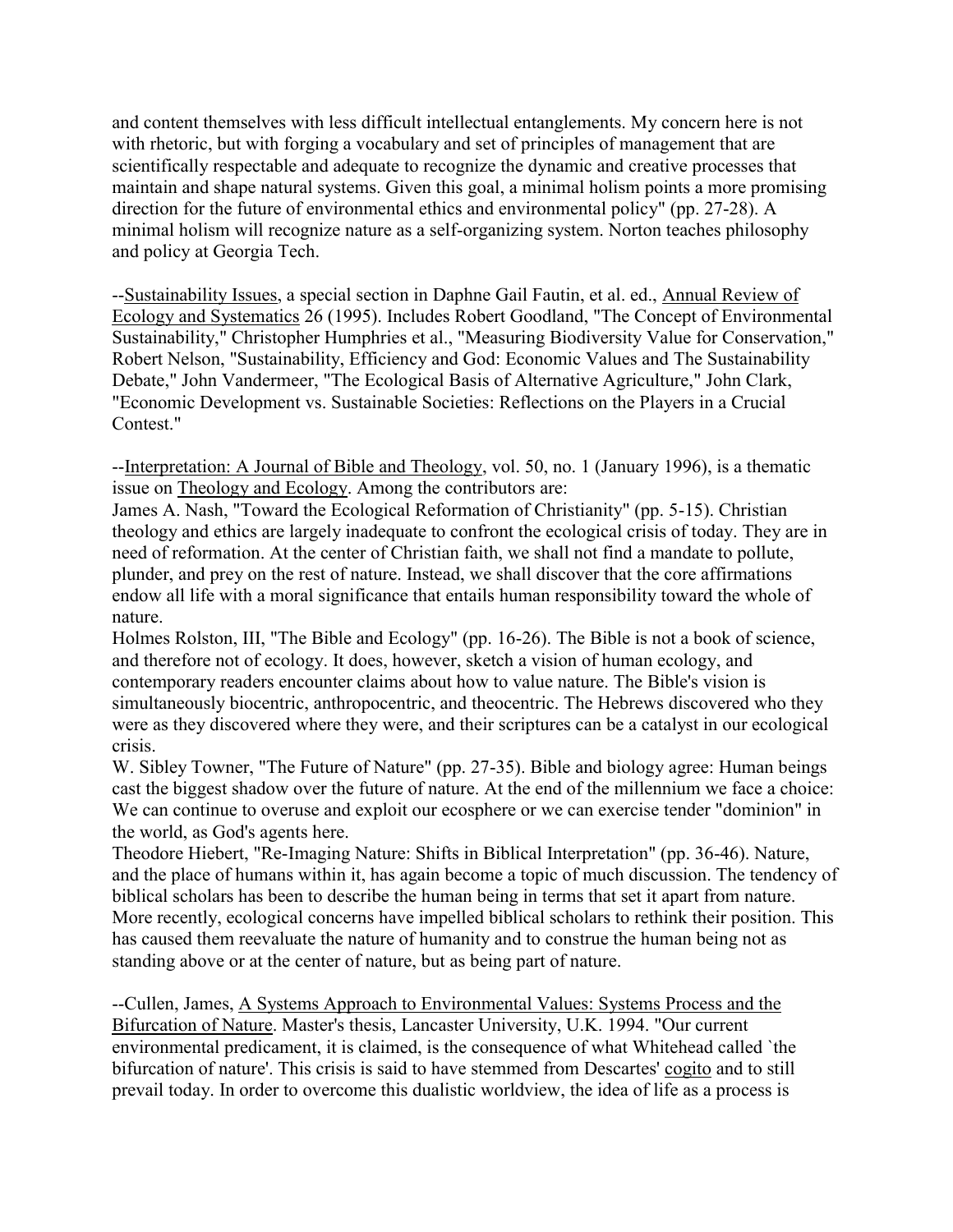and content themselves with less difficult intellectual entanglements. My concern here is not with rhetoric, but with forging a vocabulary and set of principles of management that are scientifically respectable and adequate to recognize the dynamic and creative processes that maintain and shape natural systems. Given this goal, a minimal holism points a more promising direction for the future of environmental ethics and environmental policy" (pp. 27-28). A minimal holism will recognize nature as a self-organizing system. Norton teaches philosophy and policy at Georgia Tech.

--Sustainability Issues, a special section in Daphne Gail Fautin, et al. ed., Annual Review of Ecology and Systematics 26 (1995). Includes Robert Goodland, "The Concept of Environmental Sustainability," Christopher Humphries et al., "Measuring Biodiversity Value for Conservation," Robert Nelson, "Sustainability, Efficiency and God: Economic Values and The Sustainability Debate," John Vandermeer, "The Ecological Basis of Alternative Agriculture," John Clark, "Economic Development vs. Sustainable Societies: Reflections on the Players in a Crucial Contest."

--Interpretation: A Journal of Bible and Theology, vol. 50, no. 1 (January 1996), is a thematic issue on Theology and Ecology. Among the contributors are:
James A. Nash, "Toward the Ecological Reformation of Christianity" (pp. 5-15). Christian theology and ethics are largely inadequate to confront the ecological crisis of today. They are in need of reformation. At the center of Christian faith, we shall not find a mandate to pollute, plunder, and prey on the rest of nature. Instead, we shall discover that the core affirmations endow all life with a moral significance that entails human responsibility toward the whole of nature.
Holmes Rolston, III, "The Bible and Ecology" (pp. 16-26). The Bible is not a book of science, and therefore not of ecology. It does, however, sketch a vision of human ecology, and contemporary readers encounter claims about how to value nature. The Bible's vision is simultaneously biocentric, anthropocentric, and theocentric. The Hebrews discovered who they were as they discovered where they were, and their scriptures can be a catalyst in our ecological crisis.
W. Sibley Towner, "The Future of Nature" (pp. 27-35). Bible and biology agree: Human beings cast the biggest shadow over the future of nature. At the end of the millennium we face a choice: We can continue to overuse and exploit our ecosphere or we can exercise tender "dominion" in the world, as God's agents here.
Theodore Hiebert, "Re-Imaging Nature: Shifts in Biblical Interpretation" (pp. 36-46). Nature, and the place of humans within it, has again become a topic of much discussion. The tendency of biblical scholars has been to describe the human being in terms that set it apart from nature. More recently, ecological concerns have impelled biblical scholars to rethink their position. This has caused them reevaluate the nature of humanity and to construe the human being not as standing above or at the center of nature, but as being part of nature.

--Cullen, James, A Systems Approach to Environmental Values: Systems Process and the Bifurcation of Nature. Master's thesis, Lancaster University, U.K. 1994. "Our current environmental predicament, it is claimed, is the consequence of what Whitehead called `the bifurcation of nature'. This crisis is said to have stemmed from Descartes' cogito and to still prevail today. In order to overcome this dualistic worldview, the idea of life as a process is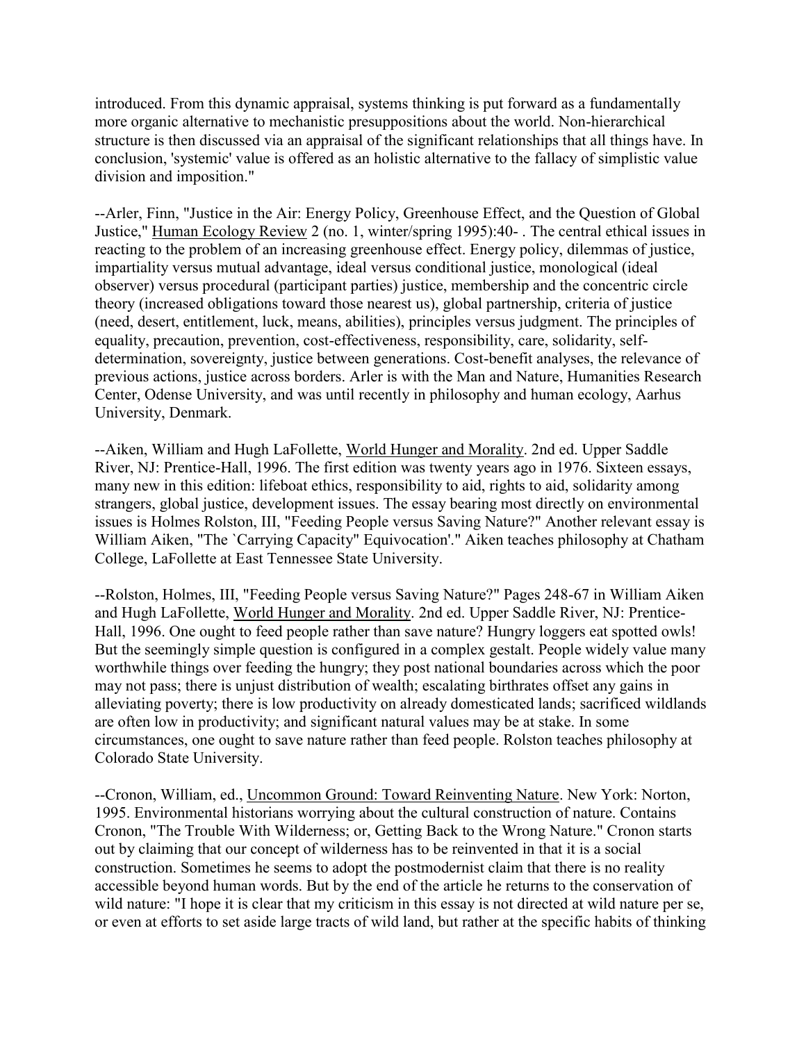introduced. From this dynamic appraisal, systems thinking is put forward as a fundamentally more organic alternative to mechanistic presuppositions about the world. Non-hierarchical structure is then discussed via an appraisal of the significant relationships that all things have. In conclusion, 'systemic' value is offered as an holistic alternative to the fallacy of simplistic value division and imposition."

--Arler, Finn, "Justice in the Air: Energy Policy, Greenhouse Effect, and the Question of Global Justice," Human Ecology Review 2 (no. 1, winter/spring 1995):40- . The central ethical issues in reacting to the problem of an increasing greenhouse effect. Energy policy, dilemmas of justice, impartiality versus mutual advantage, ideal versus conditional justice, monological (ideal observer) versus procedural (participant parties) justice, membership and the concentric circle theory (increased obligations toward those nearest us), global partnership, criteria of justice (need, desert, entitlement, luck, means, abilities), principles versus judgment. The principles of equality, precaution, prevention, cost-effectiveness, responsibility, care, solidarity, self-determination, sovereignty, justice between generations. Cost-benefit analyses, the relevance of previous actions, justice across borders. Arler is with the Man and Nature, Humanities Research Center, Odense University, and was until recently in philosophy and human ecology, Aarhus University, Denmark.

--Aiken, William and Hugh LaFollette, World Hunger and Morality. 2nd ed. Upper Saddle River, NJ: Prentice-Hall, 1996. The first edition was twenty years ago in 1976. Sixteen essays, many new in this edition: lifeboat ethics, responsibility to aid, rights to aid, solidarity among strangers, global justice, development issues. The essay bearing most directly on environmental issues is Holmes Rolston, III, "Feeding People versus Saving Nature?" Another relevant essay is William Aiken, "The `Carrying Capacity" Equivocation'." Aiken teaches philosophy at Chatham College, LaFollette at East Tennessee State University.

--Rolston, Holmes, III, "Feeding People versus Saving Nature?" Pages 248-67 in William Aiken and Hugh LaFollette, World Hunger and Morality. 2nd ed. Upper Saddle River, NJ: Prentice-Hall, 1996. One ought to feed people rather than save nature? Hungry loggers eat spotted owls! But the seemingly simple question is configured in a complex gestalt. People widely value many worthwhile things over feeding the hungry; they post national boundaries across which the poor may not pass; there is unjust distribution of wealth; escalating birthrates offset any gains in alleviating poverty; there is low productivity on already domesticated lands; sacrificed wildlands are often low in productivity; and significant natural values may be at stake. In some circumstances, one ought to save nature rather than feed people. Rolston teaches philosophy at Colorado State University.

--Cronon, William, ed., Uncommon Ground: Toward Reinventing Nature. New York: Norton, 1995. Environmental historians worrying about the cultural construction of nature. Contains Cronon, "The Trouble With Wilderness; or, Getting Back to the Wrong Nature." Cronon starts out by claiming that our concept of wilderness has to be reinvented in that it is a social construction. Sometimes he seems to adopt the postmodernist claim that there is no reality accessible beyond human words. But by the end of the article he returns to the conservation of wild nature: "I hope it is clear that my criticism in this essay is not directed at wild nature per se, or even at efforts to set aside large tracts of wild land, but rather at the specific habits of thinking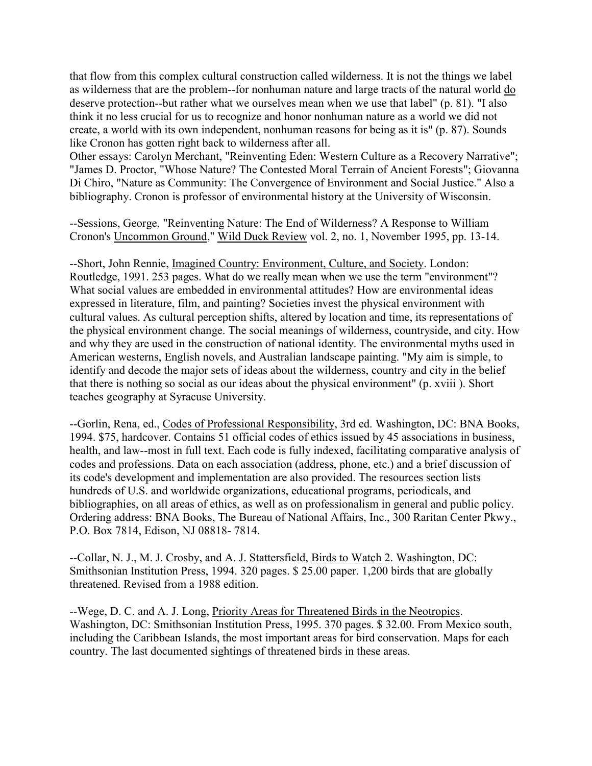that flow from this complex cultural construction called wilderness. It is not the things we label as wilderness that are the problem--for nonhuman nature and large tracts of the natural world do deserve protection--but rather what we ourselves mean when we use that label" (p. 81). "I also think it no less crucial for us to recognize and honor nonhuman nature as a world we did not create, a world with its own independent, nonhuman reasons for being as it is" (p. 87). Sounds like Cronon has gotten right back to wilderness after all.
Other essays: Carolyn Merchant, "Reinventing Eden: Western Culture as a Recovery Narrative"; "James D. Proctor, "Whose Nature? The Contested Moral Terrain of Ancient Forests"; Giovanna Di Chiro, "Nature as Community: The Convergence of Environment and Social Justice." Also a bibliography. Cronon is professor of environmental history at the University of Wisconsin.

--Sessions, George, "Reinventing Nature: The End of Wilderness? A Response to William Cronon's Uncommon Ground," Wild Duck Review vol. 2, no. 1, November 1995, pp. 13-14.

--Short, John Rennie, Imagined Country: Environment, Culture, and Society. London: Routledge, 1991. 253 pages. What do we really mean when we use the term "environment"? What social values are embedded in environmental attitudes? How are environmental ideas expressed in literature, film, and painting? Societies invest the physical environment with cultural values. As cultural perception shifts, altered by location and time, its representations of the physical environment change. The social meanings of wilderness, countryside, and city. How and why they are used in the construction of national identity. The environmental myths used in American westerns, English novels, and Australian landscape painting. "My aim is simple, to identify and decode the major sets of ideas about the wilderness, country and city in the belief that there is nothing so social as our ideas about the physical environment" (p. xviii ). Short teaches geography at Syracuse University.

--Gorlin, Rena, ed., Codes of Professional Responsibility, 3rd ed. Washington, DC: BNA Books, 1994. $75, hardcover. Contains 51 official codes of ethics issued by 45 associations in business, health, and law--most in full text. Each code is fully indexed, facilitating comparative analysis of codes and professions. Data on each association (address, phone, etc.) and a brief discussion of its code's development and implementation are also provided. The resources section lists hundreds of U.S. and worldwide organizations, educational programs, periodicals, and bibliographies, on all areas of ethics, as well as on professionalism in general and public policy. Ordering address: BNA Books, The Bureau of National Affairs, Inc., 300 Raritan Center Pkwy., P.O. Box 7814, Edison, NJ 08818- 7814.

--Collar, N. J., M. J. Crosby, and A. J. Stattersfield, Birds to Watch 2. Washington, DC: Smithsonian Institution Press, 1994. 320 pages. $ 25.00 paper. 1,200 birds that are globally threatened. Revised from a 1988 edition.

--Wege, D. C. and A. J. Long, Priority Areas for Threatened Birds in the Neotropics. Washington, DC: Smithsonian Institution Press, 1995. 370 pages. $ 32.00. From Mexico south, including the Caribbean Islands, the most important areas for bird conservation. Maps for each country. The last documented sightings of threatened birds in these areas.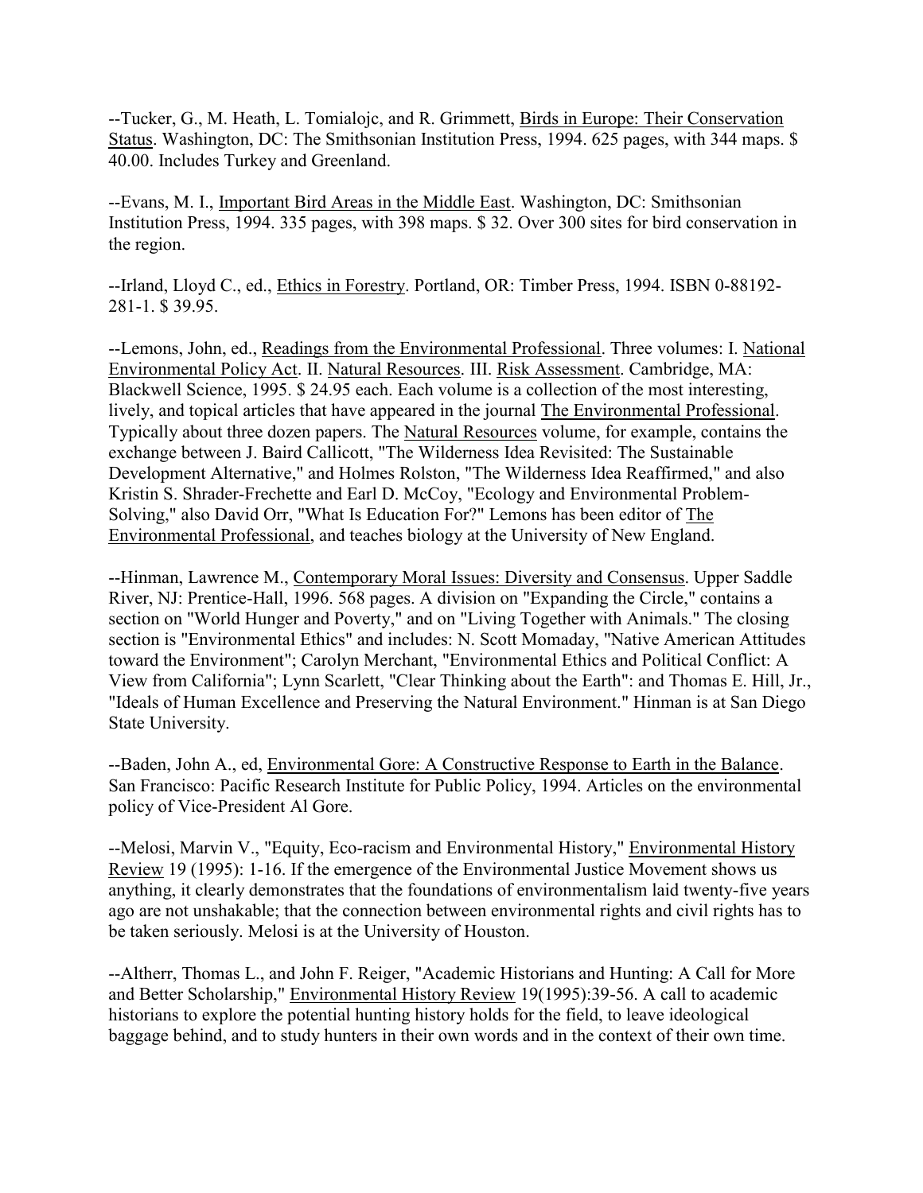--Tucker, G., M. Heath, L. Tomialojc, and R. Grimmett, Birds in Europe: Their Conservation Status. Washington, DC: The Smithsonian Institution Press, 1994. 625 pages, with 344 maps. $ 40.00. Includes Turkey and Greenland.

--Evans, M. I., Important Bird Areas in the Middle East. Washington, DC: Smithsonian Institution Press, 1994. 335 pages, with 398 maps. $ 32. Over 300 sites for bird conservation in the region.

--Irland, Lloyd C., ed., Ethics in Forestry. Portland, OR: Timber Press, 1994. ISBN 0-88192-281-1. $ 39.95.

--Lemons, John, ed., Readings from the Environmental Professional. Three volumes: I. National Environmental Policy Act. II. Natural Resources. III. Risk Assessment. Cambridge, MA: Blackwell Science, 1995. $ 24.95 each. Each volume is a collection of the most interesting, lively, and topical articles that have appeared in the journal The Environmental Professional. Typically about three dozen papers. The Natural Resources volume, for example, contains the exchange between J. Baird Callicott, "The Wilderness Idea Revisited: The Sustainable Development Alternative," and Holmes Rolston, "The Wilderness Idea Reaffirmed," and also Kristin S. Shrader-Frechette and Earl D. McCoy, "Ecology and Environmental Problem-Solving," also David Orr, "What Is Education For?" Lemons has been editor of The Environmental Professional, and teaches biology at the University of New England.

--Hinman, Lawrence M., Contemporary Moral Issues: Diversity and Consensus. Upper Saddle River, NJ: Prentice-Hall, 1996. 568 pages. A division on "Expanding the Circle," contains a section on "World Hunger and Poverty," and on "Living Together with Animals." The closing section is "Environmental Ethics" and includes: N. Scott Momaday, "Native American Attitudes toward the Environment"; Carolyn Merchant, "Environmental Ethics and Political Conflict: A View from California"; Lynn Scarlett, "Clear Thinking about the Earth": and Thomas E. Hill, Jr., "Ideals of Human Excellence and Preserving the Natural Environment." Hinman is at San Diego State University.

--Baden, John A., ed, Environmental Gore: A Constructive Response to Earth in the Balance. San Francisco: Pacific Research Institute for Public Policy, 1994. Articles on the environmental policy of Vice-President Al Gore.

--Melosi, Marvin V., "Equity, Eco-racism and Environmental History," Environmental History Review 19 (1995): 1-16. If the emergence of the Environmental Justice Movement shows us anything, it clearly demonstrates that the foundations of environmentalism laid twenty-five years ago are not unshakable; that the connection between environmental rights and civil rights has to be taken seriously. Melosi is at the University of Houston.

--Altherr, Thomas L., and John F. Reiger, "Academic Historians and Hunting: A Call for More and Better Scholarship," Environmental History Review 19(1995):39-56. A call to academic historians to explore the potential hunting history holds for the field, to leave ideological baggage behind, and to study hunters in their own words and in the context of their own time.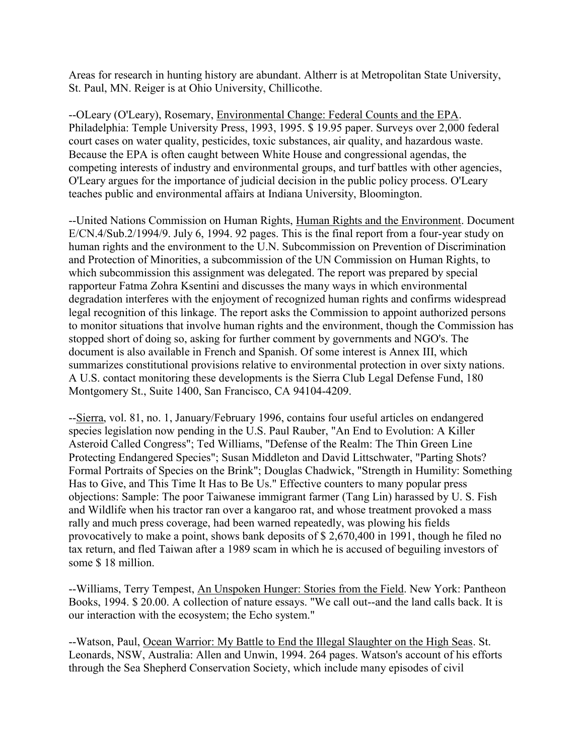Areas for research in hunting history are abundant. Altherr is at Metropolitan State University, St. Paul, MN. Reiger is at Ohio University, Chillicothe.

--OLeary (O'Leary), Rosemary, Environmental Change: Federal Counts and the EPA. Philadelphia: Temple University Press, 1993, 1995. $ 19.95 paper. Surveys over 2,000 federal court cases on water quality, pesticides, toxic substances, air quality, and hazardous waste. Because the EPA is often caught between White House and congressional agendas, the competing interests of industry and environmental groups, and turf battles with other agencies, O'Leary argues for the importance of judicial decision in the public policy process. O'Leary teaches public and environmental affairs at Indiana University, Bloomington.

--United Nations Commission on Human Rights, Human Rights and the Environment. Document E/CN.4/Sub.2/1994/9. July 6, 1994. 92 pages. This is the final report from a four-year study on human rights and the environment to the U.N. Subcommission on Prevention of Discrimination and Protection of Minorities, a subcommission of the UN Commission on Human Rights, to which subcommission this assignment was delegated. The report was prepared by special rapporteur Fatma Zohra Ksentini and discusses the many ways in which environmental degradation interferes with the enjoyment of recognized human rights and confirms widespread legal recognition of this linkage. The report asks the Commission to appoint authorized persons to monitor situations that involve human rights and the environment, though the Commission has stopped short of doing so, asking for further comment by governments and NGO's. The document is also available in French and Spanish. Of some interest is Annex III, which summarizes constitutional provisions relative to environmental protection in over sixty nations. A U.S. contact monitoring these developments is the Sierra Club Legal Defense Fund, 180 Montgomery St., Suite 1400, San Francisco, CA 94104-4209.

--Sierra, vol. 81, no. 1, January/February 1996, contains four useful articles on endangered species legislation now pending in the U.S. Paul Rauber, "An End to Evolution: A Killer Asteroid Called Congress"; Ted Williams, "Defense of the Realm: The Thin Green Line Protecting Endangered Species"; Susan Middleton and David Littschwater, "Parting Shots? Formal Portraits of Species on the Brink"; Douglas Chadwick, "Strength in Humility: Something Has to Give, and This Time It Has to Be Us." Effective counters to many popular press objections: Sample: The poor Taiwanese immigrant farmer (Tang Lin) harassed by U. S. Fish and Wildlife when his tractor ran over a kangaroo rat, and whose treatment provoked a mass rally and much press coverage, had been warned repeatedly, was plowing his fields provocatively to make a point, shows bank deposits of $ 2,670,400 in 1991, though he filed no tax return, and fled Taiwan after a 1989 scam in which he is accused of beguiling investors of some $ 18 million.

--Williams, Terry Tempest, An Unspoken Hunger: Stories from the Field. New York: Pantheon Books, 1994. $ 20.00. A collection of nature essays. "We call out--and the land calls back. It is our interaction with the ecosystem; the Echo system."

--Watson, Paul, Ocean Warrior: My Battle to End the Illegal Slaughter on the High Seas. St. Leonards, NSW, Australia: Allen and Unwin, 1994. 264 pages. Watson's account of his efforts through the Sea Shepherd Conservation Society, which include many episodes of civil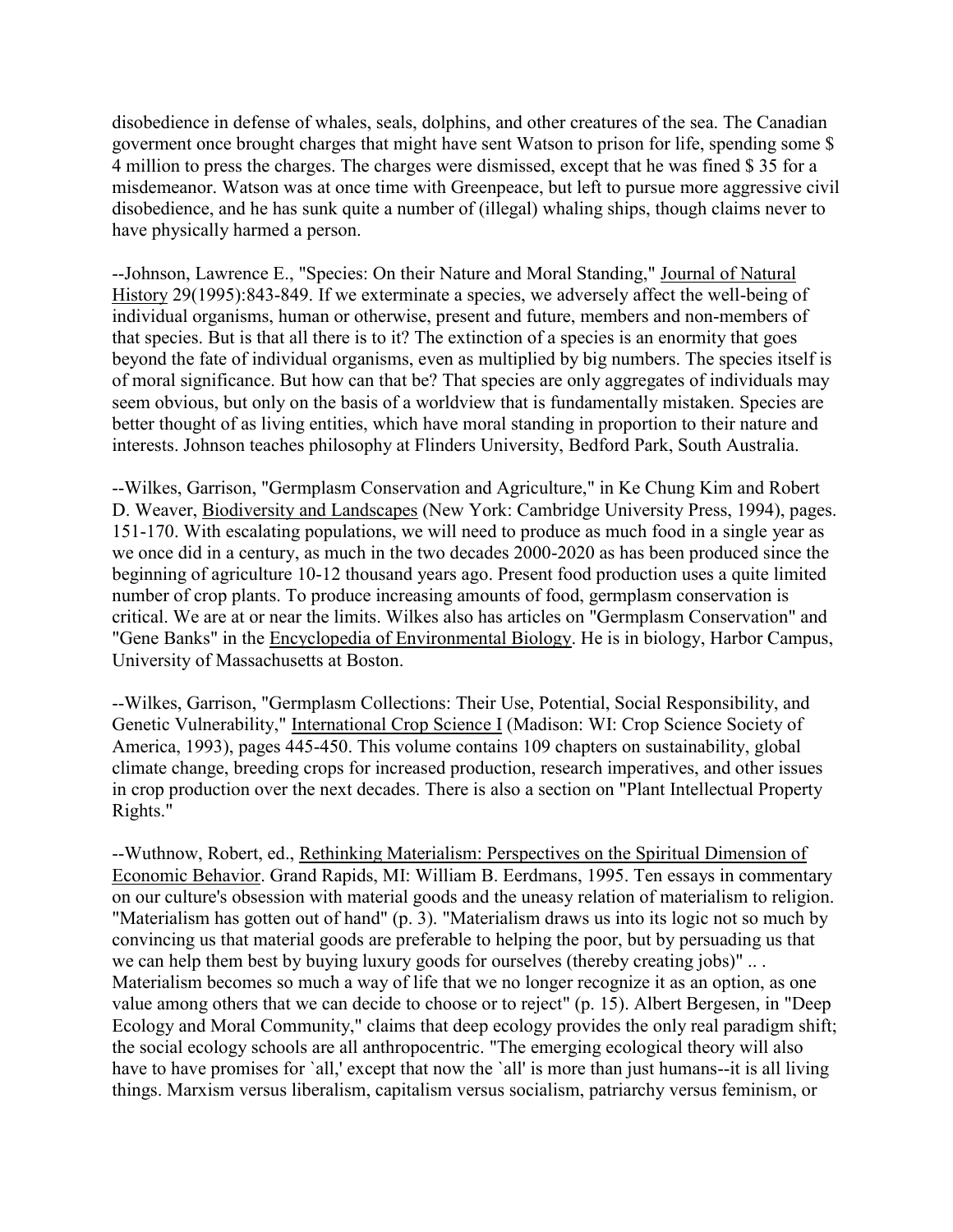disobedience in defense of whales, seals, dolphins, and other creatures of the sea. The Canadian goverment once brought charges that might have sent Watson to prison for life, spending some $ 4 million to press the charges. The charges were dismissed, except that he was fined $ 35 for a misdemeanor. Watson was at once time with Greenpeace, but left to pursue more aggressive civil disobedience, and he has sunk quite a number of (illegal) whaling ships, though claims never to have physically harmed a person.

--Johnson, Lawrence E., "Species: On their Nature and Moral Standing," Journal of Natural History 29(1995):843-849. If we exterminate a species, we adversely affect the well-being of individual organisms, human or otherwise, present and future, members and non-members of that species. But is that all there is to it? The extinction of a species is an enormity that goes beyond the fate of individual organisms, even as multiplied by big numbers. The species itself is of moral significance. But how can that be? That species are only aggregates of individuals may seem obvious, but only on the basis of a worldview that is fundamentally mistaken. Species are better thought of as living entities, which have moral standing in proportion to their nature and interests. Johnson teaches philosophy at Flinders University, Bedford Park, South Australia.

--Wilkes, Garrison, "Germplasm Conservation and Agriculture," in Ke Chung Kim and Robert D. Weaver, Biodiversity and Landscapes (New York: Cambridge University Press, 1994), pages. 151-170. With escalating populations, we will need to produce as much food in a single year as we once did in a century, as much in the two decades 2000-2020 as has been produced since the beginning of agriculture 10-12 thousand years ago. Present food production uses a quite limited number of crop plants. To produce increasing amounts of food, germplasm conservation is critical. We are at or near the limits. Wilkes also has articles on "Germplasm Conservation" and "Gene Banks" in the Encyclopedia of Environmental Biology. He is in biology, Harbor Campus, University of Massachusetts at Boston.

--Wilkes, Garrison, "Germplasm Collections: Their Use, Potential, Social Responsibility, and Genetic Vulnerability," International Crop Science I (Madison: WI: Crop Science Society of America, 1993), pages 445-450. This volume contains 109 chapters on sustainability, global climate change, breeding crops for increased production, research imperatives, and other issues in crop production over the next decades. There is also a section on "Plant Intellectual Property Rights."

--Wuthnow, Robert, ed., Rethinking Materialism: Perspectives on the Spiritual Dimension of Economic Behavior. Grand Rapids, MI: William B. Eerdmans, 1995. Ten essays in commentary on our culture's obsession with material goods and the uneasy relation of materialism to religion. "Materialism has gotten out of hand" (p. 3). "Materialism draws us into its logic not so much by convincing us that material goods are preferable to helping the poor, but by persuading us that we can help them best by buying luxury goods for ourselves (thereby creating jobs)" .. . Materialism becomes so much a way of life that we no longer recognize it as an option, as one value among others that we can decide to choose or to reject" (p. 15). Albert Bergesen, in "Deep Ecology and Moral Community," claims that deep ecology provides the only real paradigm shift; the social ecology schools are all anthropocentric. "The emerging ecological theory will also have to have promises for `all,' except that now the `all' is more than just humans--it is all living things. Marxism versus liberalism, capitalism versus socialism, patriarchy versus feminism, or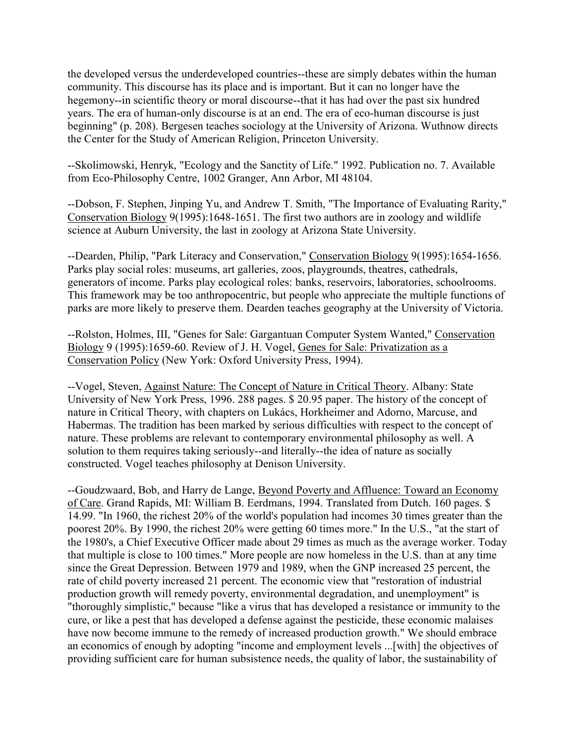the developed versus the underdeveloped countries--these are simply debates within the human community. This discourse has its place and is important. But it can no longer have the hegemony--in scientific theory or moral discourse--that it has had over the past six hundred years. The era of human-only discourse is at an end. The era of eco-human discourse is just beginning" (p. 208). Bergesen teaches sociology at the University of Arizona. Wuthnow directs the Center for the Study of American Religion, Princeton University.

--Skolimowski, Henryk, "Ecology and the Sanctity of Life." 1992. Publication no. 7. Available from Eco-Philosophy Centre, 1002 Granger, Ann Arbor, MI 48104.

--Dobson, F. Stephen, Jinping Yu, and Andrew T. Smith, "The Importance of Evaluating Rarity," Conservation Biology 9(1995):1648-1651. The first two authors are in zoology and wildlife science at Auburn University, the last in zoology at Arizona State University.

--Dearden, Philip, "Park Literacy and Conservation," Conservation Biology 9(1995):1654-1656. Parks play social roles: museums, art galleries, zoos, playgrounds, theatres, cathedrals, generators of income. Parks play ecological roles: banks, reservoirs, laboratories, schoolrooms. This framework may be too anthropocentric, but people who appreciate the multiple functions of parks are more likely to preserve them. Dearden teaches geography at the University of Victoria.

--Rolston, Holmes, III, "Genes for Sale: Gargantuan Computer System Wanted," Conservation Biology 9 (1995):1659-60. Review of J. H. Vogel, Genes for Sale: Privatization as a Conservation Policy (New York: Oxford University Press, 1994).

--Vogel, Steven, Against Nature: The Concept of Nature in Critical Theory. Albany: State University of New York Press, 1996. 288 pages. $ 20.95 paper. The history of the concept of nature in Critical Theory, with chapters on Lukács, Horkheimer and Adorno, Marcuse, and Habermas. The tradition has been marked by serious difficulties with respect to the concept of nature. These problems are relevant to contemporary environmental philosophy as well. A solution to them requires taking seriously--and literally--the idea of nature as socially constructed. Vogel teaches philosophy at Denison University.

--Goudzwaard, Bob, and Harry de Lange, Beyond Poverty and Affluence: Toward an Economy of Care. Grand Rapids, MI: William B. Eerdmans, 1994. Translated from Dutch. 160 pages. $ 14.99. "In 1960, the richest 20% of the world's population had incomes 30 times greater than the poorest 20%. By 1990, the richest 20% were getting 60 times more." In the U.S., "at the start of the 1980's, a Chief Executive Officer made about 29 times as much as the average worker. Today that multiple is close to 100 times." More people are now homeless in the U.S. than at any time since the Great Depression. Between 1979 and 1989, when the GNP increased 25 percent, the rate of child poverty increased 21 percent. The economic view that "restoration of industrial production growth will remedy poverty, environmental degradation, and unemployment" is "thoroughly simplistic," because "like a virus that has developed a resistance or immunity to the cure, or like a pest that has developed a defense against the pesticide, these economic malaises have now become immune to the remedy of increased production growth." We should embrace an economics of enough by adopting "income and employment levels ...[with] the objectives of providing sufficient care for human subsistence needs, the quality of labor, the sustainability of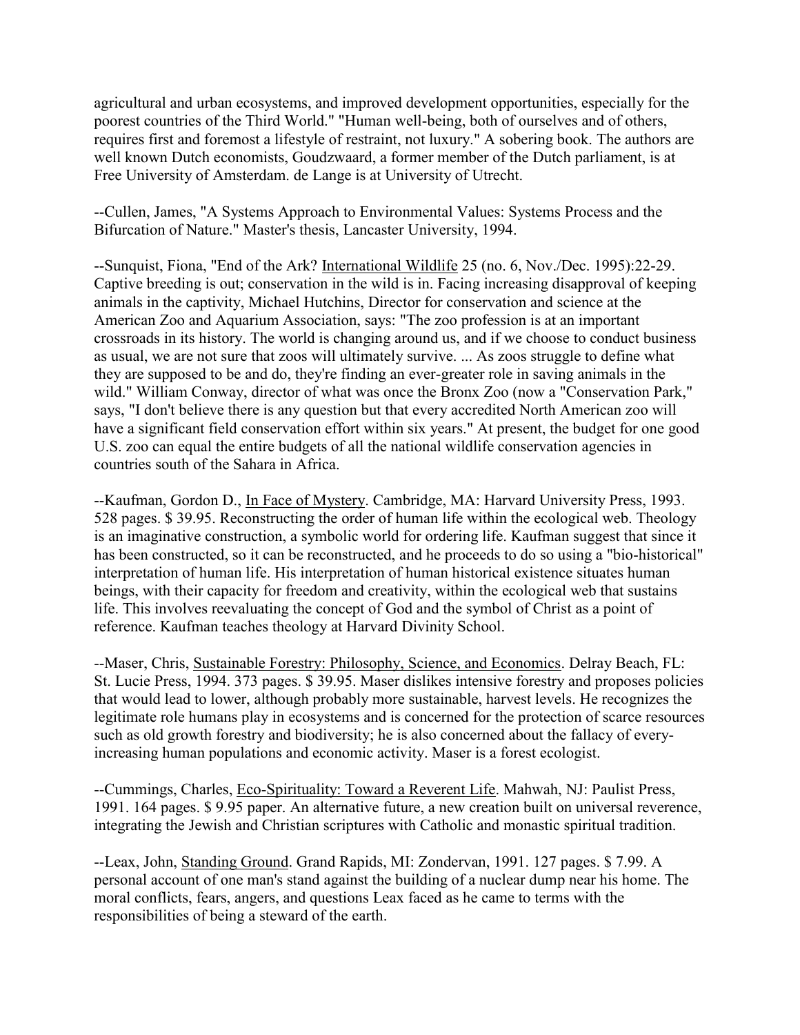agricultural and urban ecosystems, and improved development opportunities, especially for the poorest countries of the Third World." "Human well-being, both of ourselves and of others, requires first and foremost a lifestyle of restraint, not luxury." A sobering book. The authors are well known Dutch economists, Goudzwaard, a former member of the Dutch parliament, is at Free University of Amsterdam. de Lange is at University of Utrecht.

--Cullen, James, "A Systems Approach to Environmental Values: Systems Process and the Bifurcation of Nature." Master's thesis, Lancaster University, 1994.

--Sunquist, Fiona, "End of the Ark? International Wildlife 25 (no. 6, Nov./Dec. 1995):22-29. Captive breeding is out; conservation in the wild is in. Facing increasing disapproval of keeping animals in the captivity, Michael Hutchins, Director for conservation and science at the American Zoo and Aquarium Association, says: "The zoo profession is at an important crossroads in its history. The world is changing around us, and if we choose to conduct business as usual, we are not sure that zoos will ultimately survive. ... As zoos struggle to define what they are supposed to be and do, they're finding an ever-greater role in saving animals in the wild." William Conway, director of what was once the Bronx Zoo (now a "Conservation Park," says, "I don't believe there is any question but that every accredited North American zoo will have a significant field conservation effort within six years." At present, the budget for one good U.S. zoo can equal the entire budgets of all the national wildlife conservation agencies in countries south of the Sahara in Africa.

--Kaufman, Gordon D., In Face of Mystery. Cambridge, MA: Harvard University Press, 1993. 528 pages. $ 39.95. Reconstructing the order of human life within the ecological web. Theology is an imaginative construction, a symbolic world for ordering life. Kaufman suggest that since it has been constructed, so it can be reconstructed, and he proceeds to do so using a "bio-historical" interpretation of human life. His interpretation of human historical existence situates human beings, with their capacity for freedom and creativity, within the ecological web that sustains life. This involves reevaluating the concept of God and the symbol of Christ as a point of reference. Kaufman teaches theology at Harvard Divinity School.

--Maser, Chris, Sustainable Forestry: Philosophy, Science, and Economics. Delray Beach, FL: St. Lucie Press, 1994. 373 pages. $ 39.95. Maser dislikes intensive forestry and proposes policies that would lead to lower, although probably more sustainable, harvest levels. He recognizes the legitimate role humans play in ecosystems and is concerned for the protection of scarce resources such as old growth forestry and biodiversity; he is also concerned about the fallacy of every-increasing human populations and economic activity. Maser is a forest ecologist.

--Cummings, Charles, Eco-Spirituality: Toward a Reverent Life. Mahwah, NJ: Paulist Press, 1991. 164 pages. $ 9.95 paper. An alternative future, a new creation built on universal reverence, integrating the Jewish and Christian scriptures with Catholic and monastic spiritual tradition.

--Leax, John, Standing Ground. Grand Rapids, MI: Zondervan, 1991. 127 pages. $ 7.99. A personal account of one man's stand against the building of a nuclear dump near his home. The moral conflicts, fears, angers, and questions Leax faced as he came to terms with the responsibilities of being a steward of the earth.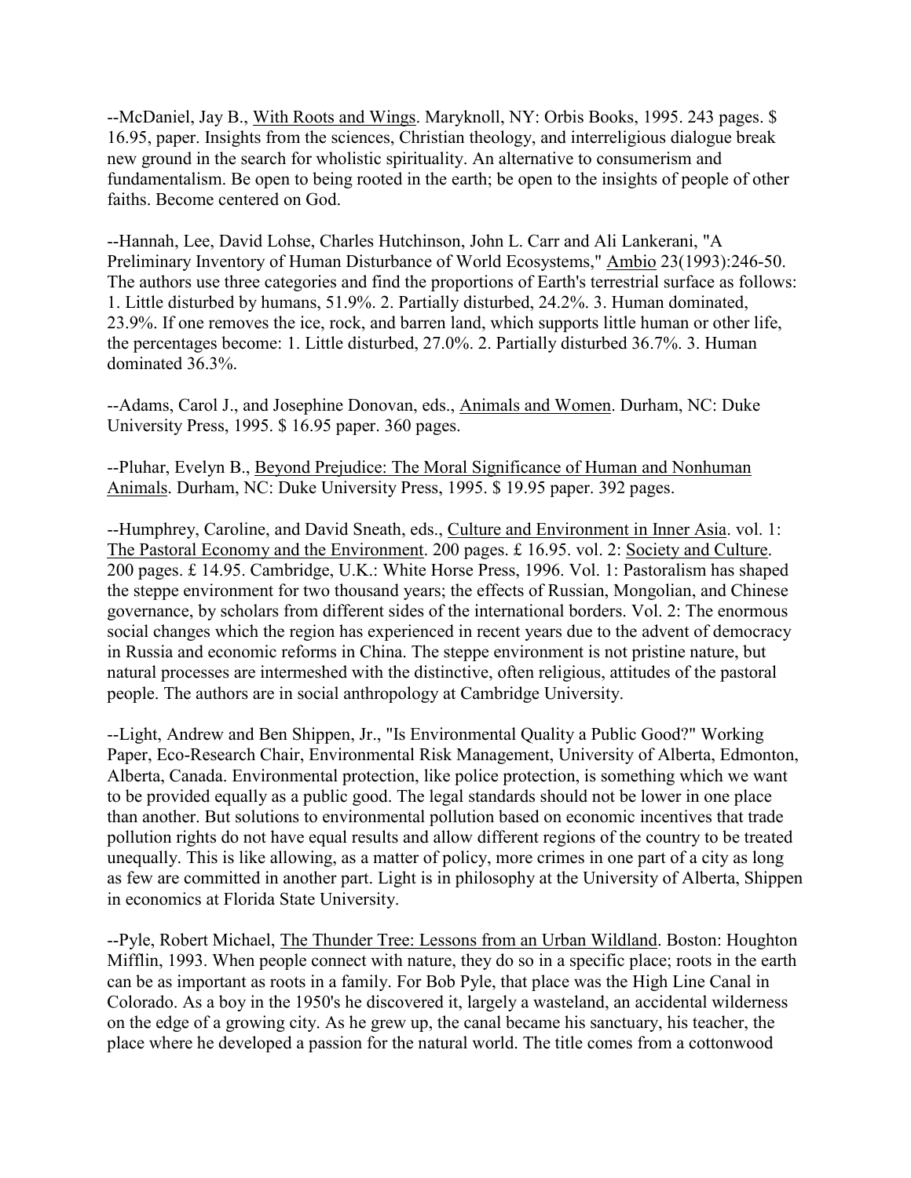--McDaniel, Jay B., With Roots and Wings. Maryknoll, NY: Orbis Books, 1995. 243 pages. $ 16.95, paper. Insights from the sciences, Christian theology, and interreligious dialogue break new ground in the search for wholistic spirituality. An alternative to consumerism and fundamentalism. Be open to being rooted in the earth; be open to the insights of people of other faiths. Become centered on God.

--Hannah, Lee, David Lohse, Charles Hutchinson, John L. Carr and Ali Lankerani, "A Preliminary Inventory of Human Disturbance of World Ecosystems," Ambio 23(1993):246-50. The authors use three categories and find the proportions of Earth's terrestrial surface as follows: 1. Little disturbed by humans, 51.9%. 2. Partially disturbed, 24.2%. 3. Human dominated, 23.9%. If one removes the ice, rock, and barren land, which supports little human or other life, the percentages become: 1. Little disturbed, 27.0%. 2. Partially disturbed 36.7%. 3. Human dominated 36.3%.

--Adams, Carol J., and Josephine Donovan, eds., Animals and Women. Durham, NC: Duke University Press, 1995. $ 16.95 paper. 360 pages.

--Pluhar, Evelyn B., Beyond Prejudice: The Moral Significance of Human and Nonhuman Animals. Durham, NC: Duke University Press, 1995. $ 19.95 paper. 392 pages.

--Humphrey, Caroline, and David Sneath, eds., Culture and Environment in Inner Asia. vol. 1: The Pastoral Economy and the Environment. 200 pages. £ 16.95. vol. 2: Society and Culture. 200 pages. £ 14.95. Cambridge, U.K.: White Horse Press, 1996. Vol. 1: Pastoralism has shaped the steppe environment for two thousand years; the effects of Russian, Mongolian, and Chinese governance, by scholars from different sides of the international borders. Vol. 2: The enormous social changes which the region has experienced in recent years due to the advent of democracy in Russia and economic reforms in China. The steppe environment is not pristine nature, but natural processes are intermeshed with the distinctive, often religious, attitudes of the pastoral people. The authors are in social anthropology at Cambridge University.

--Light, Andrew and Ben Shippen, Jr., "Is Environmental Quality a Public Good?" Working Paper, Eco-Research Chair, Environmental Risk Management, University of Alberta, Edmonton, Alberta, Canada. Environmental protection, like police protection, is something which we want to be provided equally as a public good. The legal standards should not be lower in one place than another. But solutions to environmental pollution based on economic incentives that trade pollution rights do not have equal results and allow different regions of the country to be treated unequally. This is like allowing, as a matter of policy, more crimes in one part of a city as long as few are committed in another part. Light is in philosophy at the University of Alberta, Shippen in economics at Florida State University.

--Pyle, Robert Michael, The Thunder Tree: Lessons from an Urban Wildland. Boston: Houghton Mifflin, 1993. When people connect with nature, they do so in a specific place; roots in the earth can be as important as roots in a family. For Bob Pyle, that place was the High Line Canal in Colorado. As a boy in the 1950's he discovered it, largely a wasteland, an accidental wilderness on the edge of a growing city. As he grew up, the canal became his sanctuary, his teacher, the place where he developed a passion for the natural world. The title comes from a cottonwood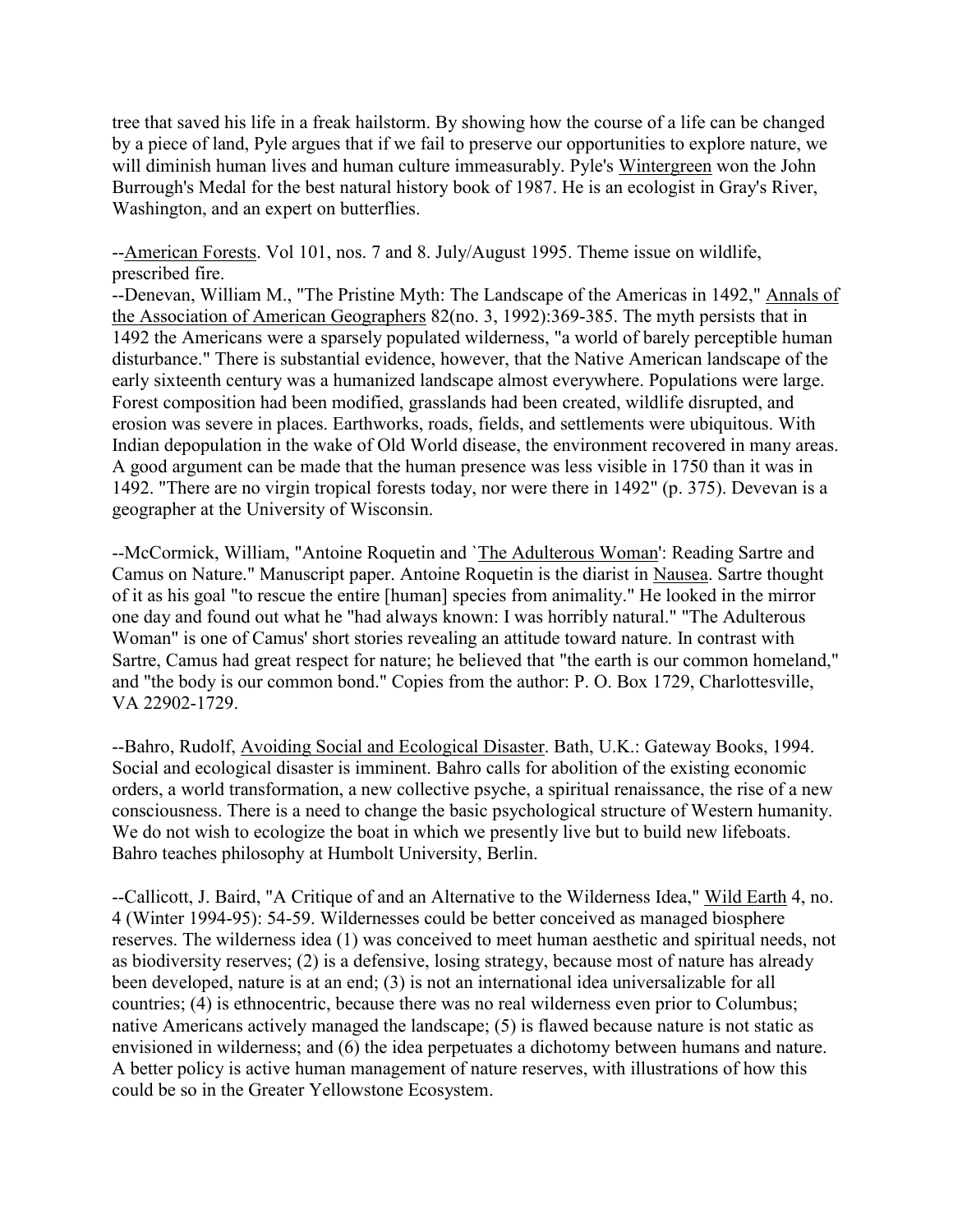tree that saved his life in a freak hailstorm. By showing how the course of a life can be changed by a piece of land, Pyle argues that if we fail to preserve our opportunities to explore nature, we will diminish human lives and human culture immeasurably. Pyle's Wintergreen won the John Burrough's Medal for the best natural history book of 1987. He is an ecologist in Gray's River, Washington, and an expert on butterflies.

--American Forests. Vol 101, nos. 7 and 8. July/August 1995. Theme issue on wildlife, prescribed fire.

--Denevan, William M., "The Pristine Myth: The Landscape of the Americas in 1492," Annals of the Association of American Geographers 82(no. 3, 1992):369-385. The myth persists that in 1492 the Americans were a sparsely populated wilderness, "a world of barely perceptible human disturbance." There is substantial evidence, however, that the Native American landscape of the early sixteenth century was a humanized landscape almost everywhere. Populations were large. Forest composition had been modified, grasslands had been created, wildlife disrupted, and erosion was severe in places. Earthworks, roads, fields, and settlements were ubiquitous. With Indian depopulation in the wake of Old World disease, the environment recovered in many areas. A good argument can be made that the human presence was less visible in 1750 than it was in 1492. "There are no virgin tropical forests today, nor were there in 1492" (p. 375). Devevan is a geographer at the University of Wisconsin.

--McCormick, William, "Antoine Roquetin and `The Adulterous Woman': Reading Sartre and Camus on Nature." Manuscript paper. Antoine Roquetin is the diarist in Nausea. Sartre thought of it as his goal "to rescue the entire [human] species from animality." He looked in the mirror one day and found out what he "had always known: I was horribly natural." "The Adulterous Woman" is one of Camus' short stories revealing an attitude toward nature. In contrast with Sartre, Camus had great respect for nature; he believed that "the earth is our common homeland," and "the body is our common bond." Copies from the author: P. O. Box 1729, Charlottesville, VA 22902-1729.

--Bahro, Rudolf, Avoiding Social and Ecological Disaster. Bath, U.K.: Gateway Books, 1994. Social and ecological disaster is imminent. Bahro calls for abolition of the existing economic orders, a world transformation, a new collective psyche, a spiritual renaissance, the rise of a new consciousness. There is a need to change the basic psychological structure of Western humanity. We do not wish to ecologize the boat in which we presently live but to build new lifeboats. Bahro teaches philosophy at Humbolt University, Berlin.

--Callicott, J. Baird, "A Critique of and an Alternative to the Wilderness Idea," Wild Earth 4, no. 4 (Winter 1994-95): 54-59. Wildernesses could be better conceived as managed biosphere reserves. The wilderness idea (1) was conceived to meet human aesthetic and spiritual needs, not as biodiversity reserves; (2) is a defensive, losing strategy, because most of nature has already been developed, nature is at an end; (3) is not an international idea universalizable for all countries; (4) is ethnocentric, because there was no real wilderness even prior to Columbus; native Americans actively managed the landscape; (5) is flawed because nature is not static as envisioned in wilderness; and (6) the idea perpetuates a dichotomy between humans and nature. A better policy is active human management of nature reserves, with illustrations of how this could be so in the Greater Yellowstone Ecosystem.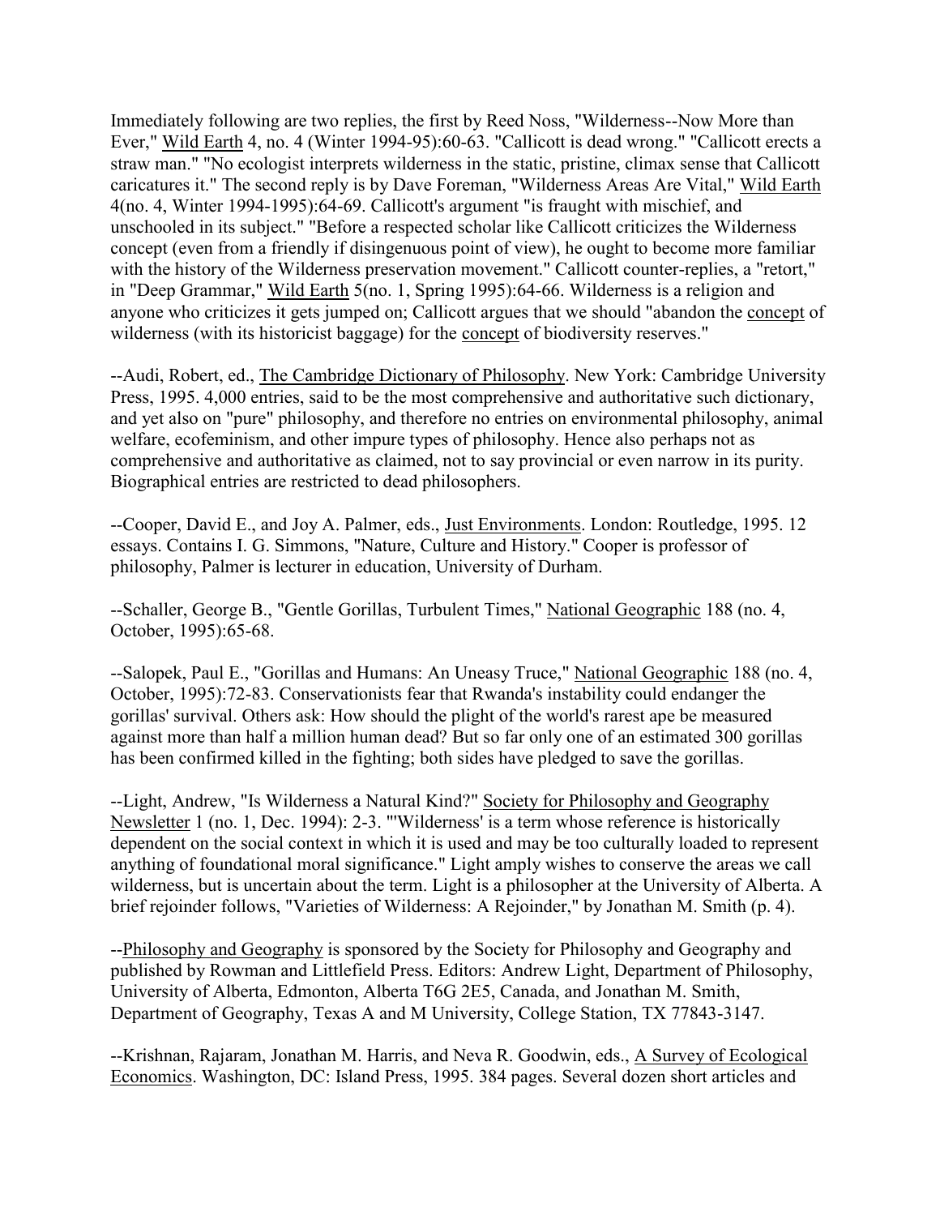Immediately following are two replies, the first by Reed Noss, "Wilderness--Now More than Ever," Wild Earth 4, no. 4 (Winter 1994-95):60-63. "Callicott is dead wrong." "Callicott erects a straw man." "No ecologist interprets wilderness in the static, pristine, climax sense that Callicott caricatures it." The second reply is by Dave Foreman, "Wilderness Areas Are Vital," Wild Earth 4(no. 4, Winter 1994-1995):64-69. Callicott's argument "is fraught with mischief, and unschooled in its subject." "Before a respected scholar like Callicott criticizes the Wilderness concept (even from a friendly if disingenuous point of view), he ought to become more familiar with the history of the Wilderness preservation movement." Callicott counter-replies, a "retort," in "Deep Grammar," Wild Earth 5(no. 1, Spring 1995):64-66. Wilderness is a religion and anyone who criticizes it gets jumped on; Callicott argues that we should "abandon the concept of wilderness (with its historicist baggage) for the concept of biodiversity reserves."

--Audi, Robert, ed., The Cambridge Dictionary of Philosophy. New York: Cambridge University Press, 1995. 4,000 entries, said to be the most comprehensive and authoritative such dictionary, and yet also on "pure" philosophy, and therefore no entries on environmental philosophy, animal welfare, ecofeminism, and other impure types of philosophy. Hence also perhaps not as comprehensive and authoritative as claimed, not to say provincial or even narrow in its purity. Biographical entries are restricted to dead philosophers.

--Cooper, David E., and Joy A. Palmer, eds., Just Environments. London: Routledge, 1995. 12 essays. Contains I. G. Simmons, "Nature, Culture and History." Cooper is professor of philosophy, Palmer is lecturer in education, University of Durham.

--Schaller, George B., "Gentle Gorillas, Turbulent Times," National Geographic 188 (no. 4, October, 1995):65-68.

--Salopek, Paul E., "Gorillas and Humans: An Uneasy Truce," National Geographic 188 (no. 4, October, 1995):72-83. Conservationists fear that Rwanda's instability could endanger the gorillas' survival. Others ask: How should the plight of the world's rarest ape be measured against more than half a million human dead? But so far only one of an estimated 300 gorillas has been confirmed killed in the fighting; both sides have pledged to save the gorillas.

--Light, Andrew, "Is Wilderness a Natural Kind?" Society for Philosophy and Geography Newsletter 1 (no. 1, Dec. 1994): 2-3. "'Wilderness' is a term whose reference is historically dependent on the social context in which it is used and may be too culturally loaded to represent anything of foundational moral significance." Light amply wishes to conserve the areas we call wilderness, but is uncertain about the term. Light is a philosopher at the University of Alberta. A brief rejoinder follows, "Varieties of Wilderness: A Rejoinder," by Jonathan M. Smith (p. 4).

--Philosophy and Geography is sponsored by the Society for Philosophy and Geography and published by Rowman and Littlefield Press. Editors: Andrew Light, Department of Philosophy, University of Alberta, Edmonton, Alberta T6G 2E5, Canada, and Jonathan M. Smith, Department of Geography, Texas A and M University, College Station, TX 77843-3147.

--Krishnan, Rajaram, Jonathan M. Harris, and Neva R. Goodwin, eds., A Survey of Ecological Economics. Washington, DC: Island Press, 1995. 384 pages. Several dozen short articles and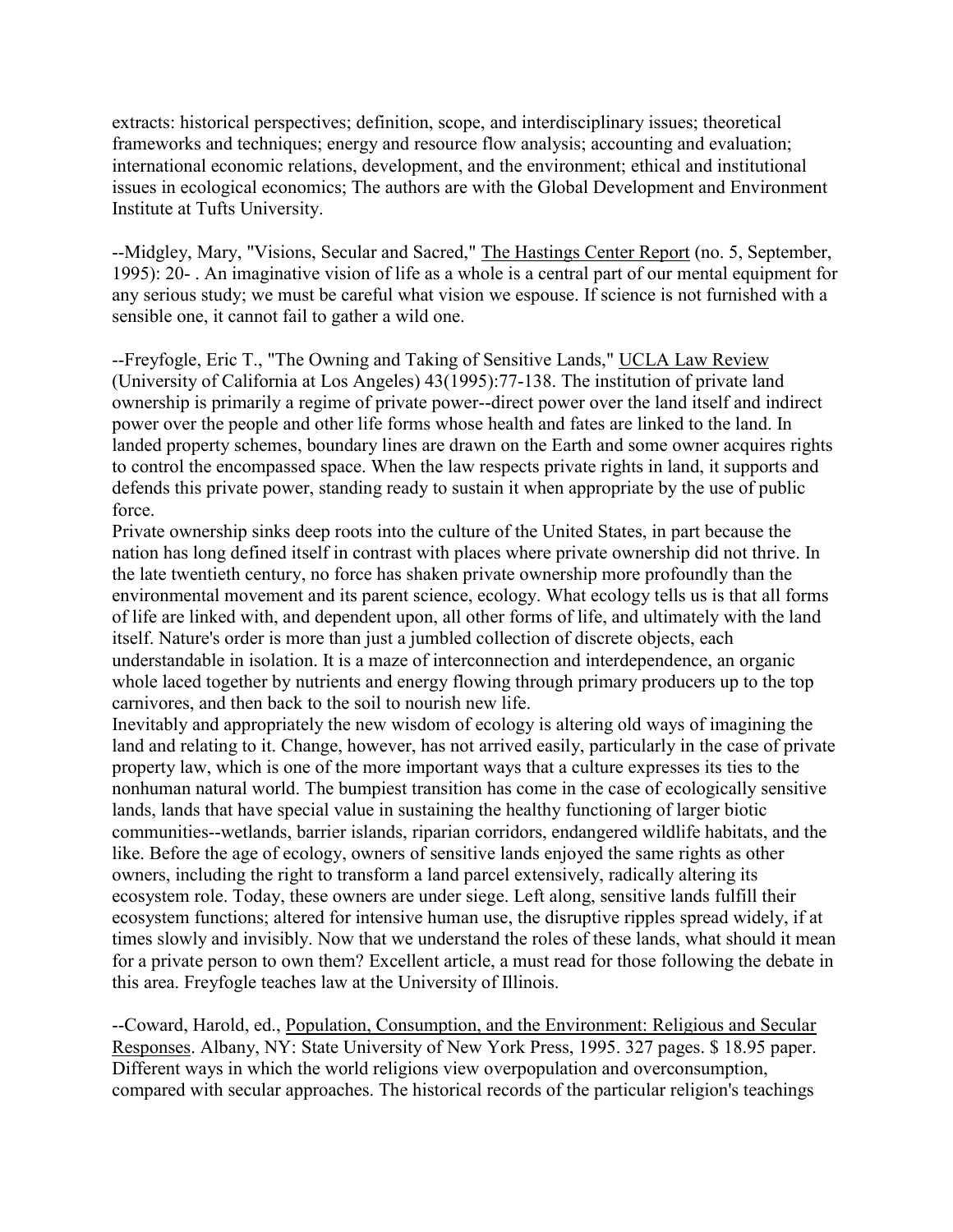extracts: historical perspectives; definition, scope, and interdisciplinary issues; theoretical frameworks and techniques; energy and resource flow analysis; accounting and evaluation; international economic relations, development, and the environment; ethical and institutional issues in ecological economics; The authors are with the Global Development and Environment Institute at Tufts University.

--Midgley, Mary, "Visions, Secular and Sacred," The Hastings Center Report (no. 5, September, 1995): 20- . An imaginative vision of life as a whole is a central part of our mental equipment for any serious study; we must be careful what vision we espouse. If science is not furnished with a sensible one, it cannot fail to gather a wild one.

--Freyfogle, Eric T., "The Owning and Taking of Sensitive Lands," UCLA Law Review (University of California at Los Angeles) 43(1995):77-138. The institution of private land ownership is primarily a regime of private power--direct power over the land itself and indirect power over the people and other life forms whose health and fates are linked to the land. In landed property schemes, boundary lines are drawn on the Earth and some owner acquires rights to control the encompassed space. When the law respects private rights in land, it supports and defends this private power, standing ready to sustain it when appropriate by the use of public force.

Private ownership sinks deep roots into the culture of the United States, in part because the nation has long defined itself in contrast with places where private ownership did not thrive. In the late twentieth century, no force has shaken private ownership more profoundly than the environmental movement and its parent science, ecology. What ecology tells us is that all forms of life are linked with, and dependent upon, all other forms of life, and ultimately with the land itself. Nature's order is more than just a jumbled collection of discrete objects, each understandable in isolation. It is a maze of interconnection and interdependence, an organic whole laced together by nutrients and energy flowing through primary producers up to the top carnivores, and then back to the soil to nourish new life.

Inevitably and appropriately the new wisdom of ecology is altering old ways of imagining the land and relating to it. Change, however, has not arrived easily, particularly in the case of private property law, which is one of the more important ways that a culture expresses its ties to the nonhuman natural world. The bumpiest transition has come in the case of ecologically sensitive lands, lands that have special value in sustaining the healthy functioning of larger biotic communities--wetlands, barrier islands, riparian corridors, endangered wildlife habitats, and the like. Before the age of ecology, owners of sensitive lands enjoyed the same rights as other owners, including the right to transform a land parcel extensively, radically altering its ecosystem role. Today, these owners are under siege. Left along, sensitive lands fulfill their ecosystem functions; altered for intensive human use, the disruptive ripples spread widely, if at times slowly and invisibly. Now that we understand the roles of these lands, what should it mean for a private person to own them? Excellent article, a must read for those following the debate in this area. Freyfogle teaches law at the University of Illinois.

--Coward, Harold, ed., Population, Consumption, and the Environment: Religious and Secular Responses. Albany, NY: State University of New York Press, 1995. 327 pages. $ 18.95 paper. Different ways in which the world religions view overpopulation and overconsumption, compared with secular approaches. The historical records of the particular religion's teachings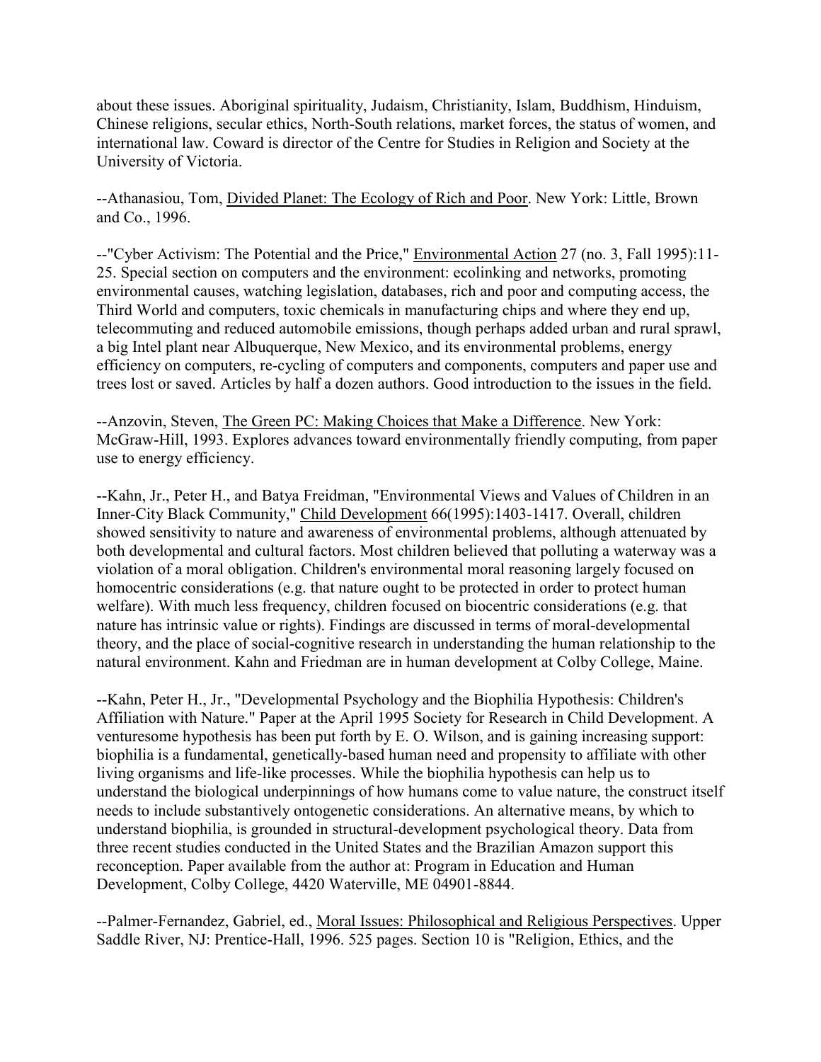about these issues. Aboriginal spirituality, Judaism, Christianity, Islam, Buddhism, Hinduism, Chinese religions, secular ethics, North-South relations, market forces, the status of women, and international law. Coward is director of the Centre for Studies in Religion and Society at the University of Victoria.

--Athanasiou, Tom, Divided Planet: The Ecology of Rich and Poor. New York: Little, Brown and Co., 1996.

--"Cyber Activism: The Potential and the Price," Environmental Action 27 (no. 3, Fall 1995):11-25. Special section on computers and the environment: ecolinking and networks, promoting environmental causes, watching legislation, databases, rich and poor and computing access, the Third World and computers, toxic chemicals in manufacturing chips and where they end up, telecommuting and reduced automobile emissions, though perhaps added urban and rural sprawl, a big Intel plant near Albuquerque, New Mexico, and its environmental problems, energy efficiency on computers, re-cycling of computers and components, computers and paper use and trees lost or saved. Articles by half a dozen authors. Good introduction to the issues in the field.

--Anzovin, Steven, The Green PC: Making Choices that Make a Difference. New York: McGraw-Hill, 1993. Explores advances toward environmentally friendly computing, from paper use to energy efficiency.

--Kahn, Jr., Peter H., and Batya Freidman, "Environmental Views and Values of Children in an Inner-City Black Community," Child Development 66(1995):1403-1417. Overall, children showed sensitivity to nature and awareness of environmental problems, although attenuated by both developmental and cultural factors. Most children believed that polluting a waterway was a violation of a moral obligation. Children's environmental moral reasoning largely focused on homocentric considerations (e.g. that nature ought to be protected in order to protect human welfare). With much less frequency, children focused on biocentric considerations (e.g. that nature has intrinsic value or rights). Findings are discussed in terms of moral-developmental theory, and the place of social-cognitive research in understanding the human relationship to the natural environment. Kahn and Friedman are in human development at Colby College, Maine.

--Kahn, Peter H., Jr., "Developmental Psychology and the Biophilia Hypothesis: Children's Affiliation with Nature." Paper at the April 1995 Society for Research in Child Development. A venturesome hypothesis has been put forth by E. O. Wilson, and is gaining increasing support: biophilia is a fundamental, genetically-based human need and propensity to affiliate with other living organisms and life-like processes. While the biophilia hypothesis can help us to understand the biological underpinnings of how humans come to value nature, the construct itself needs to include substantively ontogenetic considerations. An alternative means, by which to understand biophilia, is grounded in structural-development psychological theory. Data from three recent studies conducted in the United States and the Brazilian Amazon support this reconception. Paper available from the author at: Program in Education and Human Development, Colby College, 4420 Waterville, ME 04901-8844.

--Palmer-Fernandez, Gabriel, ed., Moral Issues: Philosophical and Religious Perspectives. Upper Saddle River, NJ: Prentice-Hall, 1996. 525 pages. Section 10 is "Religion, Ethics, and the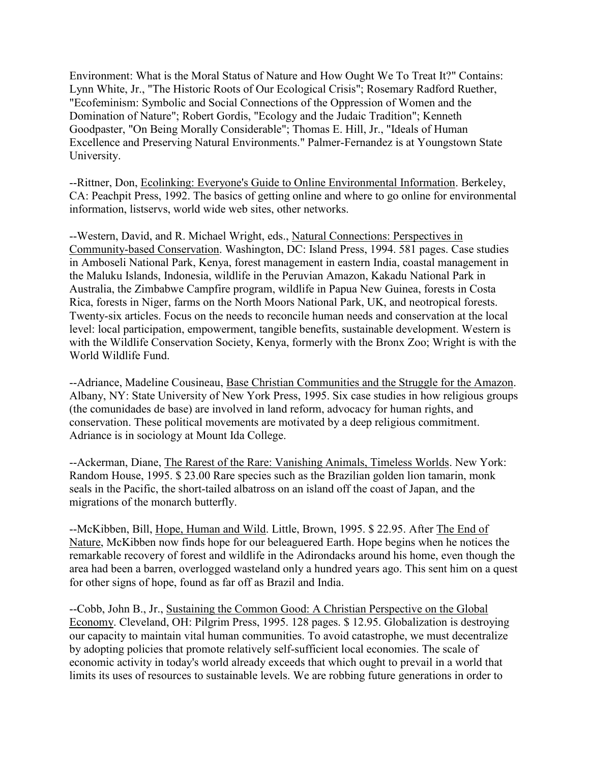Environment: What is the Moral Status of Nature and How Ought We To Treat It?" Contains: Lynn White, Jr., "The Historic Roots of Our Ecological Crisis"; Rosemary Radford Ruether, "Ecofeminism: Symbolic and Social Connections of the Oppression of Women and the Domination of Nature"; Robert Gordis, "Ecology and the Judaic Tradition"; Kenneth Goodpaster, "On Being Morally Considerable"; Thomas E. Hill, Jr., "Ideals of Human Excellence and Preserving Natural Environments." Palmer-Fernandez is at Youngstown State University.

--Rittner, Don, Ecolinking: Everyone's Guide to Online Environmental Information. Berkeley, CA: Peachpit Press, 1992. The basics of getting online and where to go online for environmental information, listservs, world wide web sites, other networks.

--Western, David, and R. Michael Wright, eds., Natural Connections: Perspectives in Community-based Conservation. Washington, DC: Island Press, 1994. 581 pages. Case studies in Amboseli National Park, Kenya, forest management in eastern India, coastal management in the Maluku Islands, Indonesia, wildlife in the Peruvian Amazon, Kakadu National Park in Australia, the Zimbabwe Campfire program, wildlife in Papua New Guinea, forests in Costa Rica, forests in Niger, farms on the North Moors National Park, UK, and neotropical forests. Twenty-six articles. Focus on the needs to reconcile human needs and conservation at the local level: local participation, empowerment, tangible benefits, sustainable development. Western is with the Wildlife Conservation Society, Kenya, formerly with the Bronx Zoo; Wright is with the World Wildlife Fund.

--Adriance, Madeline Cousineau, Base Christian Communities and the Struggle for the Amazon. Albany, NY: State University of New York Press, 1995. Six case studies in how religious groups (the comunidades de base) are involved in land reform, advocacy for human rights, and conservation. These political movements are motivated by a deep religious commitment. Adriance is in sociology at Mount Ida College.

--Ackerman, Diane, The Rarest of the Rare: Vanishing Animals, Timeless Worlds. New York: Random House, 1995. $ 23.00 Rare species such as the Brazilian golden lion tamarin, monk seals in the Pacific, the short-tailed albatross on an island off the coast of Japan, and the migrations of the monarch butterfly.

--McKibben, Bill, Hope, Human and Wild. Little, Brown, 1995. $ 22.95. After The End of Nature, McKibben now finds hope for our beleaguered Earth. Hope begins when he notices the remarkable recovery of forest and wildlife in the Adirondacks around his home, even though the area had been a barren, overlogged wasteland only a hundred years ago. This sent him on a quest for other signs of hope, found as far off as Brazil and India.

--Cobb, John B., Jr., Sustaining the Common Good: A Christian Perspective on the Global Economy. Cleveland, OH: Pilgrim Press, 1995. 128 pages. $ 12.95. Globalization is destroying our capacity to maintain vital human communities. To avoid catastrophe, we must decentralize by adopting policies that promote relatively self-sufficient local economies. The scale of economic activity in today's world already exceeds that which ought to prevail in a world that limits its uses of resources to sustainable levels. We are robbing future generations in order to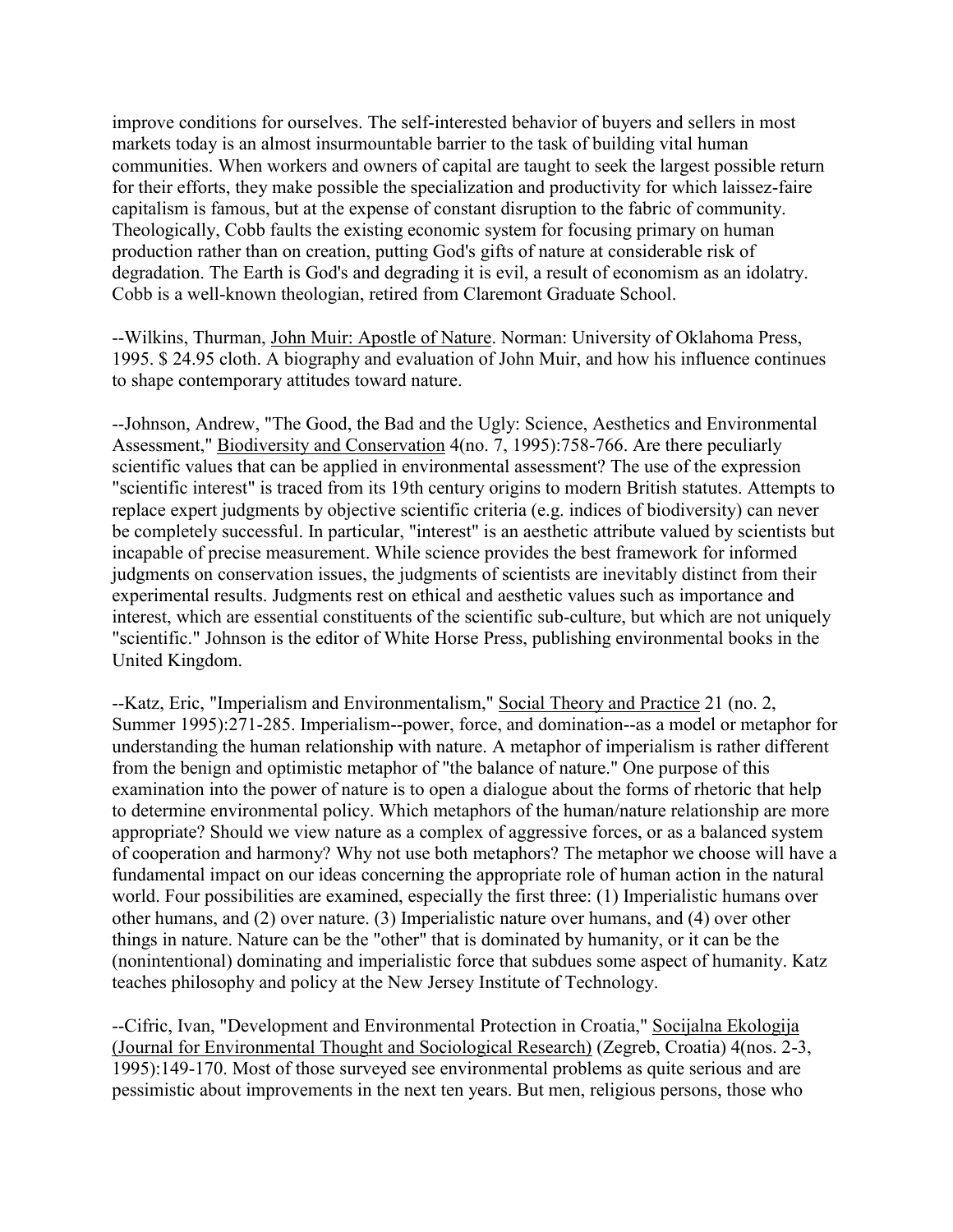improve conditions for ourselves. The self-interested behavior of buyers and sellers in most markets today is an almost insurmountable barrier to the task of building vital human communities. When workers and owners of capital are taught to seek the largest possible return for their efforts, they make possible the specialization and productivity for which laissez-faire capitalism is famous, but at the expense of constant disruption to the fabric of community. Theologically, Cobb faults the existing economic system for focusing primary on human production rather than on creation, putting God's gifts of nature at considerable risk of degradation. The Earth is God's and degrading it is evil, a result of economism as an idolatry. Cobb is a well-known theologian, retired from Claremont Graduate School.

--Wilkins, Thurman, John Muir: Apostle of Nature. Norman: University of Oklahoma Press, 1995. $ 24.95 cloth. A biography and evaluation of John Muir, and how his influence continues to shape contemporary attitudes toward nature.

--Johnson, Andrew, "The Good, the Bad and the Ugly: Science, Aesthetics and Environmental Assessment," Biodiversity and Conservation 4(no. 7, 1995):758-766. Are there peculiarly scientific values that can be applied in environmental assessment? The use of the expression "scientific interest" is traced from its 19th century origins to modern British statutes. Attempts to replace expert judgments by objective scientific criteria (e.g. indices of biodiversity) can never be completely successful. In particular, "interest" is an aesthetic attribute valued by scientists but incapable of precise measurement. While science provides the best framework for informed judgments on conservation issues, the judgments of scientists are inevitably distinct from their experimental results. Judgments rest on ethical and aesthetic values such as importance and interest, which are essential constituents of the scientific sub-culture, but which are not uniquely "scientific." Johnson is the editor of White Horse Press, publishing environmental books in the United Kingdom.

--Katz, Eric, "Imperialism and Environmentalism," Social Theory and Practice 21 (no. 2, Summer 1995):271-285. Imperialism--power, force, and domination--as a model or metaphor for understanding the human relationship with nature. A metaphor of imperialism is rather different from the benign and optimistic metaphor of "the balance of nature." One purpose of this examination into the power of nature is to open a dialogue about the forms of rhetoric that help to determine environmental policy. Which metaphors of the human/nature relationship are more appropriate? Should we view nature as a complex of aggressive forces, or as a balanced system of cooperation and harmony? Why not use both metaphors? The metaphor we choose will have a fundamental impact on our ideas concerning the appropriate role of human action in the natural world. Four possibilities are examined, especially the first three: (1) Imperialistic humans over other humans, and (2) over nature. (3) Imperialistic nature over humans, and (4) over other things in nature. Nature can be the "other" that is dominated by humanity, or it can be the (nonintentional) dominating and imperialistic force that subdues some aspect of humanity. Katz teaches philosophy and policy at the New Jersey Institute of Technology.

--Cifric, Ivan, "Development and Environmental Protection in Croatia," Socijalna Ekologija (Journal for Environmental Thought and Sociological Research) (Zegreb, Croatia) 4(nos. 2-3, 1995):149-170. Most of those surveyed see environmental problems as quite serious and are pessimistic about improvements in the next ten years. But men, religious persons, those who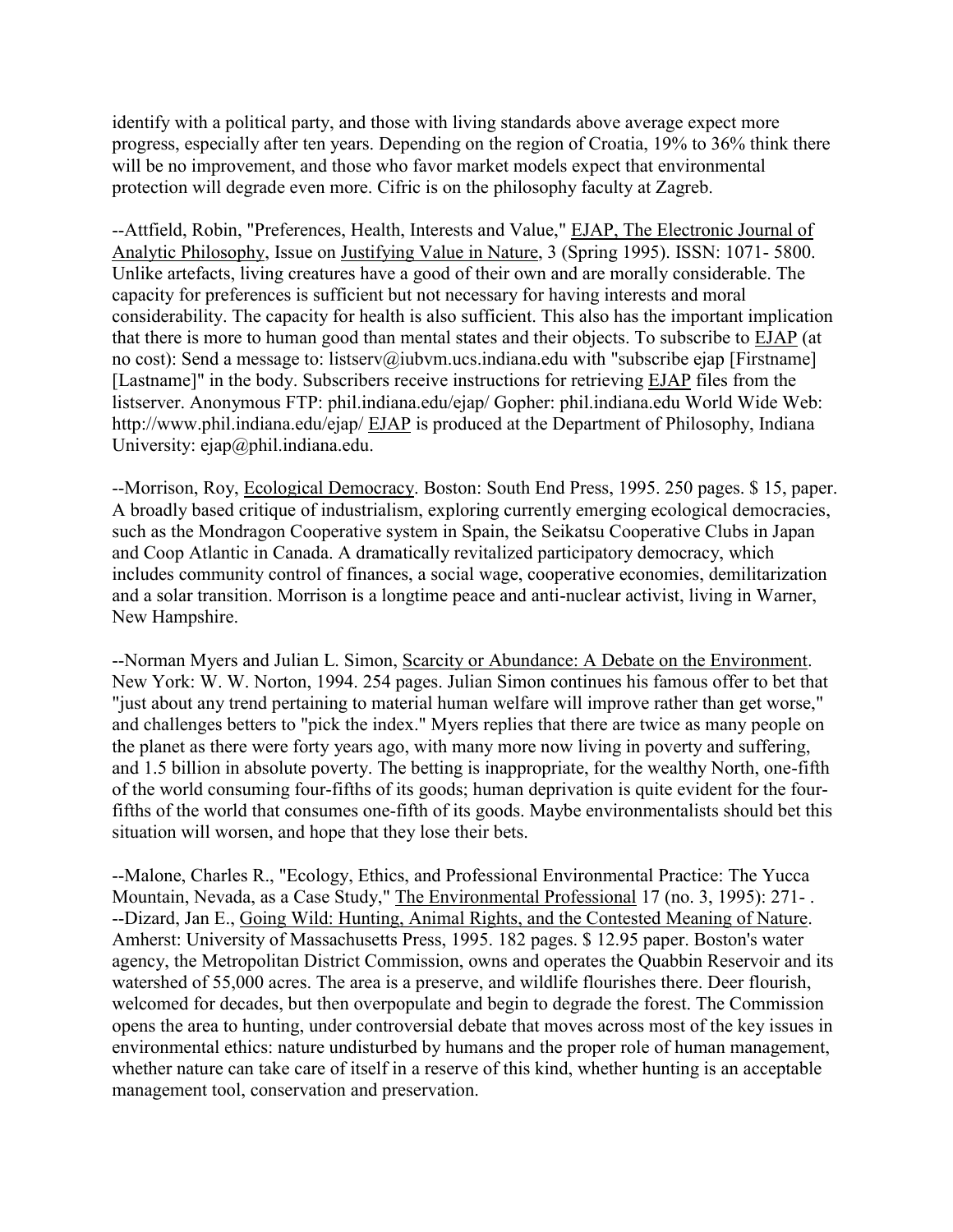identify with a political party, and those with living standards above average expect more progress, especially after ten years. Depending on the region of Croatia, 19% to 36% think there will be no improvement, and those who favor market models expect that environmental protection will degrade even more. Cifric is on the philosophy faculty at Zagreb.

--Attfield, Robin, "Preferences, Health, Interests and Value," EJAP, The Electronic Journal of Analytic Philosophy, Issue on Justifying Value in Nature, 3 (Spring 1995). ISSN: 1071- 5800. Unlike artefacts, living creatures have a good of their own and are morally considerable. The capacity for preferences is sufficient but not necessary for having interests and moral considerability. The capacity for health is also sufficient. This also has the important implication that there is more to human good than mental states and their objects. To subscribe to EJAP (at no cost): Send a message to: listserv@iubvm.ucs.indiana.edu with "subscribe ejap [Firstname] [Lastname]" in the body. Subscribers receive instructions for retrieving EJAP files from the listserver. Anonymous FTP: phil.indiana.edu/ejap/ Gopher: phil.indiana.edu World Wide Web: http://www.phil.indiana.edu/ejap/ EJAP is produced at the Department of Philosophy, Indiana University: ejap@phil.indiana.edu.

--Morrison, Roy, Ecological Democracy. Boston: South End Press, 1995. 250 pages. $ 15, paper. A broadly based critique of industrialism, exploring currently emerging ecological democracies, such as the Mondragon Cooperative system in Spain, the Seikatsu Cooperative Clubs in Japan and Coop Atlantic in Canada. A dramatically revitalized participatory democracy, which includes community control of finances, a social wage, cooperative economies, demilitarization and a solar transition. Morrison is a longtime peace and anti-nuclear activist, living in Warner, New Hampshire.

--Norman Myers and Julian L. Simon, Scarcity or Abundance: A Debate on the Environment. New York: W. W. Norton, 1994. 254 pages. Julian Simon continues his famous offer to bet that "just about any trend pertaining to material human welfare will improve rather than get worse," and challenges betters to "pick the index." Myers replies that there are twice as many people on the planet as there were forty years ago, with many more now living in poverty and suffering, and 1.5 billion in absolute poverty. The betting is inappropriate, for the wealthy North, one-fifth of the world consuming four-fifths of its goods; human deprivation is quite evident for the four-fifths of the world that consumes one-fifth of its goods. Maybe environmentalists should bet this situation will worsen, and hope that they lose their bets.

--Malone, Charles R., "Ecology, Ethics, and Professional Environmental Practice: The Yucca Mountain, Nevada, as a Case Study," The Environmental Professional 17 (no. 3, 1995): 271- .

--Dizard, Jan E., Going Wild: Hunting, Animal Rights, and the Contested Meaning of Nature. Amherst: University of Massachusetts Press, 1995. 182 pages. $ 12.95 paper. Boston's water agency, the Metropolitan District Commission, owns and operates the Quabbin Reservoir and its watershed of 55,000 acres. The area is a preserve, and wildlife flourishes there. Deer flourish, welcomed for decades, but then overpopulate and begin to degrade the forest. The Commission opens the area to hunting, under controversial debate that moves across most of the key issues in environmental ethics: nature undisturbed by humans and the proper role of human management, whether nature can take care of itself in a reserve of this kind, whether hunting is an acceptable management tool, conservation and preservation.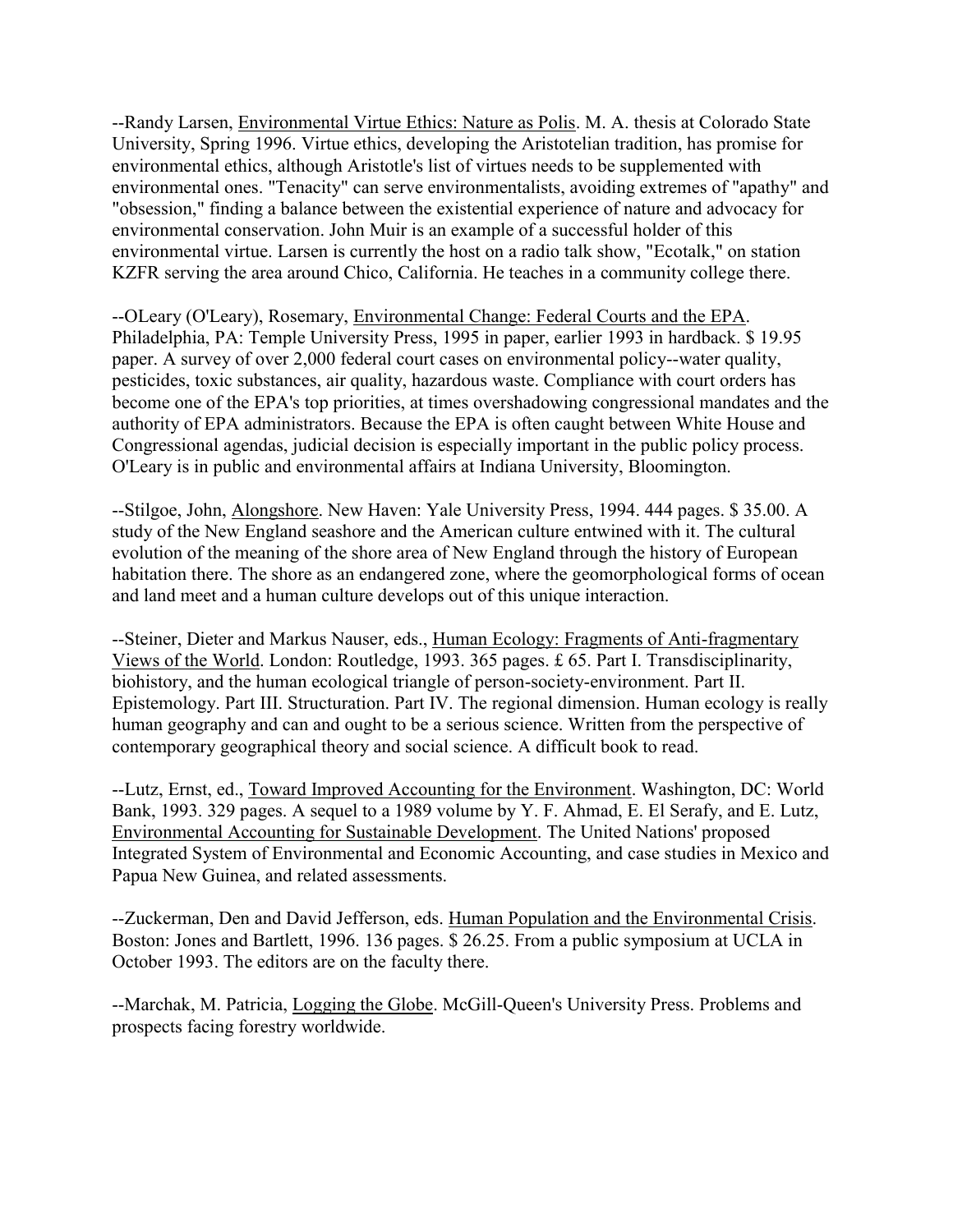--Randy Larsen, Environmental Virtue Ethics: Nature as Polis. M. A. thesis at Colorado State University, Spring 1996. Virtue ethics, developing the Aristotelian tradition, has promise for environmental ethics, although Aristotle's list of virtues needs to be supplemented with environmental ones. "Tenacity" can serve environmentalists, avoiding extremes of "apathy" and "obsession," finding a balance between the existential experience of nature and advocacy for environmental conservation. John Muir is an example of a successful holder of this environmental virtue. Larsen is currently the host on a radio talk show, "Ecotalk," on station KZFR serving the area around Chico, California. He teaches in a community college there.

--OLeary (O'Leary), Rosemary, Environmental Change: Federal Courts and the EPA. Philadelphia, PA: Temple University Press, 1995 in paper, earlier 1993 in hardback. $ 19.95 paper. A survey of over 2,000 federal court cases on environmental policy--water quality, pesticides, toxic substances, air quality, hazardous waste. Compliance with court orders has become one of the EPA's top priorities, at times overshadowing congressional mandates and the authority of EPA administrators. Because the EPA is often caught between White House and Congressional agendas, judicial decision is especially important in the public policy process. O'Leary is in public and environmental affairs at Indiana University, Bloomington.

--Stilgoe, John, Alongshore. New Haven: Yale University Press, 1994. 444 pages. $ 35.00. A study of the New England seashore and the American culture entwined with it. The cultural evolution of the meaning of the shore area of New England through the history of European habitation there. The shore as an endangered zone, where the geomorphological forms of ocean and land meet and a human culture develops out of this unique interaction.

--Steiner, Dieter and Markus Nauser, eds., Human Ecology: Fragments of Anti-fragmentary Views of the World. London: Routledge, 1993. 365 pages. £ 65. Part I. Transdisciplinarity, biohistory, and the human ecological triangle of person-society-environment. Part II. Epistemology. Part III. Structuration. Part IV. The regional dimension. Human ecology is really human geography and can and ought to be a serious science. Written from the perspective of contemporary geographical theory and social science. A difficult book to read.

--Lutz, Ernst, ed., Toward Improved Accounting for the Environment. Washington, DC: World Bank, 1993. 329 pages. A sequel to a 1989 volume by Y. F. Ahmad, E. El Serafy, and E. Lutz, Environmental Accounting for Sustainable Development. The United Nations' proposed Integrated System of Environmental and Economic Accounting, and case studies in Mexico and Papua New Guinea, and related assessments.

--Zuckerman, Den and David Jefferson, eds. Human Population and the Environmental Crisis. Boston: Jones and Bartlett, 1996. 136 pages. $ 26.25. From a public symposium at UCLA in October 1993. The editors are on the faculty there.

--Marchak, M. Patricia, Logging the Globe. McGill-Queen's University Press. Problems and prospects facing forestry worldwide.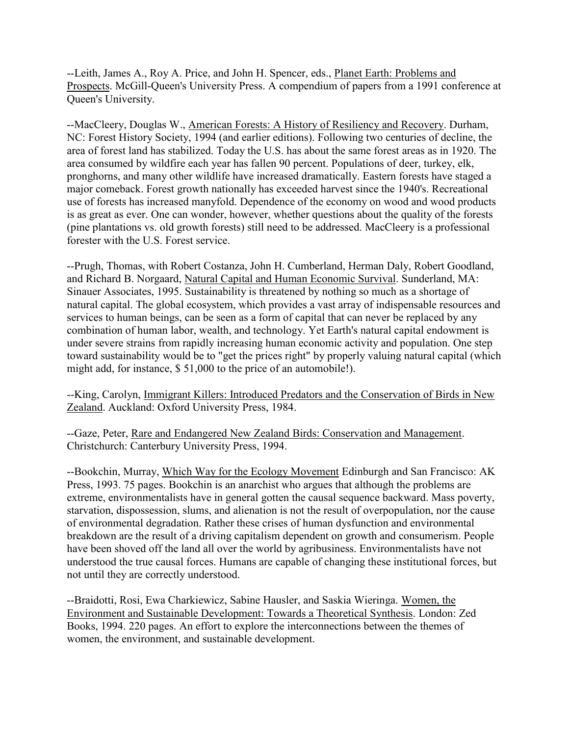--Leith, James A., Roy A. Price, and John H. Spencer, eds., Planet Earth: Problems and Prospects. McGill-Queen's University Press. A compendium of papers from a 1991 conference at Queen's University.

--MacCleery, Douglas W., American Forests: A History of Resiliency and Recovery. Durham, NC: Forest History Society, 1994 (and earlier editions). Following two centuries of decline, the area of forest land has stabilized. Today the U.S. has about the same forest areas as in 1920. The area consumed by wildfire each year has fallen 90 percent. Populations of deer, turkey, elk, pronghorns, and many other wildlife have increased dramatically. Eastern forests have staged a major comeback. Forest growth nationally has exceeded harvest since the 1940's. Recreational use of forests has increased manyfold. Dependence of the economy on wood and wood products is as great as ever. One can wonder, however, whether questions about the quality of the forests (pine plantations vs. old growth forests) still need to be addressed. MacCleery is a professional forester with the U.S. Forest service.

--Prugh, Thomas, with Robert Costanza, John H. Cumberland, Herman Daly, Robert Goodland, and Richard B. Norgaard, Natural Capital and Human Economic Survival. Sunderland, MA: Sinauer Associates, 1995. Sustainability is threatened by nothing so much as a shortage of natural capital. The global ecosystem, which provides a vast array of indispensable resources and services to human beings, can be seen as a form of capital that can never be replaced by any combination of human labor, wealth, and technology. Yet Earth's natural capital endowment is under severe strains from rapidly increasing human economic activity and population. One step toward sustainability would be to "get the prices right" by properly valuing natural capital (which might add, for instance, $ 51,000 to the price of an automobile!).

--King, Carolyn, Immigrant Killers: Introduced Predators and the Conservation of Birds in New Zealand. Auckland: Oxford University Press, 1984.

--Gaze, Peter, Rare and Endangered New Zealand Birds: Conservation and Management. Christchurch: Canterbury University Press, 1994.

--Bookchin, Murray, Which Way for the Ecology Movement Edinburgh and San Francisco: AK Press, 1993. 75 pages. Bookchin is an anarchist who argues that although the problems are extreme, environmentalists have in general gotten the causal sequence backward. Mass poverty, starvation, dispossession, slums, and alienation is not the result of overpopulation, nor the cause of environmental degradation. Rather these crises of human dysfunction and environmental breakdown are the result of a driving capitalism dependent on growth and consumerism. People have been shoved off the land all over the world by agribusiness. Environmentalists have not understood the true causal forces. Humans are capable of changing these institutional forces, but not until they are correctly understood.

--Braidotti, Rosi, Ewa Charkiewicz, Sabine Hausler, and Saskia Wieringa. Women, the Environment and Sustainable Development: Towards a Theoretical Synthesis. London: Zed Books, 1994. 220 pages. An effort to explore the interconnections between the themes of women, the environment, and sustainable development.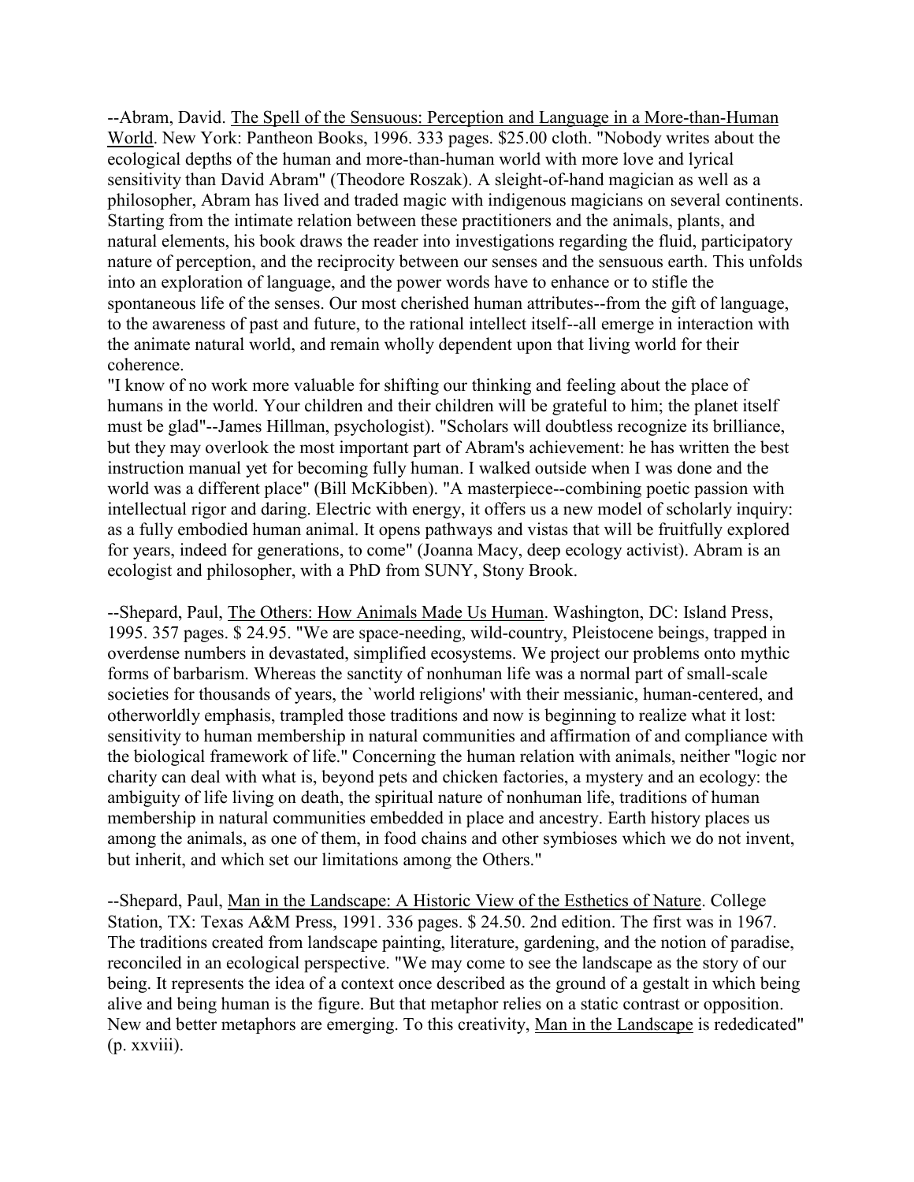--Abram, David. The Spell of the Sensuous: Perception and Language in a More-than-Human World. New York: Pantheon Books, 1996. 333 pages. $25.00 cloth. "Nobody writes about the ecological depths of the human and more-than-human world with more love and lyrical sensitivity than David Abram" (Theodore Roszak). A sleight-of-hand magician as well as a philosopher, Abram has lived and traded magic with indigenous magicians on several continents. Starting from the intimate relation between these practitioners and the animals, plants, and natural elements, his book draws the reader into investigations regarding the fluid, participatory nature of perception, and the reciprocity between our senses and the sensuous earth. This unfolds into an exploration of language, and the power words have to enhance or to stifle the spontaneous life of the senses. Our most cherished human attributes--from the gift of language, to the awareness of past and future, to the rational intellect itself--all emerge in interaction with the animate natural world, and remain wholly dependent upon that living world for their coherence.

"I know of no work more valuable for shifting our thinking and feeling about the place of humans in the world. Your children and their children will be grateful to him; the planet itself must be glad"--James Hillman, psychologist). "Scholars will doubtless recognize its brilliance, but they may overlook the most important part of Abram's achievement: he has written the best instruction manual yet for becoming fully human. I walked outside when I was done and the world was a different place" (Bill McKibben). "A masterpiece--combining poetic passion with intellectual rigor and daring. Electric with energy, it offers us a new model of scholarly inquiry: as a fully embodied human animal. It opens pathways and vistas that will be fruitfully explored for years, indeed for generations, to come" (Joanna Macy, deep ecology activist). Abram is an ecologist and philosopher, with a PhD from SUNY, Stony Brook.

--Shepard, Paul, The Others: How Animals Made Us Human. Washington, DC: Island Press, 1995. 357 pages. $ 24.95. "We are space-needing, wild-country, Pleistocene beings, trapped in overdense numbers in devastated, simplified ecosystems. We project our problems onto mythic forms of barbarism. Whereas the sanctity of nonhuman life was a normal part of small-scale societies for thousands of years, the `world religions' with their messianic, human-centered, and otherworldly emphasis, trampled those traditions and now is beginning to realize what it lost: sensitivity to human membership in natural communities and affirmation of and compliance with the biological framework of life." Concerning the human relation with animals, neither "logic nor charity can deal with what is, beyond pets and chicken factories, a mystery and an ecology: the ambiguity of life living on death, the spiritual nature of nonhuman life, traditions of human membership in natural communities embedded in place and ancestry. Earth history places us among the animals, as one of them, in food chains and other symbioses which we do not invent, but inherit, and which set our limitations among the Others."

--Shepard, Paul, Man in the Landscape: A Historic View of the Esthetics of Nature. College Station, TX: Texas A&M Press, 1991. 336 pages. $ 24.50. 2nd edition. The first was in 1967. The traditions created from landscape painting, literature, gardening, and the notion of paradise, reconciled in an ecological perspective. "We may come to see the landscape as the story of our being. It represents the idea of a context once described as the ground of a gestalt in which being alive and being human is the figure. But that metaphor relies on a static contrast or opposition. New and better metaphors are emerging. To this creativity, Man in the Landscape is rededicated" (p. xxviii).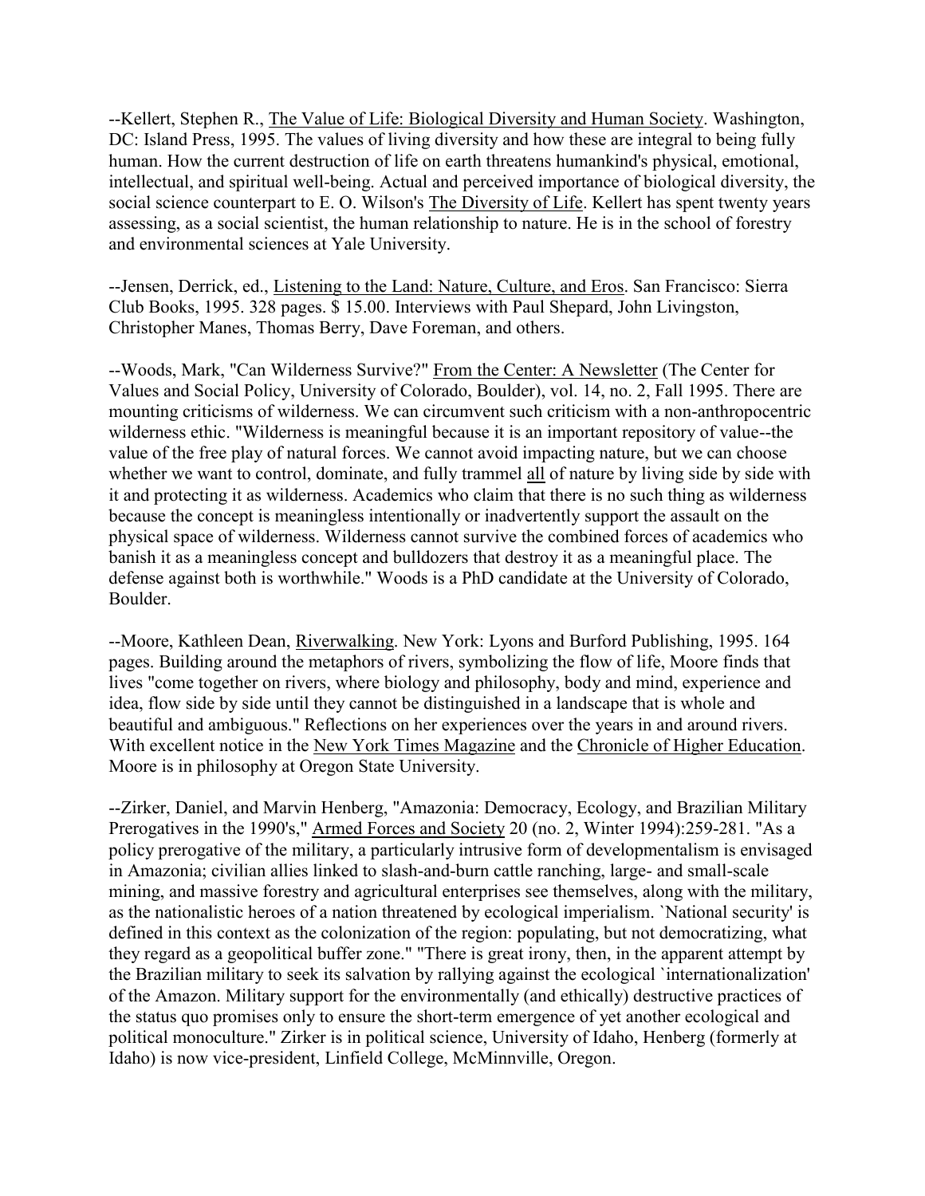--Kellert, Stephen R., The Value of Life: Biological Diversity and Human Society. Washington, DC: Island Press, 1995. The values of living diversity and how these are integral to being fully human. How the current destruction of life on earth threatens humankind's physical, emotional, intellectual, and spiritual well-being. Actual and perceived importance of biological diversity, the social science counterpart to E. O. Wilson's The Diversity of Life. Kellert has spent twenty years assessing, as a social scientist, the human relationship to nature. He is in the school of forestry and environmental sciences at Yale University.

--Jensen, Derrick, ed., Listening to the Land: Nature, Culture, and Eros. San Francisco: Sierra Club Books, 1995. 328 pages. $ 15.00. Interviews with Paul Shepard, John Livingston, Christopher Manes, Thomas Berry, Dave Foreman, and others.

--Woods, Mark, "Can Wilderness Survive?" From the Center: A Newsletter (The Center for Values and Social Policy, University of Colorado, Boulder), vol. 14, no. 2, Fall 1995. There are mounting criticisms of wilderness. We can circumvent such criticism with a non-anthropocentric wilderness ethic. "Wilderness is meaningful because it is an important repository of value--the value of the free play of natural forces. We cannot avoid impacting nature, but we can choose whether we want to control, dominate, and fully trammel all of nature by living side by side with it and protecting it as wilderness. Academics who claim that there is no such thing as wilderness because the concept is meaningless intentionally or inadvertently support the assault on the physical space of wilderness. Wilderness cannot survive the combined forces of academics who banish it as a meaningless concept and bulldozers that destroy it as a meaningful place. The defense against both is worthwhile." Woods is a PhD candidate at the University of Colorado, Boulder.

--Moore, Kathleen Dean, Riverwalking. New York: Lyons and Burford Publishing, 1995. 164 pages. Building around the metaphors of rivers, symbolizing the flow of life, Moore finds that lives "come together on rivers, where biology and philosophy, body and mind, experience and idea, flow side by side until they cannot be distinguished in a landscape that is whole and beautiful and ambiguous." Reflections on her experiences over the years in and around rivers. With excellent notice in the New York Times Magazine and the Chronicle of Higher Education. Moore is in philosophy at Oregon State University.

--Zirker, Daniel, and Marvin Henberg, "Amazonia: Democracy, Ecology, and Brazilian Military Prerogatives in the 1990's," Armed Forces and Society 20 (no. 2, Winter 1994):259-281. "As a policy prerogative of the military, a particularly intrusive form of developmentalism is envisaged in Amazonia; civilian allies linked to slash-and-burn cattle ranching, large- and small-scale mining, and massive forestry and agricultural enterprises see themselves, along with the military, as the nationalistic heroes of a nation threatened by ecological imperialism. `National security' is defined in this context as the colonization of the region: populating, but not democratizing, what they regard as a geopolitical buffer zone." "There is great irony, then, in the apparent attempt by the Brazilian military to seek its salvation by rallying against the ecological `internationalization' of the Amazon. Military support for the environmentally (and ethically) destructive practices of the status quo promises only to ensure the short-term emergence of yet another ecological and political monoculture." Zirker is in political science, University of Idaho, Henberg (formerly at Idaho) is now vice-president, Linfield College, McMinnville, Oregon.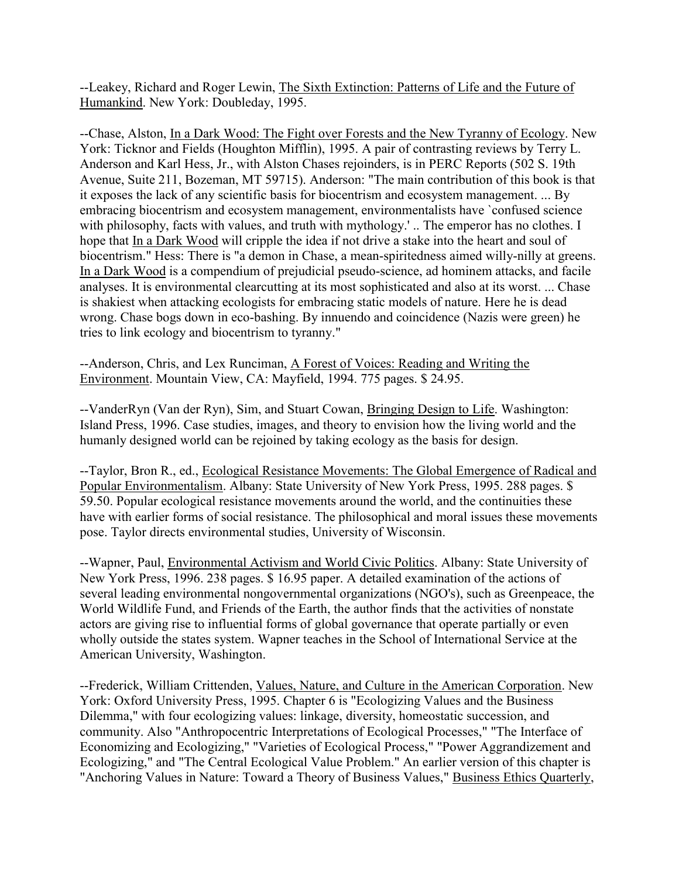--Leakey, Richard and Roger Lewin, The Sixth Extinction: Patterns of Life and the Future of Humankind. New York: Doubleday, 1995.

--Chase, Alston, In a Dark Wood: The Fight over Forests and the New Tyranny of Ecology. New York: Ticknor and Fields (Houghton Mifflin), 1995. A pair of contrasting reviews by Terry L. Anderson and Karl Hess, Jr., with Alston Chases rejoinders, is in PERC Reports (502 S. 19th Avenue, Suite 211, Bozeman, MT 59715). Anderson: "The main contribution of this book is that it exposes the lack of any scientific basis for biocentrism and ecosystem management. ... By embracing biocentrism and ecosystem management, environmentalists have `confused science with philosophy, facts with values, and truth with mythology.' .. The emperor has no clothes. I hope that In a Dark Wood will cripple the idea if not drive a stake into the heart and soul of biocentrism." Hess: There is "a demon in Chase, a mean-spiritedness aimed willy-nilly at greens. In a Dark Wood is a compendium of prejudicial pseudo-science, ad hominem attacks, and facile analyses. It is environmental clearcutting at its most sophisticated and also at its worst. ... Chase is shakiest when attacking ecologists for embracing static models of nature. Here he is dead wrong. Chase bogs down in eco-bashing. By innuendo and coincidence (Nazis were green) he tries to link ecology and biocentrism to tyranny."

--Anderson, Chris, and Lex Runciman, A Forest of Voices: Reading and Writing the Environment. Mountain View, CA: Mayfield, 1994. 775 pages. $ 24.95.

--VanderRyn (Van der Ryn), Sim, and Stuart Cowan, Bringing Design to Life. Washington: Island Press, 1996. Case studies, images, and theory to envision how the living world and the humanly designed world can be rejoined by taking ecology as the basis for design.

--Taylor, Bron R., ed., Ecological Resistance Movements: The Global Emergence of Radical and Popular Environmentalism. Albany: State University of New York Press, 1995. 288 pages. $ 59.50. Popular ecological resistance movements around the world, and the continuities these have with earlier forms of social resistance. The philosophical and moral issues these movements pose. Taylor directs environmental studies, University of Wisconsin.

--Wapner, Paul, Environmental Activism and World Civic Politics. Albany: State University of New York Press, 1996. 238 pages. $ 16.95 paper. A detailed examination of the actions of several leading environmental nongovernmental organizations (NGO's), such as Greenpeace, the World Wildlife Fund, and Friends of the Earth, the author finds that the activities of nonstate actors are giving rise to influential forms of global governance that operate partially or even wholly outside the states system. Wapner teaches in the School of International Service at the American University, Washington.

--Frederick, William Crittenden, Values, Nature, and Culture in the American Corporation. New York: Oxford University Press, 1995. Chapter 6 is "Ecologizing Values and the Business Dilemma," with four ecologizing values: linkage, diversity, homeostatic succession, and community. Also "Anthropocentric Interpretations of Ecological Processes," "The Interface of Economizing and Ecologizing," "Varieties of Ecological Process," "Power Aggrandizement and Ecologizing," and "The Central Ecological Value Problem." An earlier version of this chapter is "Anchoring Values in Nature: Toward a Theory of Business Values," Business Ethics Quarterly,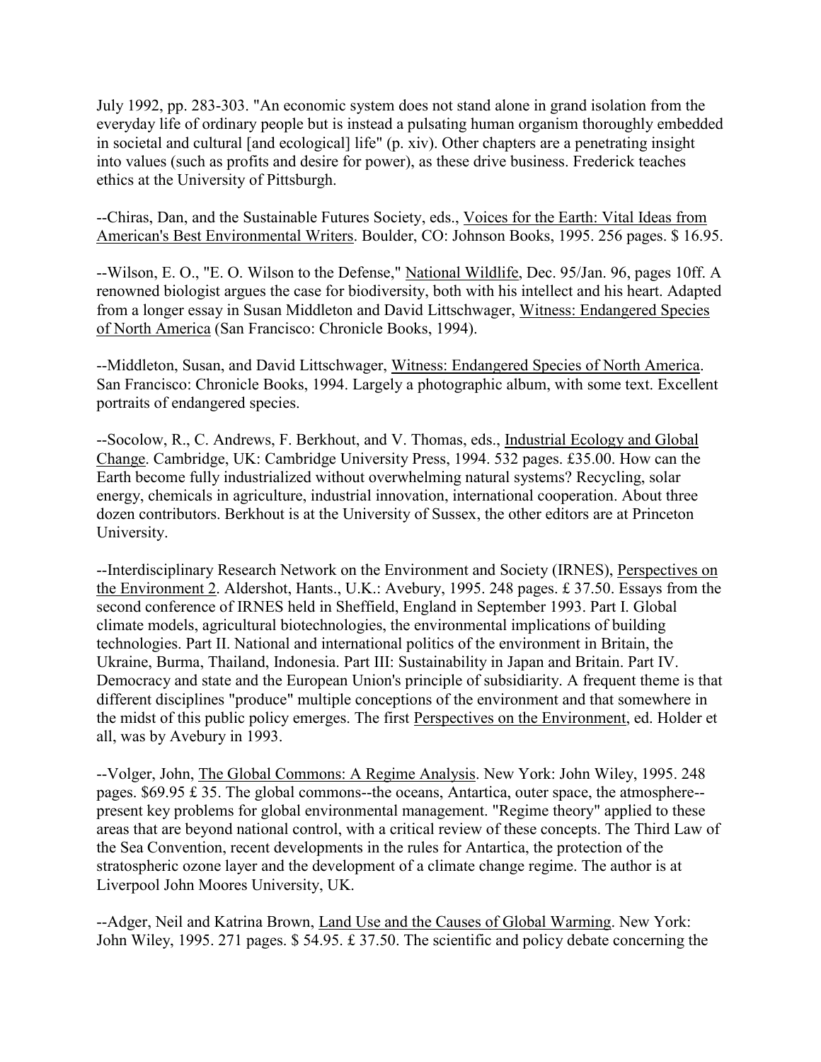July 1992, pp. 283-303. "An economic system does not stand alone in grand isolation from the everyday life of ordinary people but is instead a pulsating human organism thoroughly embedded in societal and cultural [and ecological] life" (p. xiv). Other chapters are a penetrating insight into values (such as profits and desire for power), as these drive business. Frederick teaches ethics at the University of Pittsburgh.

--Chiras, Dan, and the Sustainable Futures Society, eds., Voices for the Earth: Vital Ideas from American's Best Environmental Writers. Boulder, CO: Johnson Books, 1995. 256 pages. $ 16.95.

--Wilson, E. O., "E. O. Wilson to the Defense," National Wildlife, Dec. 95/Jan. 96, pages 10ff. A renowned biologist argues the case for biodiversity, both with his intellect and his heart. Adapted from a longer essay in Susan Middleton and David Littschwager, Witness: Endangered Species of North America (San Francisco: Chronicle Books, 1994).

--Middleton, Susan, and David Littschwager, Witness: Endangered Species of North America. San Francisco: Chronicle Books, 1994. Largely a photographic album, with some text. Excellent portraits of endangered species.

--Socolow, R., C. Andrews, F. Berkhout, and V. Thomas, eds., Industrial Ecology and Global Change. Cambridge, UK: Cambridge University Press, 1994. 532 pages. £35.00. How can the Earth become fully industrialized without overwhelming natural systems? Recycling, solar energy, chemicals in agriculture, industrial innovation, international cooperation. About three dozen contributors. Berkhout is at the University of Sussex, the other editors are at Princeton University.

--Interdisciplinary Research Network on the Environment and Society (IRNES), Perspectives on the Environment 2. Aldershot, Hants., U.K.: Avebury, 1995. 248 pages. £ 37.50. Essays from the second conference of IRNES held in Sheffield, England in September 1993. Part I. Global climate models, agricultural biotechnologies, the environmental implications of building technologies. Part II. National and international politics of the environment in Britain, the Ukraine, Burma, Thailand, Indonesia. Part III: Sustainability in Japan and Britain. Part IV. Democracy and state and the European Union's principle of subsidiarity. A frequent theme is that different disciplines "produce" multiple conceptions of the environment and that somewhere in the midst of this public policy emerges. The first Perspectives on the Environment, ed. Holder et all, was by Avebury in 1993.

--Volger, John, The Global Commons: A Regime Analysis. New York: John Wiley, 1995. 248 pages. $69.95 £ 35. The global commons--the oceans, Antartica, outer space, the atmosphere--present key problems for global environmental management. "Regime theory" applied to these areas that are beyond national control, with a critical review of these concepts. The Third Law of the Sea Convention, recent developments in the rules for Antartica, the protection of the stratospheric ozone layer and the development of a climate change regime. The author is at Liverpool John Moores University, UK.

--Adger, Neil and Katrina Brown, Land Use and the Causes of Global Warming. New York: John Wiley, 1995. 271 pages. $ 54.95. £ 37.50. The scientific and policy debate concerning the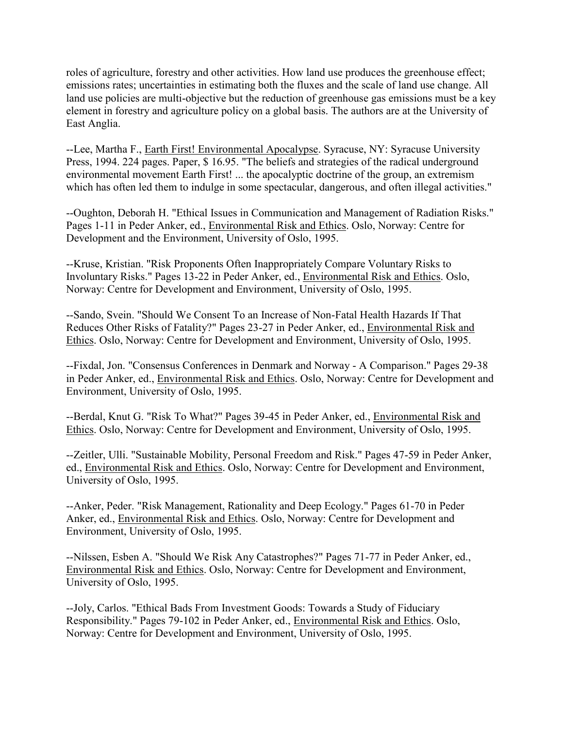roles of agriculture, forestry and other activities. How land use produces the greenhouse effect; emissions rates; uncertainties in estimating both the fluxes and the scale of land use change. All land use policies are multi-objective but the reduction of greenhouse gas emissions must be a key element in forestry and agriculture policy on a global basis. The authors are at the University of East Anglia.

--Lee, Martha F., Earth First! Environmental Apocalypse. Syracuse, NY: Syracuse University Press, 1994. 224 pages. Paper, $ 16.95. "The beliefs and strategies of the radical underground environmental movement Earth First! ... the apocalyptic doctrine of the group, an extremism which has often led them to indulge in some spectacular, dangerous, and often illegal activities."

--Oughton, Deborah H. "Ethical Issues in Communication and Management of Radiation Risks." Pages 1-11 in Peder Anker, ed., Environmental Risk and Ethics. Oslo, Norway: Centre for Development and the Environment, University of Oslo, 1995.

--Kruse, Kristian. "Risk Proponents Often Inappropriately Compare Voluntary Risks to Involuntary Risks." Pages 13-22 in Peder Anker, ed., Environmental Risk and Ethics. Oslo, Norway: Centre for Development and Environment, University of Oslo, 1995.

--Sando, Svein. "Should We Consent To an Increase of Non-Fatal Health Hazards If That Reduces Other Risks of Fatality?" Pages 23-27 in Peder Anker, ed., Environmental Risk and Ethics. Oslo, Norway: Centre for Development and Environment, University of Oslo, 1995.

--Fixdal, Jon. "Consensus Conferences in Denmark and Norway - A Comparison." Pages 29-38 in Peder Anker, ed., Environmental Risk and Ethics. Oslo, Norway: Centre for Development and Environment, University of Oslo, 1995.

--Berdal, Knut G. "Risk To What?" Pages 39-45 in Peder Anker, ed., Environmental Risk and Ethics. Oslo, Norway: Centre for Development and Environment, University of Oslo, 1995.

--Zeitler, Ulli. "Sustainable Mobility, Personal Freedom and Risk." Pages 47-59 in Peder Anker, ed., Environmental Risk and Ethics. Oslo, Norway: Centre for Development and Environment, University of Oslo, 1995.

--Anker, Peder. "Risk Management, Rationality and Deep Ecology." Pages 61-70 in Peder Anker, ed., Environmental Risk and Ethics. Oslo, Norway: Centre for Development and Environment, University of Oslo, 1995.

--Nilssen, Esben A. "Should We Risk Any Catastrophes?" Pages 71-77 in Peder Anker, ed., Environmental Risk and Ethics. Oslo, Norway: Centre for Development and Environment, University of Oslo, 1995.

--Joly, Carlos. "Ethical Bads From Investment Goods: Towards a Study of Fiduciary Responsibility." Pages 79-102 in Peder Anker, ed., Environmental Risk and Ethics. Oslo, Norway: Centre for Development and Environment, University of Oslo, 1995.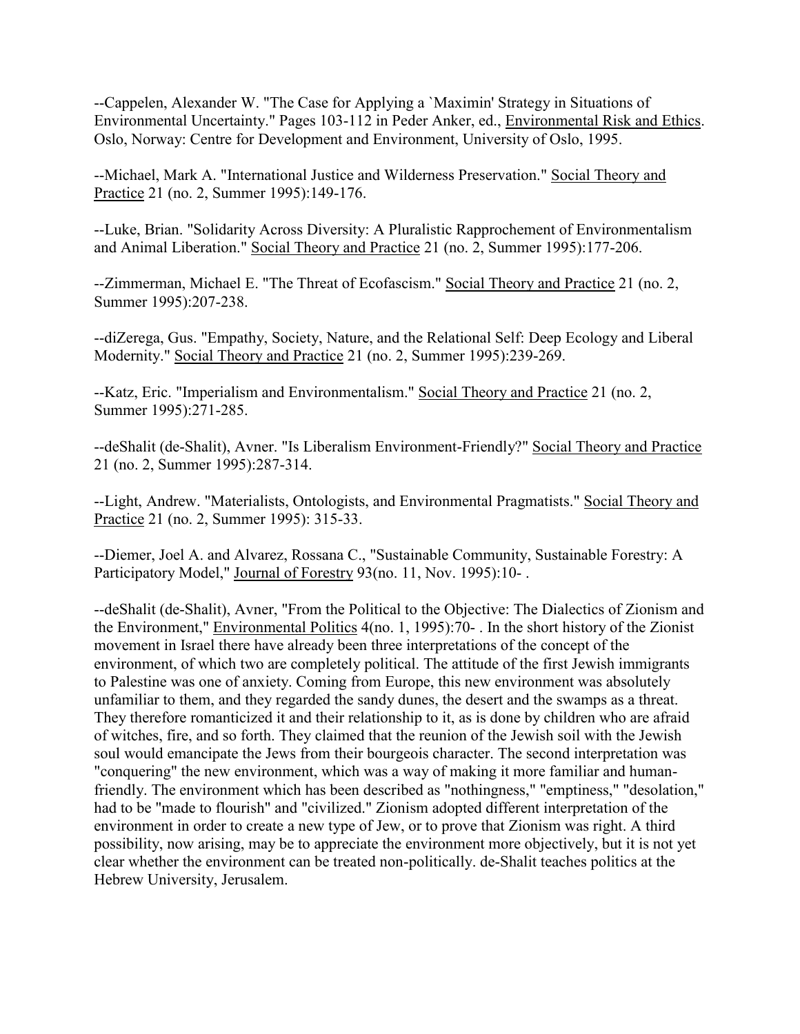--Cappelen, Alexander W. "The Case for Applying a `Maximin' Strategy in Situations of Environmental Uncertainty." Pages 103-112 in Peder Anker, ed., Environmental Risk and Ethics. Oslo, Norway: Centre for Development and Environment, University of Oslo, 1995.

--Michael, Mark A. "International Justice and Wilderness Preservation." Social Theory and Practice 21 (no. 2, Summer 1995):149-176.

--Luke, Brian. "Solidarity Across Diversity: A Pluralistic Rapprochement of Environmentalism and Animal Liberation." Social Theory and Practice 21 (no. 2, Summer 1995):177-206.

--Zimmerman, Michael E. "The Threat of Ecofascism." Social Theory and Practice 21 (no. 2, Summer 1995):207-238.

--diZerega, Gus. "Empathy, Society, Nature, and the Relational Self: Deep Ecology and Liberal Modernity." Social Theory and Practice 21 (no. 2, Summer 1995):239-269.

--Katz, Eric. "Imperialism and Environmentalism." Social Theory and Practice 21 (no. 2, Summer 1995):271-285.

--deShalit (de-Shalit), Avner. "Is Liberalism Environment-Friendly?" Social Theory and Practice 21 (no. 2, Summer 1995):287-314.

--Light, Andrew. "Materialists, Ontologists, and Environmental Pragmatists." Social Theory and Practice 21 (no. 2, Summer 1995): 315-33.

--Diemer, Joel A. and Alvarez, Rossana C., "Sustainable Community, Sustainable Forestry: A Participatory Model," Journal of Forestry 93(no. 11, Nov. 1995):10- .

--deShalit (de-Shalit), Avner, "From the Political to the Objective: The Dialectics of Zionism and the Environment," Environmental Politics 4(no. 1, 1995):70- . In the short history of the Zionist movement in Israel there have already been three interpretations of the concept of the environment, of which two are completely political. The attitude of the first Jewish immigrants to Palestine was one of anxiety. Coming from Europe, this new environment was absolutely unfamiliar to them, and they regarded the sandy dunes, the desert and the swamps as a threat. They therefore romanticized it and their relationship to it, as is done by children who are afraid of witches, fire, and so forth. They claimed that the reunion of the Jewish soil with the Jewish soul would emancipate the Jews from their bourgeois character. The second interpretation was "conquering" the new environment, which was a way of making it more familiar and human-friendly. The environment which has been described as "nothingness," "emptiness," "desolation," had to be "made to flourish" and "civilized." Zionism adopted different interpretation of the environment in order to create a new type of Jew, or to prove that Zionism was right. A third possibility, now arising, may be to appreciate the environment more objectively, but it is not yet clear whether the environment can be treated non-politically. de-Shalit teaches politics at the Hebrew University, Jerusalem.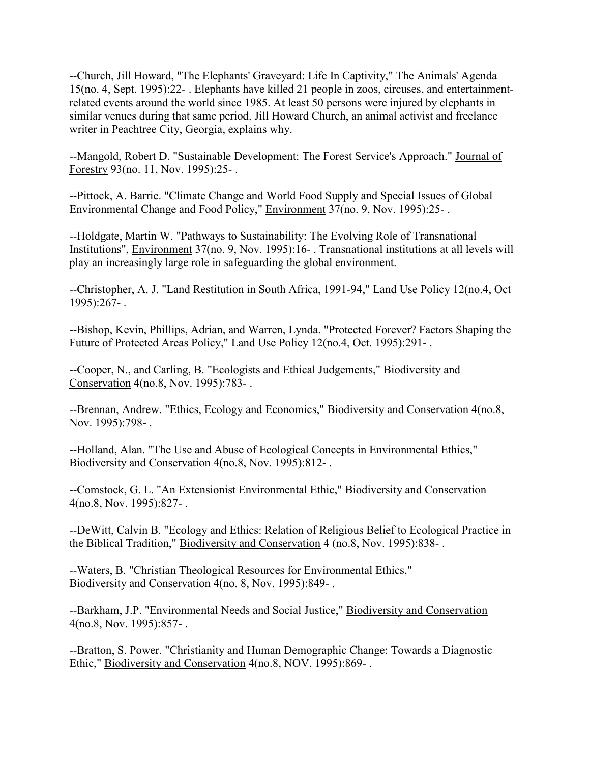--Church, Jill Howard, "The Elephants' Graveyard: Life In Captivity," The Animals' Agenda 15(no. 4, Sept. 1995):22- . Elephants have killed 21 people in zoos, circuses, and entertainment-related events around the world since 1985. At least 50 persons were injured by elephants in similar venues during that same period. Jill Howard Church, an animal activist and freelance writer in Peachtree City, Georgia, explains why.

--Mangold, Robert D. "Sustainable Development: The Forest Service's Approach." Journal of Forestry 93(no. 11, Nov. 1995):25- .

--Pittock, A. Barrie. "Climate Change and World Food Supply and Special Issues of Global Environmental Change and Food Policy," Environment 37(no. 9, Nov. 1995):25- .

--Holdgate, Martin W. "Pathways to Sustainability: The Evolving Role of Transnational Institutions", Environment 37(no. 9, Nov. 1995):16- . Transnational institutions at all levels will play an increasingly large role in safeguarding the global environment.

--Christopher, A. J. "Land Restitution in South Africa, 1991-94," Land Use Policy 12(no.4, Oct 1995):267- .

--Bishop, Kevin, Phillips, Adrian, and Warren, Lynda. "Protected Forever? Factors Shaping the Future of Protected Areas Policy," Land Use Policy 12(no.4, Oct. 1995):291- .

--Cooper, N., and Carling, B. "Ecologists and Ethical Judgements," Biodiversity and Conservation 4(no.8, Nov. 1995):783- .

--Brennan, Andrew. "Ethics, Ecology and Economics," Biodiversity and Conservation 4(no.8, Nov. 1995):798- .

--Holland, Alan. "The Use and Abuse of Ecological Concepts in Environmental Ethics," Biodiversity and Conservation 4(no.8, Nov. 1995):812- .

--Comstock, G. L. "An Extensionist Environmental Ethic," Biodiversity and Conservation 4(no.8, Nov. 1995):827- .

--DeWitt, Calvin B. "Ecology and Ethics: Relation of Religious Belief to Ecological Practice in the Biblical Tradition," Biodiversity and Conservation 4 (no.8, Nov. 1995):838- .

--Waters, B. "Christian Theological Resources for Environmental Ethics," Biodiversity and Conservation 4(no. 8, Nov. 1995):849- .

--Barkham, J.P. "Environmental Needs and Social Justice," Biodiversity and Conservation 4(no.8, Nov. 1995):857- .

--Bratton, S. Power. "Christianity and Human Demographic Change: Towards a Diagnostic Ethic," Biodiversity and Conservation 4(no.8, NOV. 1995):869- .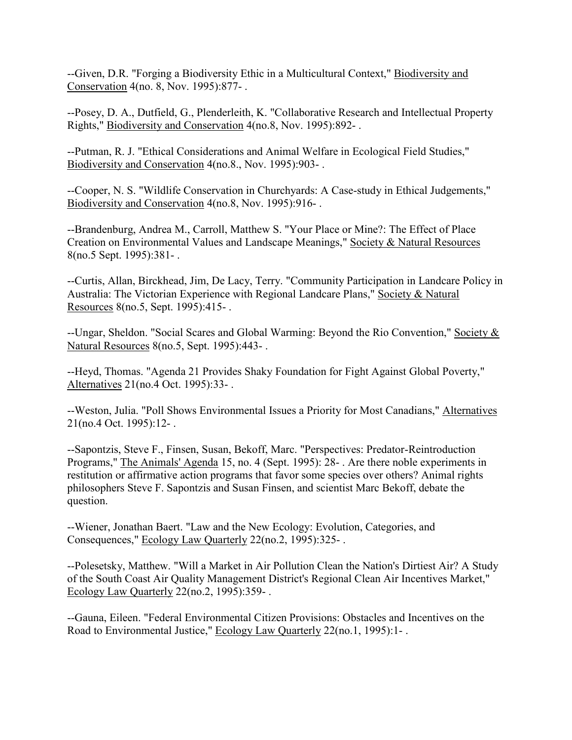--Given, D.R. "Forging a Biodiversity Ethic in a Multicultural Context," Biodiversity and Conservation 4(no. 8, Nov. 1995):877- .

--Posey, D. A., Dutfield, G., Plenderleith, K. "Collaborative Research and Intellectual Property Rights," Biodiversity and Conservation 4(no.8, Nov. 1995):892- .

--Putman, R. J. "Ethical Considerations and Animal Welfare in Ecological Field Studies," Biodiversity and Conservation 4(no.8., Nov. 1995):903- .

--Cooper, N. S. "Wildlife Conservation in Churchyards: A Case-study in Ethical Judgements," Biodiversity and Conservation 4(no.8, Nov. 1995):916- .

--Brandenburg, Andrea M., Carroll, Matthew S. "Your Place or Mine?: The Effect of Place Creation on Environmental Values and Landscape Meanings," Society & Natural Resources 8(no.5 Sept. 1995):381- .

--Curtis, Allan, Birckhead, Jim, De Lacy, Terry. "Community Participation in Landcare Policy in Australia: The Victorian Experience with Regional Landcare Plans," Society & Natural Resources 8(no.5, Sept. 1995):415- .

--Ungar, Sheldon. "Social Scares and Global Warming: Beyond the Rio Convention," Society & Natural Resources 8(no.5, Sept. 1995):443- .

--Heyd, Thomas. "Agenda 21 Provides Shaky Foundation for Fight Against Global Poverty," Alternatives 21(no.4 Oct. 1995):33- .

--Weston, Julia. "Poll Shows Environmental Issues a Priority for Most Canadians," Alternatives 21(no.4 Oct. 1995):12- .

--Sapontzis, Steve F., Finsen, Susan, Bekoff, Marc. "Perspectives: Predator-Reintroduction Programs," The Animals' Agenda 15, no. 4 (Sept. 1995): 28- . Are there noble experiments in restitution or affirmative action programs that favor some species over others? Animal rights philosophers Steve F. Sapontzis and Susan Finsen, and scientist Marc Bekoff, debate the question.

--Wiener, Jonathan Baert. "Law and the New Ecology: Evolution, Categories, and Consequences," Ecology Law Quarterly 22(no.2, 1995):325- .

--Polesetsky, Matthew. "Will a Market in Air Pollution Clean the Nation's Dirtiest Air? A Study of the South Coast Air Quality Management District's Regional Clean Air Incentives Market," Ecology Law Quarterly 22(no.2, 1995):359- .

--Gauna, Eileen. "Federal Environmental Citizen Provisions: Obstacles and Incentives on the Road to Environmental Justice," Ecology Law Quarterly 22(no.1, 1995):1- .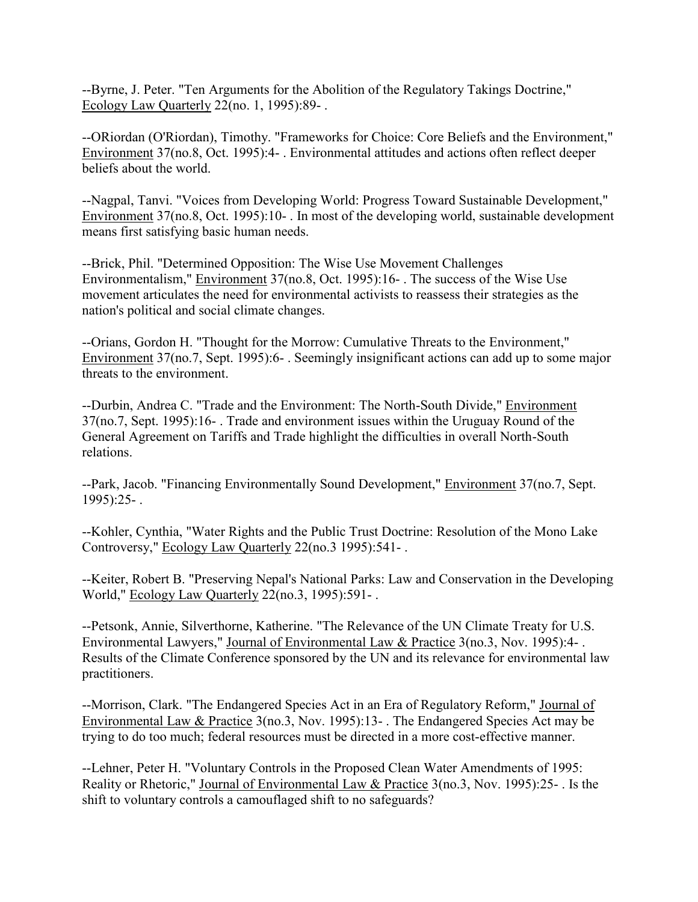--Byrne, J. Peter. "Ten Arguments for the Abolition of the Regulatory Takings Doctrine," Ecology Law Quarterly 22(no. 1, 1995):89- .

--ORiordan (O'Riordan), Timothy. "Frameworks for Choice: Core Beliefs and the Environment," Environment 37(no.8, Oct. 1995):4- . Environmental attitudes and actions often reflect deeper beliefs about the world.

--Nagpal, Tanvi. "Voices from Developing World: Progress Toward Sustainable Development," Environment 37(no.8, Oct. 1995):10- . In most of the developing world, sustainable development means first satisfying basic human needs.

--Brick, Phil. "Determined Opposition: The Wise Use Movement Challenges Environmentalism," Environment 37(no.8, Oct. 1995):16- . The success of the Wise Use movement articulates the need for environmental activists to reassess their strategies as the nation's political and social climate changes.

--Orians, Gordon H. "Thought for the Morrow: Cumulative Threats to the Environment," Environment 37(no.7, Sept. 1995):6- . Seemingly insignificant actions can add up to some major threats to the environment.

--Durbin, Andrea C. "Trade and the Environment: The North-South Divide," Environment 37(no.7, Sept. 1995):16- . Trade and environment issues within the Uruguay Round of the General Agreement on Tariffs and Trade highlight the difficulties in overall North-South relations.

--Park, Jacob. "Financing Environmentally Sound Development," Environment 37(no.7, Sept. 1995):25- .

--Kohler, Cynthia, "Water Rights and the Public Trust Doctrine: Resolution of the Mono Lake Controversy," Ecology Law Quarterly 22(no.3 1995):541- .

--Keiter, Robert B. "Preserving Nepal's National Parks: Law and Conservation in the Developing World," Ecology Law Quarterly 22(no.3, 1995):591- .

--Petsonk, Annie, Silverthorne, Katherine. "The Relevance of the UN Climate Treaty for U.S. Environmental Lawyers," Journal of Environmental Law & Practice 3(no.3, Nov. 1995):4- . Results of the Climate Conference sponsored by the UN and its relevance for environmental law practitioners.

--Morrison, Clark. "The Endangered Species Act in an Era of Regulatory Reform," Journal of Environmental Law & Practice 3(no.3, Nov. 1995):13- . The Endangered Species Act may be trying to do too much; federal resources must be directed in a more cost-effective manner.

--Lehner, Peter H. "Voluntary Controls in the Proposed Clean Water Amendments of 1995: Reality or Rhetoric," Journal of Environmental Law & Practice 3(no.3, Nov. 1995):25- . Is the shift to voluntary controls a camouflaged shift to no safeguards?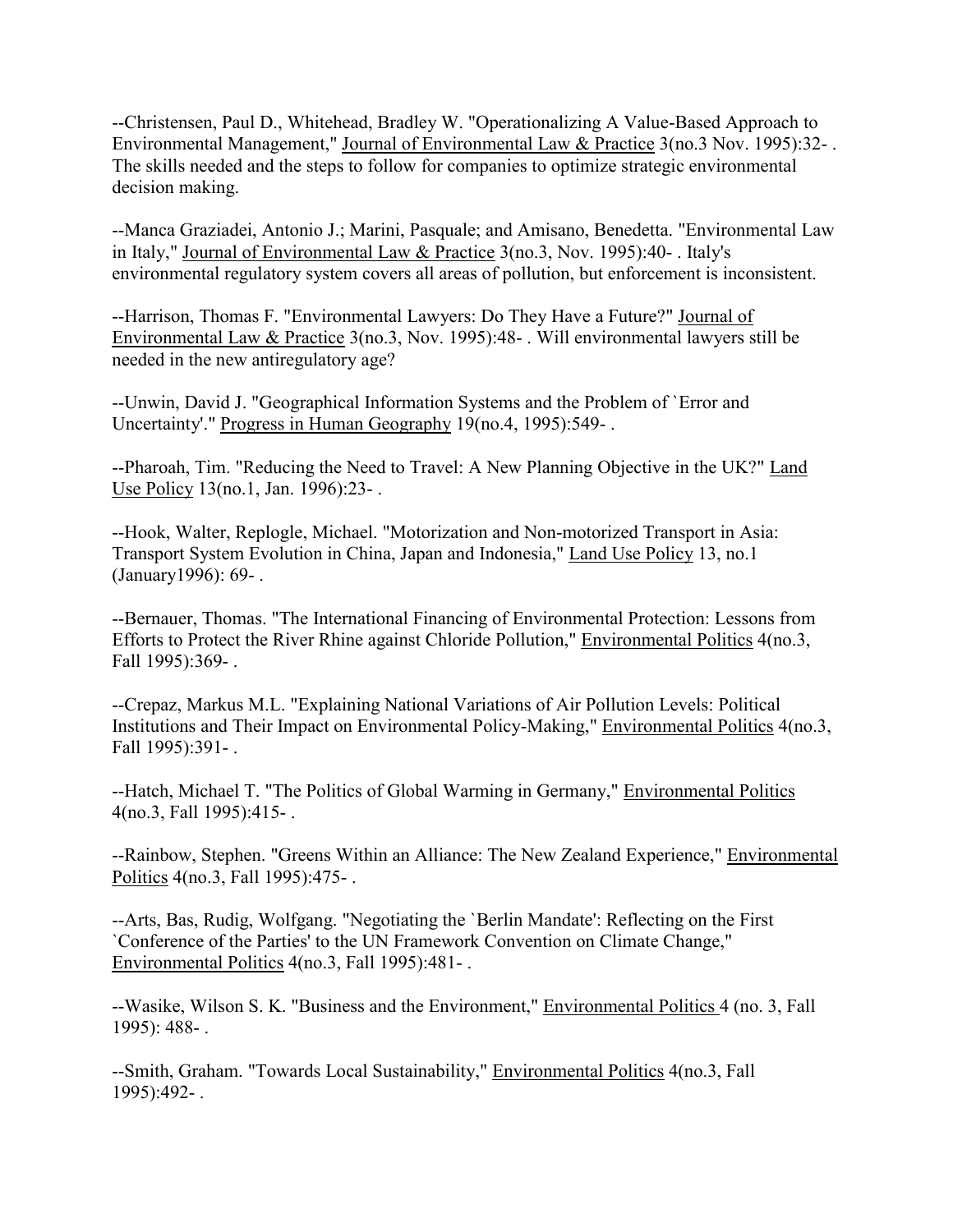--Christensen, Paul D., Whitehead, Bradley W. "Operationalizing A Value-Based Approach to Environmental Management," Journal of Environmental Law & Practice 3(no.3 Nov. 1995):32- . The skills needed and the steps to follow for companies to optimize strategic environmental decision making.

--Manca Graziadei, Antonio J.; Marini, Pasquale; and Amisano, Benedetta. "Environmental Law in Italy," Journal of Environmental Law & Practice 3(no.3, Nov. 1995):40- . Italy's environmental regulatory system covers all areas of pollution, but enforcement is inconsistent.

--Harrison, Thomas F. "Environmental Lawyers: Do They Have a Future?" Journal of Environmental Law & Practice 3(no.3, Nov. 1995):48- . Will environmental lawyers still be needed in the new antiregulatory age?

--Unwin, David J. "Geographical Information Systems and the Problem of `Error and Uncertainty'." Progress in Human Geography 19(no.4, 1995):549- .

--Pharoah, Tim. "Reducing the Need to Travel: A New Planning Objective in the UK?" Land Use Policy 13(no.1, Jan. 1996):23- .

--Hook, Walter, Replogle, Michael. "Motorization and Non-motorized Transport in Asia: Transport System Evolution in China, Japan and Indonesia," Land Use Policy 13, no.1 (January1996): 69- .

--Bernauer, Thomas. "The International Financing of Environmental Protection: Lessons from Efforts to Protect the River Rhine against Chloride Pollution," Environmental Politics 4(no.3, Fall 1995):369- .

--Crepaz, Markus M.L. "Explaining National Variations of Air Pollution Levels: Political Institutions and Their Impact on Environmental Policy-Making," Environmental Politics 4(no.3, Fall 1995):391- .

--Hatch, Michael T. "The Politics of Global Warming in Germany," Environmental Politics 4(no.3, Fall 1995):415- .

--Rainbow, Stephen. "Greens Within an Alliance: The New Zealand Experience," Environmental Politics 4(no.3, Fall 1995):475- .

--Arts, Bas, Rudig, Wolfgang. "Negotiating the `Berlin Mandate': Reflecting on the First `Conference of the Parties' to the UN Framework Convention on Climate Change," Environmental Politics 4(no.3, Fall 1995):481- .

--Wasike, Wilson S. K. "Business and the Environment," Environmental Politics 4 (no. 3, Fall 1995): 488- .

--Smith, Graham. "Towards Local Sustainability," Environmental Politics 4(no.3, Fall 1995):492- .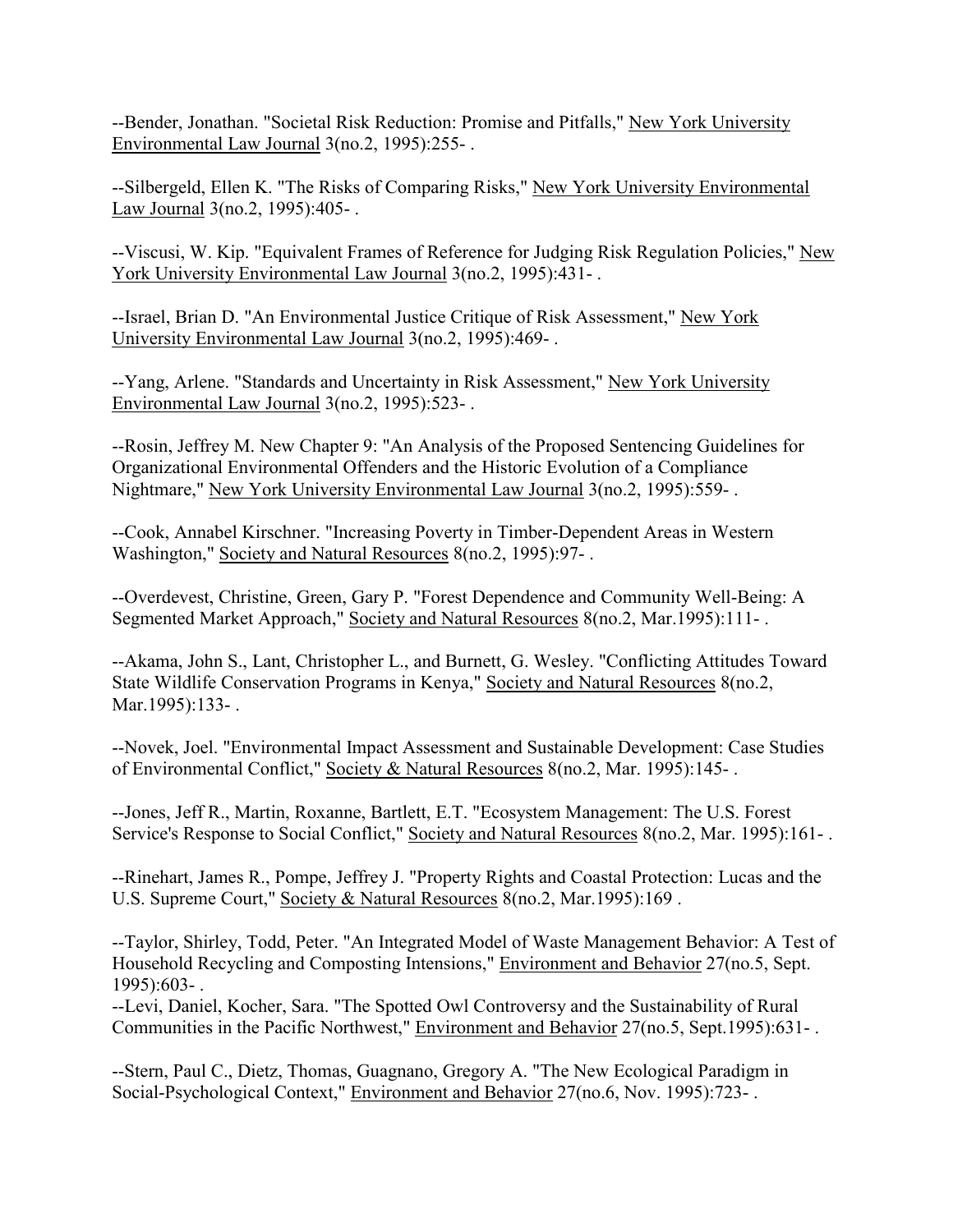--Bender, Jonathan. "Societal Risk Reduction: Promise and Pitfalls," New York University Environmental Law Journal 3(no.2, 1995):255- .

--Silbergeld, Ellen K. "The Risks of Comparing Risks," New York University Environmental Law Journal 3(no.2, 1995):405- .

--Viscusi, W. Kip. "Equivalent Frames of Reference for Judging Risk Regulation Policies," New York University Environmental Law Journal 3(no.2, 1995):431- .

--Israel, Brian D. "An Environmental Justice Critique of Risk Assessment," New York University Environmental Law Journal 3(no.2, 1995):469- .

--Yang, Arlene. "Standards and Uncertainty in Risk Assessment," New York University Environmental Law Journal 3(no.2, 1995):523- .

--Rosin, Jeffrey M. New Chapter 9: "An Analysis of the Proposed Sentencing Guidelines for Organizational Environmental Offenders and the Historic Evolution of a Compliance Nightmare," New York University Environmental Law Journal 3(no.2, 1995):559- .

--Cook, Annabel Kirschner. "Increasing Poverty in Timber-Dependent Areas in Western Washington," Society and Natural Resources 8(no.2, 1995):97- .

--Overdevest, Christine, Green, Gary P. "Forest Dependence and Community Well-Being: A Segmented Market Approach," Society and Natural Resources 8(no.2, Mar.1995):111- .

--Akama, John S., Lant, Christopher L., and Burnett, G. Wesley. "Conflicting Attitudes Toward State Wildlife Conservation Programs in Kenya," Society and Natural Resources 8(no.2, Mar.1995):133- .

--Novek, Joel. "Environmental Impact Assessment and Sustainable Development: Case Studies of Environmental Conflict," Society & Natural Resources 8(no.2, Mar. 1995):145- .

--Jones, Jeff R., Martin, Roxanne, Bartlett, E.T. "Ecosystem Management: The U.S. Forest Service's Response to Social Conflict," Society and Natural Resources 8(no.2, Mar. 1995):161- .

--Rinehart, James R., Pompe, Jeffrey J. "Property Rights and Coastal Protection: Lucas and the U.S. Supreme Court," Society & Natural Resources 8(no.2, Mar.1995):169 .

--Taylor, Shirley, Todd, Peter. "An Integrated Model of Waste Management Behavior: A Test of Household Recycling and Composting Intensions," Environment and Behavior 27(no.5, Sept. 1995):603- .

--Levi, Daniel, Kocher, Sara. "The Spotted Owl Controversy and the Sustainability of Rural Communities in the Pacific Northwest," Environment and Behavior 27(no.5, Sept.1995):631- .

--Stern, Paul C., Dietz, Thomas, Guagnano, Gregory A. "The New Ecological Paradigm in Social-Psychological Context," Environment and Behavior 27(no.6, Nov. 1995):723- .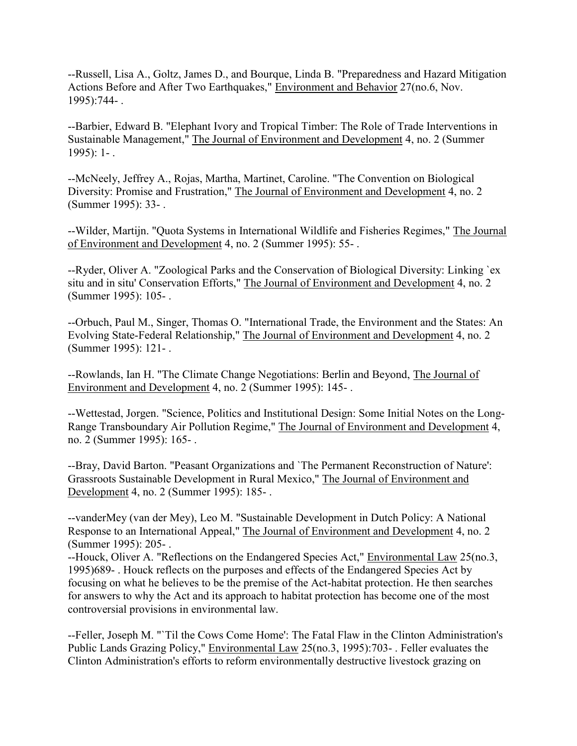--Russell, Lisa A., Goltz, James D., and Bourque, Linda B. "Preparedness and Hazard Mitigation Actions Before and After Two Earthquakes," Environment and Behavior 27(no.6, Nov. 1995):744- .

--Barbier, Edward B. "Elephant Ivory and Tropical Timber: The Role of Trade Interventions in Sustainable Management," The Journal of Environment and Development 4, no. 2 (Summer 1995): 1- .

--McNeely, Jeffrey A., Rojas, Martha, Martinet, Caroline. "The Convention on Biological Diversity: Promise and Frustration," The Journal of Environment and Development 4, no. 2 (Summer 1995): 33- .

--Wilder, Martijn. "Quota Systems in International Wildlife and Fisheries Regimes," The Journal of Environment and Development 4, no. 2 (Summer 1995): 55- .

--Ryder, Oliver A. "Zoological Parks and the Conservation of Biological Diversity: Linking `ex situ and in situ' Conservation Efforts," The Journal of Environment and Development 4, no. 2 (Summer 1995): 105- .

--Orbuch, Paul M., Singer, Thomas O. "International Trade, the Environment and the States: An Evolving State-Federal Relationship," The Journal of Environment and Development 4, no. 2 (Summer 1995): 121- .

--Rowlands, Ian H. "The Climate Change Negotiations: Berlin and Beyond, The Journal of Environment and Development 4, no. 2 (Summer 1995): 145- .

--Wettestad, Jorgen. "Science, Politics and Institutional Design: Some Initial Notes on the Long-Range Transboundary Air Pollution Regime," The Journal of Environment and Development 4, no. 2 (Summer 1995): 165- .

--Bray, David Barton. "Peasant Organizations and `The Permanent Reconstruction of Nature': Grassroots Sustainable Development in Rural Mexico," The Journal of Environment and Development 4, no. 2 (Summer 1995): 185- .

--vanderMey (van der Mey), Leo M. "Sustainable Development in Dutch Policy: A National Response to an International Appeal," The Journal of Environment and Development 4, no. 2 (Summer 1995): 205- .

--Houck, Oliver A. "Reflections on the Endangered Species Act," Environmental Law 25(no.3, 1995)689- . Houck reflects on the purposes and effects of the Endangered Species Act by focusing on what he believes to be the premise of the Act-habitat protection. He then searches for answers to why the Act and its approach to habitat protection has become one of the most controversial provisions in environmental law.

--Feller, Joseph M. "`Til the Cows Come Home': The Fatal Flaw in the Clinton Administration's Public Lands Grazing Policy," Environmental Law 25(no.3, 1995):703- . Feller evaluates the Clinton Administration's efforts to reform environmentally destructive livestock grazing on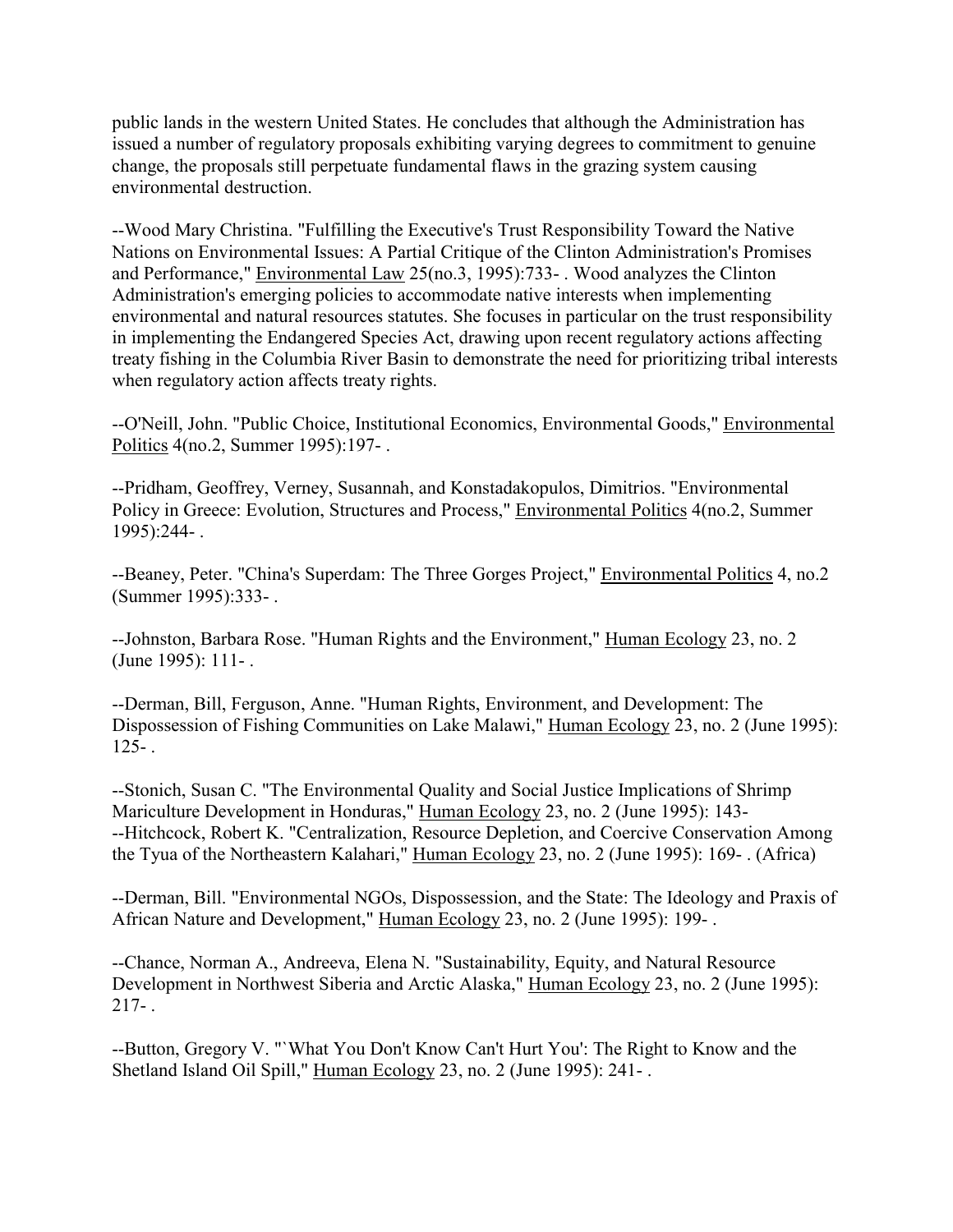public lands in the western United States. He concludes that although the Administration has issued a number of regulatory proposals exhibiting varying degrees to commitment to genuine change, the proposals still perpetuate fundamental flaws in the grazing system causing environmental destruction.

--Wood Mary Christina. "Fulfilling the Executive's Trust Responsibility Toward the Native Nations on Environmental Issues: A Partial Critique of the Clinton Administration's Promises and Performance," Environmental Law 25(no.3, 1995):733- . Wood analyzes the Clinton Administration's emerging policies to accommodate native interests when implementing environmental and natural resources statutes. She focuses in particular on the trust responsibility in implementing the Endangered Species Act, drawing upon recent regulatory actions affecting treaty fishing in the Columbia River Basin to demonstrate the need for prioritizing tribal interests when regulatory action affects treaty rights.

--O'Neill, John. "Public Choice, Institutional Economics, Environmental Goods," Environmental Politics 4(no.2, Summer 1995):197- .

--Pridham, Geoffrey, Verney, Susannah, and Konstadakopulos, Dimitrios. "Environmental Policy in Greece: Evolution, Structures and Process," Environmental Politics 4(no.2, Summer 1995):244- .

--Beaney, Peter. "China's Superdam: The Three Gorges Project," Environmental Politics 4, no.2 (Summer 1995):333- .

--Johnston, Barbara Rose. "Human Rights and the Environment," Human Ecology 23, no. 2 (June 1995): 111- .

--Derman, Bill, Ferguson, Anne. "Human Rights, Environment, and Development: The Dispossession of Fishing Communities on Lake Malawi," Human Ecology 23, no. 2 (June 1995): 125- .

--Stonich, Susan C. "The Environmental Quality and Social Justice Implications of Shrimp Mariculture Development in Honduras," Human Ecology 23, no. 2 (June 1995): 143-
--Hitchcock, Robert K. "Centralization, Resource Depletion, and Coercive Conservation Among the Tyua of the Northeastern Kalahari," Human Ecology 23, no. 2 (June 1995): 169- . (Africa)

--Derman, Bill. "Environmental NGOs, Dispossession, and the State: The Ideology and Praxis of African Nature and Development," Human Ecology 23, no. 2 (June 1995): 199- .

--Chance, Norman A., Andreeva, Elena N. "Sustainability, Equity, and Natural Resource Development in Northwest Siberia and Arctic Alaska," Human Ecology 23, no. 2 (June 1995): 217- .

--Button, Gregory V. "`What You Don't Know Can't Hurt You': The Right to Know and the Shetland Island Oil Spill," Human Ecology 23, no. 2 (June 1995): 241- .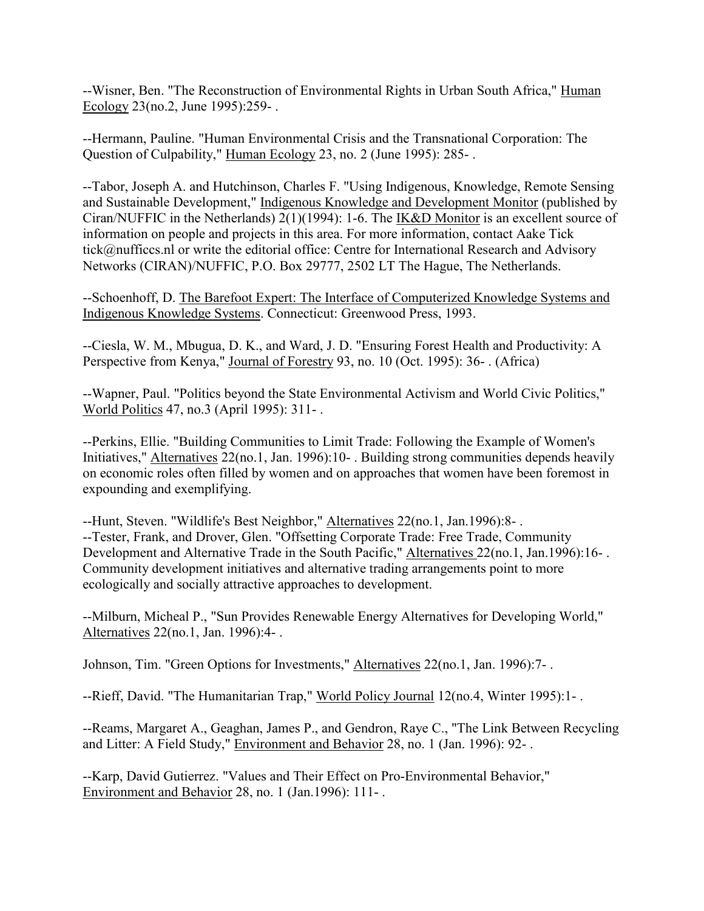--Wisner, Ben. "The Reconstruction of Environmental Rights in Urban South Africa," Human Ecology 23(no.2, June 1995):259- .

--Hermann, Pauline. "Human Environmental Crisis and the Transnational Corporation: The Question of Culpability," Human Ecology 23, no. 2 (June 1995): 285- .

--Tabor, Joseph A. and Hutchinson, Charles F. "Using Indigenous, Knowledge, Remote Sensing and Sustainable Development," Indigenous Knowledge and Development Monitor (published by Ciran/NUFFIC in the Netherlands) 2(1)(1994): 1-6. The IK&D Monitor is an excellent source of information on people and projects in this area. For more information, contact Aake Tick tick@nufficcs.nl or write the editorial office: Centre for International Research and Advisory Networks (CIRAN)/NUFFIC, P.O. Box 29777, 2502 LT The Hague, The Netherlands.

--Schoenhoff, D. The Barefoot Expert: The Interface of Computerized Knowledge Systems and Indigenous Knowledge Systems. Connecticut: Greenwood Press, 1993.

--Ciesla, W. M., Mbugua, D. K., and Ward, J. D. "Ensuring Forest Health and Productivity: A Perspective from Kenya," Journal of Forestry 93, no. 10 (Oct. 1995): 36- . (Africa)

--Wapner, Paul. "Politics beyond the State Environmental Activism and World Civic Politics," World Politics 47, no.3 (April 1995): 311- .

--Perkins, Ellie. "Building Communities to Limit Trade: Following the Example of Women's Initiatives," Alternatives 22(no.1, Jan. 1996):10- . Building strong communities depends heavily on economic roles often filled by women and on approaches that women have been foremost in expounding and exemplifying.

--Hunt, Steven. "Wildlife's Best Neighbor," Alternatives 22(no.1, Jan.1996):8- .
--Tester, Frank, and Drover, Glen. "Offsetting Corporate Trade: Free Trade, Community Development and Alternative Trade in the South Pacific," Alternatives 22(no.1, Jan.1996):16- . Community development initiatives and alternative trading arrangements point to more ecologically and socially attractive approaches to development.

--Milburn, Micheal P., "Sun Provides Renewable Energy Alternatives for Developing World," Alternatives 22(no.1, Jan. 1996):4- .

Johnson, Tim. "Green Options for Investments," Alternatives 22(no.1, Jan. 1996):7- .

--Rieff, David. "The Humanitarian Trap," World Policy Journal 12(no.4, Winter 1995):1- .

--Reams, Margaret A., Geaghan, James P., and Gendron, Raye C., "The Link Between Recycling and Litter: A Field Study," Environment and Behavior 28, no. 1 (Jan. 1996): 92- .

--Karp, David Gutierrez. "Values and Their Effect on Pro-Environmental Behavior," Environment and Behavior 28, no. 1 (Jan.1996): 111- .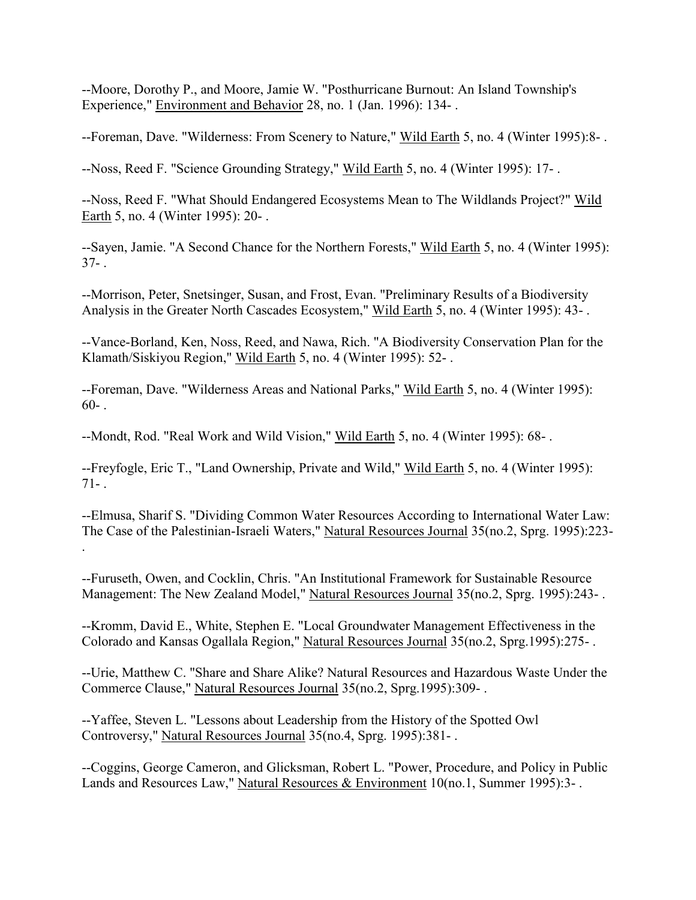--Moore, Dorothy P., and Moore, Jamie W. "Posthurricane Burnout: An Island Township's Experience," Environment and Behavior 28, no. 1 (Jan. 1996): 134- .

--Foreman, Dave. "Wilderness: From Scenery to Nature," Wild Earth 5, no. 4 (Winter 1995):8- .

--Noss, Reed F. "Science Grounding Strategy," Wild Earth 5, no. 4 (Winter 1995): 17- .

--Noss, Reed F. "What Should Endangered Ecosystems Mean to The Wildlands Project?" Wild Earth 5, no. 4 (Winter 1995): 20- .

--Sayen, Jamie. "A Second Chance for the Northern Forests," Wild Earth 5, no. 4 (Winter 1995): 37- .

--Morrison, Peter, Snetsinger, Susan, and Frost, Evan. "Preliminary Results of a Biodiversity Analysis in the Greater North Cascades Ecosystem," Wild Earth 5, no. 4 (Winter 1995): 43- .

--Vance-Borland, Ken, Noss, Reed, and Nawa, Rich. "A Biodiversity Conservation Plan for the Klamath/Siskiyou Region," Wild Earth 5, no. 4 (Winter 1995): 52- .

--Foreman, Dave. "Wilderness Areas and National Parks," Wild Earth 5, no. 4 (Winter 1995): 60- .

--Mondt, Rod. "Real Work and Wild Vision," Wild Earth 5, no. 4 (Winter 1995): 68- .

--Freyfogle, Eric T., "Land Ownership, Private and Wild," Wild Earth 5, no. 4 (Winter 1995): 71- .

--Elmusa, Sharif S. "Dividing Common Water Resources According to International Water Law: The Case of the Palestinian-Israeli Waters," Natural Resources Journal 35(no.2, Sprg. 1995):223- .

--Furuseth, Owen, and Cocklin, Chris. "An Institutional Framework for Sustainable Resource Management: The New Zealand Model," Natural Resources Journal 35(no.2, Sprg. 1995):243- .

--Kromm, David E., White, Stephen E. "Local Groundwater Management Effectiveness in the Colorado and Kansas Ogallala Region," Natural Resources Journal 35(no.2, Sprg.1995):275- .

--Urie, Matthew C. "Share and Share Alike? Natural Resources and Hazardous Waste Under the Commerce Clause," Natural Resources Journal 35(no.2, Sprg.1995):309- .

--Yaffee, Steven L. "Lessons about Leadership from the History of the Spotted Owl Controversy," Natural Resources Journal 35(no.4, Sprg. 1995):381- .

--Coggins, George Cameron, and Glicksman, Robert L. "Power, Procedure, and Policy in Public Lands and Resources Law," Natural Resources & Environment 10(no.1, Summer 1995):3- .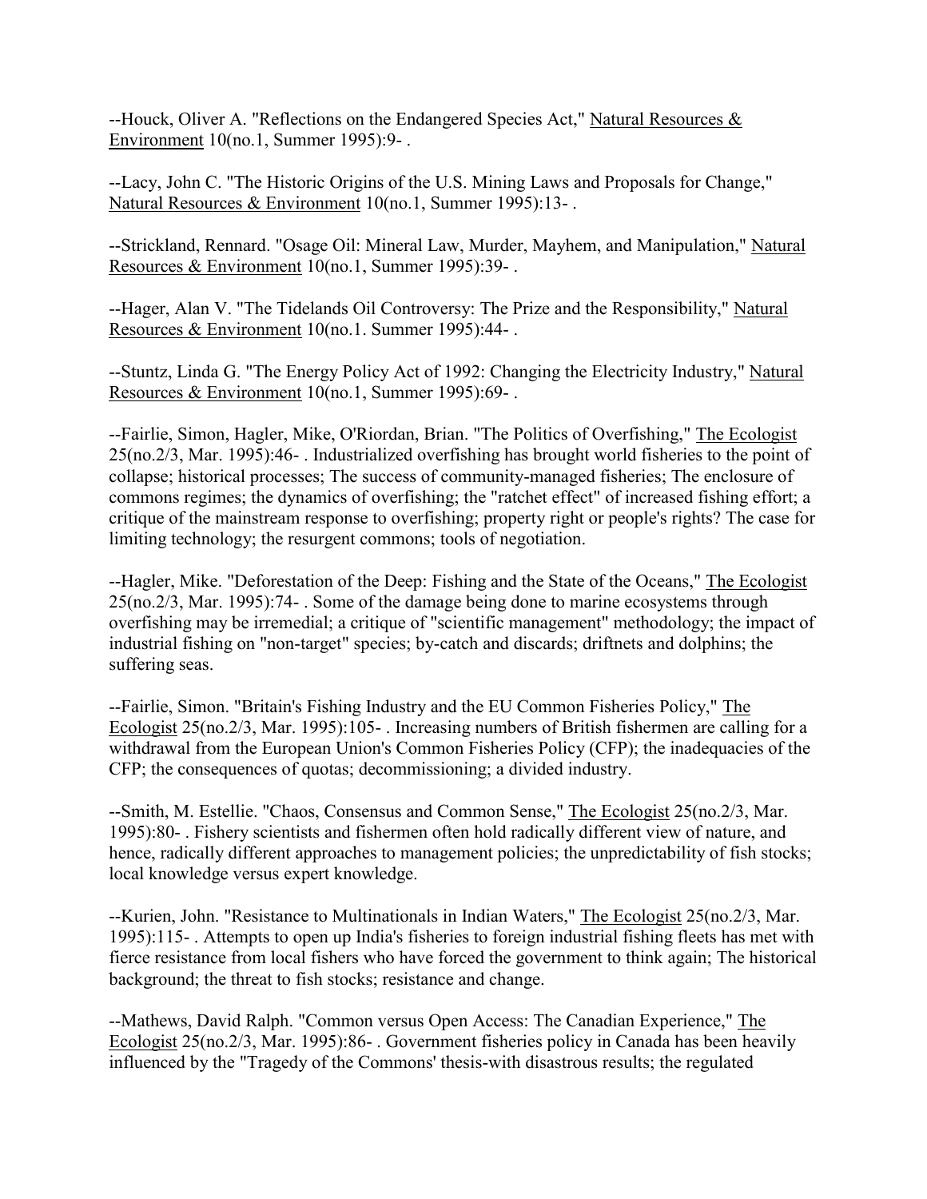--Houck, Oliver A. "Reflections on the Endangered Species Act," Natural Resources & Environment 10(no.1, Summer 1995):9- .

--Lacy, John C. "The Historic Origins of the U.S. Mining Laws and Proposals for Change," Natural Resources & Environment 10(no.1, Summer 1995):13- .

--Strickland, Rennard. "Osage Oil: Mineral Law, Murder, Mayhem, and Manipulation," Natural Resources & Environment 10(no.1, Summer 1995):39- .

--Hager, Alan V. "The Tidelands Oil Controversy: The Prize and the Responsibility," Natural Resources & Environment 10(no.1. Summer 1995):44- .

--Stuntz, Linda G. "The Energy Policy Act of 1992: Changing the Electricity Industry," Natural Resources & Environment 10(no.1, Summer 1995):69- .

--Fairlie, Simon, Hagler, Mike, O'Riordan, Brian. "The Politics of Overfishing," The Ecologist 25(no.2/3, Mar. 1995):46- . Industrialized overfishing has brought world fisheries to the point of collapse; historical processes; The success of community-managed fisheries; The enclosure of commons regimes; the dynamics of overfishing; the "ratchet effect" of increased fishing effort; a critique of the mainstream response to overfishing; property right or people's rights? The case for limiting technology; the resurgent commons; tools of negotiation.

--Hagler, Mike. "Deforestation of the Deep: Fishing and the State of the Oceans," The Ecologist 25(no.2/3, Mar. 1995):74- . Some of the damage being done to marine ecosystems through overfishing may be irremedial; a critique of "scientific management" methodology; the impact of industrial fishing on "non-target" species; by-catch and discards; driftnets and dolphins; the suffering seas.

--Fairlie, Simon. "Britain's Fishing Industry and the EU Common Fisheries Policy," The Ecologist 25(no.2/3, Mar. 1995):105- . Increasing numbers of British fishermen are calling for a withdrawal from the European Union's Common Fisheries Policy (CFP); the inadequacies of the CFP; the consequences of quotas; decommissioning; a divided industry.

--Smith, M. Estellie. "Chaos, Consensus and Common Sense," The Ecologist 25(no.2/3, Mar. 1995):80- . Fishery scientists and fishermen often hold radically different view of nature, and hence, radically different approaches to management policies; the unpredictability of fish stocks; local knowledge versus expert knowledge.

--Kurien, John. "Resistance to Multinationals in Indian Waters," The Ecologist 25(no.2/3, Mar. 1995):115- . Attempts to open up India's fisheries to foreign industrial fishing fleets has met with fierce resistance from local fishers who have forced the government to think again; The historical background; the threat to fish stocks; resistance and change.

--Mathews, David Ralph. "Common versus Open Access: The Canadian Experience," The Ecologist 25(no.2/3, Mar. 1995):86- . Government fisheries policy in Canada has been heavily influenced by the "Tragedy of the Commons' thesis-with disastrous results; the regulated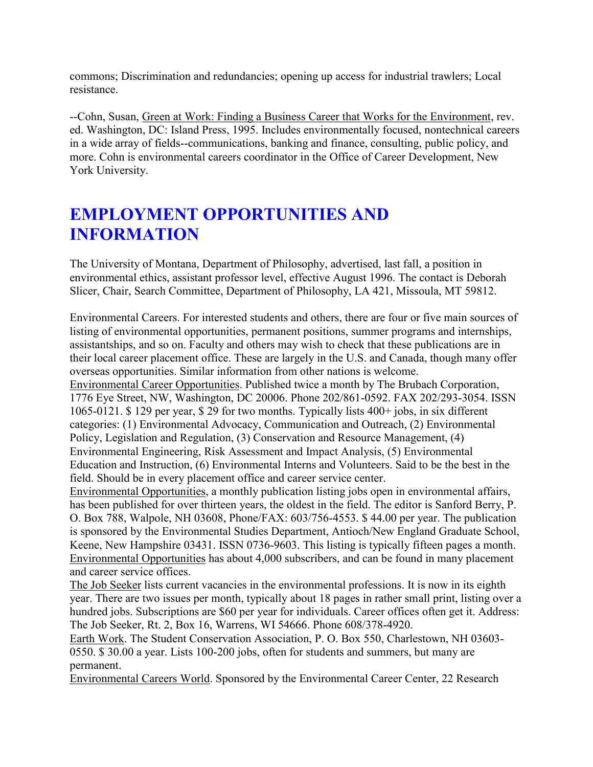commons; Discrimination and redundancies; opening up access for industrial trawlers; Local resistance.

--Cohn, Susan, Green at Work: Finding a Business Career that Works for the Environment, rev. ed. Washington, DC: Island Press, 1995. Includes environmentally focused, nontechnical careers in a wide array of fields--communications, banking and finance, consulting, public policy, and more. Cohn is environmental careers coordinator in the Office of Career Development, New York University.

# EMPLOYMENT OPPORTUNITIES AND INFORMATION

The University of Montana, Department of Philosophy, advertised, last fall, a position in environmental ethics, assistant professor level, effective August 1996. The contact is Deborah Slicer, Chair, Search Committee, Department of Philosophy, LA 421, Missoula, MT 59812.

Environmental Careers. For interested students and others, there are four or five main sources of listing of environmental opportunities, permanent positions, summer programs and internships, assistantships, and so on. Faculty and others may wish to check that these publications are in their local career placement office. These are largely in the U.S. and Canada, though many offer overseas opportunities. Similar information from other nations is welcome.
Environmental Career Opportunities. Published twice a month by The Brubach Corporation, 1776 Eye Street, NW, Washington, DC 20006. Phone 202/861-0592. FAX 202/293-3054. ISSN 1065-0121. $ 129 per year, $ 29 for two months. Typically lists 400+ jobs, in six different categories: (1) Environmental Advocacy, Communication and Outreach, (2) Environmental Policy, Legislation and Regulation, (3) Conservation and Resource Management, (4) Environmental Engineering, Risk Assessment and Impact Analysis, (5) Environmental Education and Instruction, (6) Environmental Interns and Volunteers. Said to be the best in the field. Should be in every placement office and career service center.
Environmental Opportunities, a monthly publication listing jobs open in environmental affairs, has been published for over thirteen years, the oldest in the field. The editor is Sanford Berry, P. O. Box 788, Walpole, NH 03608, Phone/FAX: 603/756-4553. $ 44.00 per year. The publication is sponsored by the Environmental Studies Department, Antioch/New England Graduate School, Keene, New Hampshire 03431. ISSN 0736-9603. This listing is typically fifteen pages a month. Environmental Opportunities has about 4,000 subscribers, and can be found in many placement and career service offices.
The Job Seeker lists current vacancies in the environmental professions. It is now in its eighth year. There are two issues per month, typically about 18 pages in rather small print, listing over a hundred jobs. Subscriptions are $60 per year for individuals. Career offices often get it. Address: The Job Seeker, Rt. 2, Box 16, Warrens, WI 54666. Phone 608/378-4920.
Earth Work. The Student Conservation Association, P. O. Box 550, Charlestown, NH 03603-0550. $ 30.00 a year. Lists 100-200 jobs, often for students and summers, but many are permanent.
Environmental Careers World. Sponsored by the Environmental Career Center, 22 Research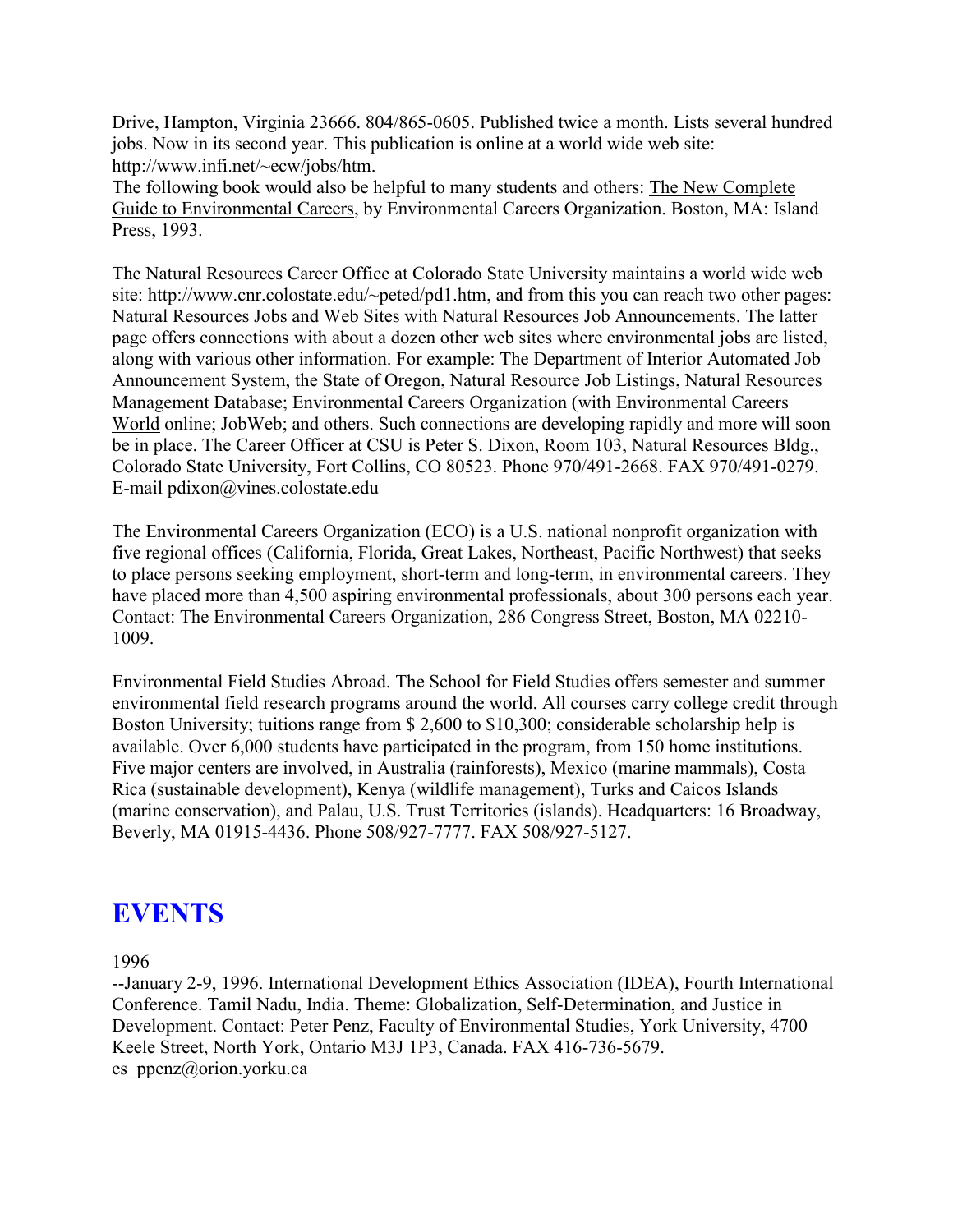Drive, Hampton, Virginia 23666. 804/865-0605. Published twice a month. Lists several hundred jobs. Now in its second year. This publication is online at a world wide web site: http://www.infi.net/~ecw/jobs/htm.

The following book would also be helpful to many students and others: The New Complete Guide to Environmental Careers, by Environmental Careers Organization. Boston, MA: Island Press, 1993.

The Natural Resources Career Office at Colorado State University maintains a world wide web site: http://www.cnr.colostate.edu/~peted/pd1.htm, and from this you can reach two other pages: Natural Resources Jobs and Web Sites with Natural Resources Job Announcements. The latter page offers connections with about a dozen other web sites where environmental jobs are listed, along with various other information. For example: The Department of Interior Automated Job Announcement System, the State of Oregon, Natural Resource Job Listings, Natural Resources Management Database; Environmental Careers Organization (with Environmental Careers World online; JobWeb; and others. Such connections are developing rapidly and more will soon be in place. The Career Officer at CSU is Peter S. Dixon, Room 103, Natural Resources Bldg., Colorado State University, Fort Collins, CO 80523. Phone 970/491-2668. FAX 970/491-0279. E-mail pdixon@vines.colostate.edu

The Environmental Careers Organization (ECO) is a U.S. national nonprofit organization with five regional offices (California, Florida, Great Lakes, Northeast, Pacific Northwest) that seeks to place persons seeking employment, short-term and long-term, in environmental careers. They have placed more than 4,500 aspiring environmental professionals, about 300 persons each year. Contact: The Environmental Careers Organization, 286 Congress Street, Boston, MA 02210-1009.

Environmental Field Studies Abroad. The School for Field Studies offers semester and summer environmental field research programs around the world. All courses carry college credit through Boston University; tuitions range from $ 2,600 to $10,300; considerable scholarship help is available. Over 6,000 students have participated in the program, from 150 home institutions. Five major centers are involved, in Australia (rainforests), Mexico (marine mammals), Costa Rica (sustainable development), Kenya (wildlife management), Turks and Caicos Islands (marine conservation), and Palau, U.S. Trust Territories (islands). Headquarters: 16 Broadway, Beverly, MA 01915-4436. Phone 508/927-7777. FAX 508/927-5127.

# EVENTS

1996

--January 2-9, 1996. International Development Ethics Association (IDEA), Fourth International Conference. Tamil Nadu, India. Theme: Globalization, Self-Determination, and Justice in Development. Contact: Peter Penz, Faculty of Environmental Studies, York University, 4700 Keele Street, North York, Ontario M3J 1P3, Canada. FAX 416-736-5679. es_ppenz@orion.yorku.ca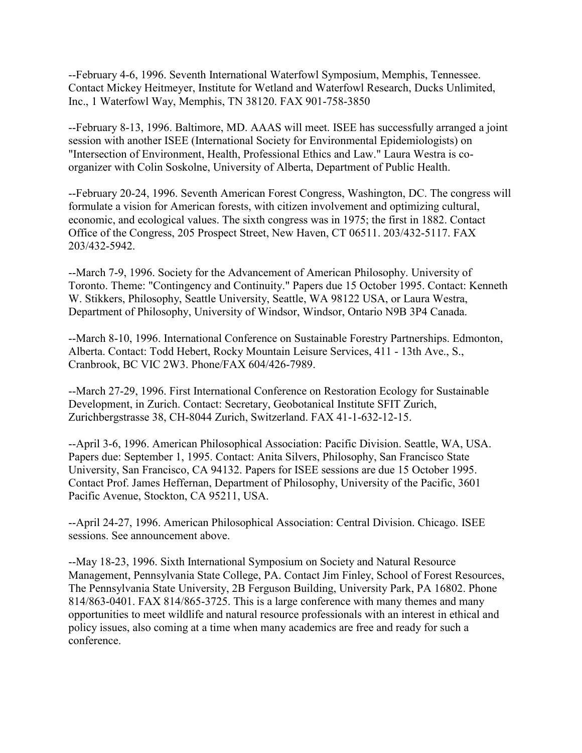--February 4-6, 1996. Seventh International Waterfowl Symposium, Memphis, Tennessee. Contact Mickey Heitmeyer, Institute for Wetland and Waterfowl Research, Ducks Unlimited, Inc., 1 Waterfowl Way, Memphis, TN 38120. FAX 901-758-3850

--February 8-13, 1996. Baltimore, MD. AAAS will meet. ISEE has successfully arranged a joint session with another ISEE (International Society for Environmental Epidemiologists) on "Intersection of Environment, Health, Professional Ethics and Law." Laura Westra is co-organizer with Colin Soskolne, University of Alberta, Department of Public Health.

--February 20-24, 1996. Seventh American Forest Congress, Washington, DC. The congress will formulate a vision for American forests, with citizen involvement and optimizing cultural, economic, and ecological values. The sixth congress was in 1975; the first in 1882. Contact Office of the Congress, 205 Prospect Street, New Haven, CT 06511. 203/432-5117. FAX 203/432-5942.

--March 7-9, 1996. Society for the Advancement of American Philosophy. University of Toronto. Theme: "Contingency and Continuity." Papers due 15 October 1995. Contact: Kenneth W. Stikkers, Philosophy, Seattle University, Seattle, WA 98122 USA, or Laura Westra, Department of Philosophy, University of Windsor, Windsor, Ontario N9B 3P4 Canada.

--March 8-10, 1996. International Conference on Sustainable Forestry Partnerships. Edmonton, Alberta. Contact: Todd Hebert, Rocky Mountain Leisure Services, 411 - 13th Ave., S., Cranbrook, BC VIC 2W3. Phone/FAX 604/426-7989.

--March 27-29, 1996. First International Conference on Restoration Ecology for Sustainable Development, in Zurich. Contact: Secretary, Geobotanical Institute SFIT Zurich, Zurichbergstrasse 38, CH-8044 Zurich, Switzerland. FAX 41-1-632-12-15.

--April 3-6, 1996. American Philosophical Association: Pacific Division. Seattle, WA, USA. Papers due: September 1, 1995. Contact: Anita Silvers, Philosophy, San Francisco State University, San Francisco, CA 94132. Papers for ISEE sessions are due 15 October 1995. Contact Prof. James Heffernan, Department of Philosophy, University of the Pacific, 3601 Pacific Avenue, Stockton, CA 95211, USA.

--April 24-27, 1996. American Philosophical Association: Central Division. Chicago. ISEE sessions. See announcement above.

--May 18-23, 1996. Sixth International Symposium on Society and Natural Resource Management, Pennsylvania State College, PA. Contact Jim Finley, School of Forest Resources, The Pennsylvania State University, 2B Ferguson Building, University Park, PA 16802. Phone 814/863-0401. FAX 814/865-3725. This is a large conference with many themes and many opportunities to meet wildlife and natural resource professionals with an interest in ethical and policy issues, also coming at a time when many academics are free and ready for such a conference.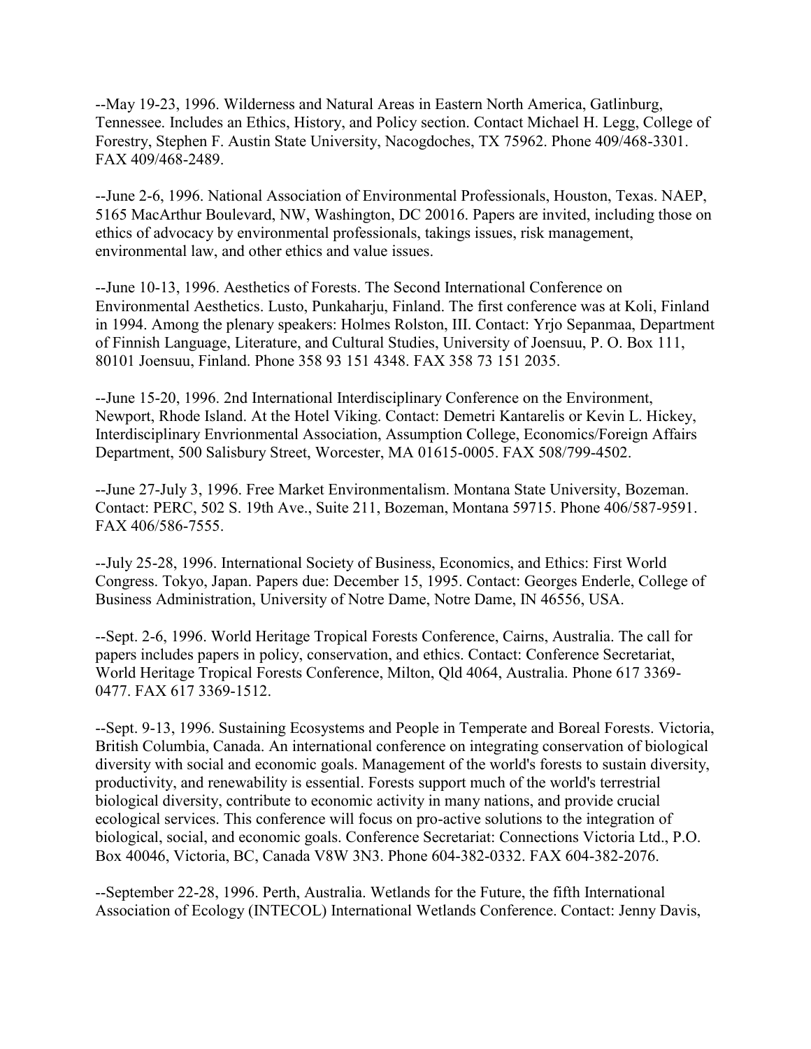--May 19-23, 1996. Wilderness and Natural Areas in Eastern North America, Gatlinburg, Tennessee. Includes an Ethics, History, and Policy section. Contact Michael H. Legg, College of Forestry, Stephen F. Austin State University, Nacogdoches, TX 75962. Phone 409/468-3301. FAX 409/468-2489.

--June 2-6, 1996. National Association of Environmental Professionals, Houston, Texas. NAEP, 5165 MacArthur Boulevard, NW, Washington, DC 20016. Papers are invited, including those on ethics of advocacy by environmental professionals, takings issues, risk management, environmental law, and other ethics and value issues.

--June 10-13, 1996. Aesthetics of Forests. The Second International Conference on Environmental Aesthetics. Lusto, Punkaharju, Finland. The first conference was at Koli, Finland in 1994. Among the plenary speakers: Holmes Rolston, III. Contact: Yrjo Sepanmaa, Department of Finnish Language, Literature, and Cultural Studies, University of Joensuu, P. O. Box 111, 80101 Joensuu, Finland. Phone 358 93 151 4348. FAX 358 73 151 2035.

--June 15-20, 1996. 2nd International Interdisciplinary Conference on the Environment, Newport, Rhode Island. At the Hotel Viking. Contact: Demetri Kantarelis or Kevin L. Hickey, Interdisciplinary Envrionmental Association, Assumption College, Economics/Foreign Affairs Department, 500 Salisbury Street, Worcester, MA 01615-0005. FAX 508/799-4502.

--June 27-July 3, 1996. Free Market Environmentalism. Montana State University, Bozeman. Contact: PERC, 502 S. 19th Ave., Suite 211, Bozeman, Montana 59715. Phone 406/587-9591. FAX 406/586-7555.

--July 25-28, 1996. International Society of Business, Economics, and Ethics: First World Congress. Tokyo, Japan. Papers due: December 15, 1995. Contact: Georges Enderle, College of Business Administration, University of Notre Dame, Notre Dame, IN 46556, USA.

--Sept. 2-6, 1996. World Heritage Tropical Forests Conference, Cairns, Australia. The call for papers includes papers in policy, conservation, and ethics. Contact: Conference Secretariat, World Heritage Tropical Forests Conference, Milton, Qld 4064, Australia. Phone 617 3369-0477. FAX 617 3369-1512.

--Sept. 9-13, 1996. Sustaining Ecosystems and People in Temperate and Boreal Forests. Victoria, British Columbia, Canada. An international conference on integrating conservation of biological diversity with social and economic goals. Management of the world's forests to sustain diversity, productivity, and renewability is essential. Forests support much of the world's terrestrial biological diversity, contribute to economic activity in many nations, and provide crucial ecological services. This conference will focus on pro-active solutions to the integration of biological, social, and economic goals. Conference Secretariat: Connections Victoria Ltd., P.O. Box 40046, Victoria, BC, Canada V8W 3N3. Phone 604-382-0332. FAX 604-382-2076.

--September 22-28, 1996. Perth, Australia. Wetlands for the Future, the fifth International Association of Ecology (INTECOL) International Wetlands Conference. Contact: Jenny Davis,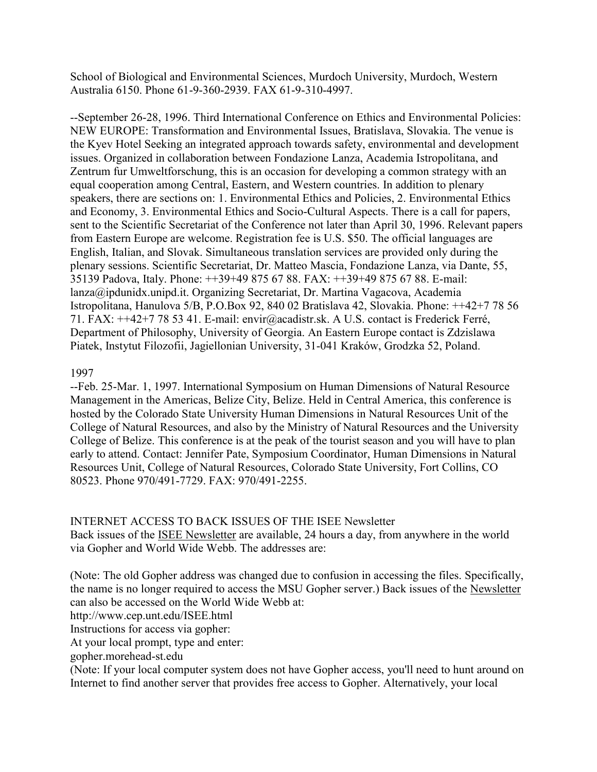School of Biological and Environmental Sciences, Murdoch University, Murdoch, Western Australia 6150. Phone 61-9-360-2939. FAX 61-9-310-4997.

--September 26-28, 1996. Third International Conference on Ethics and Environmental Policies: NEW EUROPE: Transformation and Environmental Issues, Bratislava, Slovakia. The venue is the Kyev Hotel Seeking an integrated approach towards safety, environmental and development issues. Organized in collaboration between Fondazione Lanza, Academia Istropolitana, and Zentrum fur Umweltforschung, this is an occasion for developing a common strategy with an equal cooperation among Central, Eastern, and Western countries. In addition to plenary speakers, there are sections on: 1. Environmental Ethics and Policies, 2. Environmental Ethics and Economy, 3. Environmental Ethics and Socio-Cultural Aspects. There is a call for papers, sent to the Scientific Secretariat of the Conference not later than April 30, 1996. Relevant papers from Eastern Europe are welcome. Registration fee is U.S. $50. The official languages are English, Italian, and Slovak. Simultaneous translation services are provided only during the plenary sessions. Scientific Secretariat, Dr. Matteo Mascia, Fondazione Lanza, via Dante, 55, 35139 Padova, Italy. Phone: ++39+49 875 67 88. FAX: ++39+49 875 67 88. E-mail: lanza@ipdunidx.unipd.it. Organizing Secretariat, Dr. Martina Vagacova, Academia Istropolitana, Hanulova 5/B, P.O.Box 92, 840 02 Bratislava 42, Slovakia. Phone: ++42+7 78 56 71. FAX: ++42+7 78 53 41. E-mail: envir@acadistr.sk. A U.S. contact is Frederick Ferré, Department of Philosophy, University of Georgia. An Eastern Europe contact is Zdzislawa Piatek, Instytut Filozofii, Jagiellonian University, 31-041 Kraków, Grodzka 52, Poland.

1997

--Feb. 25-Mar. 1, 1997. International Symposium on Human Dimensions of Natural Resource Management in the Americas, Belize City, Belize. Held in Central America, this conference is hosted by the Colorado State University Human Dimensions in Natural Resources Unit of the College of Natural Resources, and also by the Ministry of Natural Resources and the University College of Belize. This conference is at the peak of the tourist season and you will have to plan early to attend. Contact: Jennifer Pate, Symposium Coordinator, Human Dimensions in Natural Resources Unit, College of Natural Resources, Colorado State University, Fort Collins, CO 80523. Phone 970/491-7729. FAX: 970/491-2255.

INTERNET ACCESS TO BACK ISSUES OF THE ISEE Newsletter

Back issues of the ISEE Newsletter are available, 24 hours a day, from anywhere in the world via Gopher and World Wide Webb. The addresses are:

(Note: The old Gopher address was changed due to confusion in accessing the files. Specifically, the name is no longer required to access the MSU Gopher server.) Back issues of the Newsletter can also be accessed on the World Wide Webb at:
http://www.cep.unt.edu/ISEE.html
Instructions for access via gopher:
At your local prompt, type and enter:
gopher.morehead-st.edu
(Note: If your local computer system does not have Gopher access, you'll need to hunt around on Internet to find another server that provides free access to Gopher. Alternatively, your local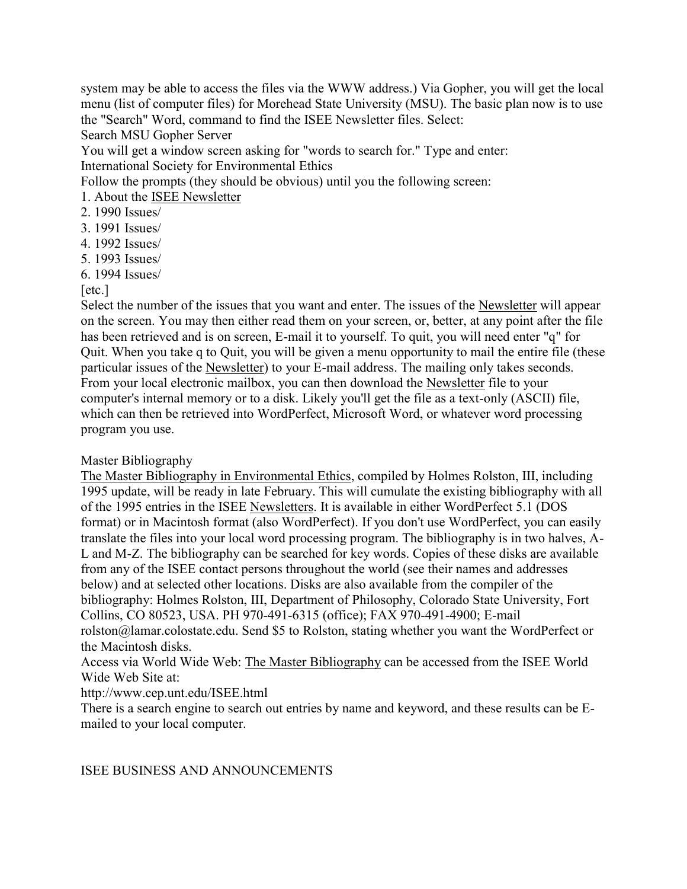system may be able to access the files via the WWW address.) Via Gopher, you will get the local menu (list of computer files) for Morehead State University (MSU). The basic plan now is to use the "Search" Word, command to find the ISEE Newsletter files. Select:

Search MSU Gopher Server

You will get a window screen asking for "words to search for." Type and enter:

International Society for Environmental Ethics

Follow the prompts (they should be obvious) until you the following screen:

1. About the ISEE Newsletter
2. 1990 Issues/
3. 1991 Issues/
4. 1992 Issues/
5. 1993 Issues/
6. 1994 Issues/

[etc.]

Select the number of the issues that you want and enter. The issues of the Newsletter will appear on the screen. You may then either read them on your screen, or, better, at any point after the file has been retrieved and is on screen, E-mail it to yourself. To quit, you will need enter "q" for Quit. When you take q to Quit, you will be given a menu opportunity to mail the entire file (these particular issues of the Newsletter) to your E-mail address. The mailing only takes seconds. From your local electronic mailbox, you can then download the Newsletter file to your computer's internal memory or to a disk. Likely you'll get the file as a text-only (ASCII) file, which can then be retrieved into WordPerfect, Microsoft Word, or whatever word processing program you use.

Master Bibliography

The Master Bibliography in Environmental Ethics, compiled by Holmes Rolston, III, including 1995 update, will be ready in late February. This will cumulate the existing bibliography with all of the 1995 entries in the ISEE Newsletters. It is available in either WordPerfect 5.1 (DOS format) or in Macintosh format (also WordPerfect). If you don't use WordPerfect, you can easily translate the files into your local word processing program. The bibliography is in two halves, A-L and M-Z. The bibliography can be searched for key words. Copies of these disks are available from any of the ISEE contact persons throughout the world (see their names and addresses below) and at selected other locations. Disks are also available from the compiler of the bibliography: Holmes Rolston, III, Department of Philosophy, Colorado State University, Fort Collins, CO 80523, USA. PH 970-491-6315 (office); FAX 970-491-4900; E-mail rolston@lamar.colostate.edu. Send $5 to Rolston, stating whether you want the WordPerfect or the Macintosh disks.

Access via World Wide Web: The Master Bibliography can be accessed from the ISEE World Wide Web Site at:

http://www.cep.unt.edu/ISEE.html

There is a search engine to search out entries by name and keyword, and these results can be E-mailed to your local computer.

ISEE BUSINESS AND ANNOUNCEMENTS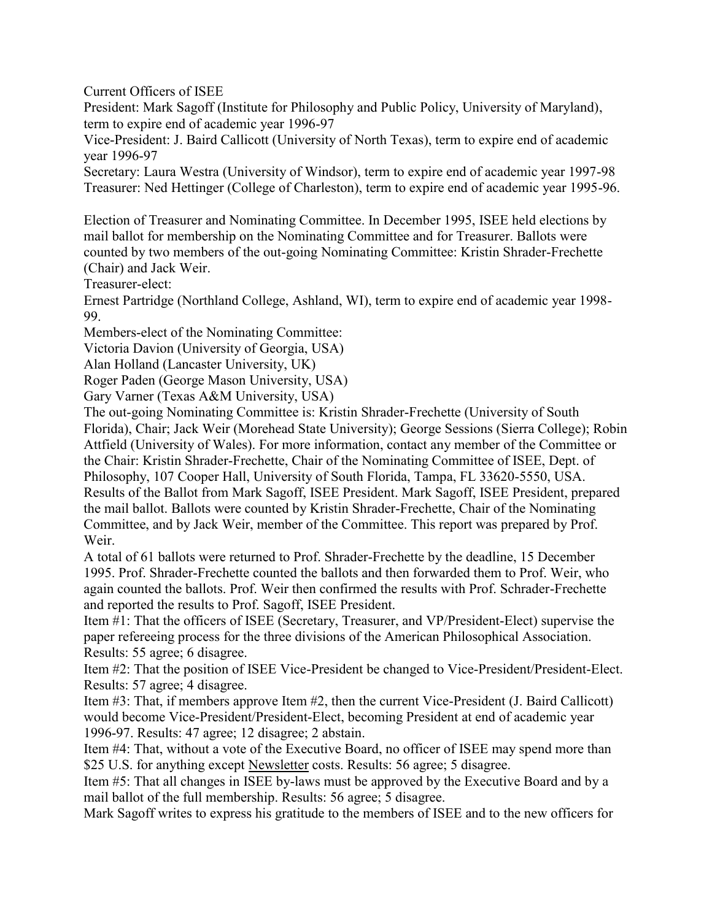Current Officers of ISEE

President: Mark Sagoff (Institute for Philosophy and Public Policy, University of Maryland), term to expire end of academic year 1996-97

Vice-President: J. Baird Callicott (University of North Texas), term to expire end of academic year 1996-97

Secretary: Laura Westra (University of Windsor), term to expire end of academic year 1997-98

Treasurer: Ned Hettinger (College of Charleston), term to expire end of academic year 1995-96.

Election of Treasurer and Nominating Committee. In December 1995, ISEE held elections by mail ballot for membership on the Nominating Committee and for Treasurer. Ballots were counted by two members of the out-going Nominating Committee: Kristin Shrader-Frechette (Chair) and Jack Weir.

Treasurer-elect:

Ernest Partridge (Northland College, Ashland, WI), term to expire end of academic year 1998-99.

Members-elect of the Nominating Committee:

Victoria Davion (University of Georgia, USA)

Alan Holland (Lancaster University, UK)

Roger Paden (George Mason University, USA)

Gary Varner (Texas A&M University, USA)

The out-going Nominating Committee is: Kristin Shrader-Frechette (University of South Florida), Chair; Jack Weir (Morehead State University); George Sessions (Sierra College); Robin Attfield (University of Wales). For more information, contact any member of the Committee or the Chair: Kristin Shrader-Frechette, Chair of the Nominating Committee of ISEE, Dept. of Philosophy, 107 Cooper Hall, University of South Florida, Tampa, FL 33620-5550, USA.

Results of the Ballot from Mark Sagoff, ISEE President. Mark Sagoff, ISEE President, prepared the mail ballot. Ballots were counted by Kristin Shrader-Frechette, Chair of the Nominating Committee, and by Jack Weir, member of the Committee. This report was prepared by Prof. Weir.

A total of 61 ballots were returned to Prof. Shrader-Frechette by the deadline, 15 December 1995. Prof. Shrader-Frechette counted the ballots and then forwarded them to Prof. Weir, who again counted the ballots. Prof. Weir then confirmed the results with Prof. Schrader-Frechette and reported the results to Prof. Sagoff, ISEE President.

Item #1: That the officers of ISEE (Secretary, Treasurer, and VP/President-Elect) supervise the paper refereeing process for the three divisions of the American Philosophical Association. Results: 55 agree; 6 disagree.

Item #2: That the position of ISEE Vice-President be changed to Vice-President/President-Elect. Results: 57 agree; 4 disagree.

Item #3: That, if members approve Item #2, then the current Vice-President (J. Baird Callicott) would become Vice-President/President-Elect, becoming President at end of academic year 1996-97. Results: 47 agree; 12 disagree; 2 abstain.

Item #4: That, without a vote of the Executive Board, no officer of ISEE may spend more than $25 U.S. for anything except Newsletter costs. Results: 56 agree; 5 disagree.

Item #5: That all changes in ISEE by-laws must be approved by the Executive Board and by a mail ballot of the full membership. Results: 56 agree; 5 disagree.

Mark Sagoff writes to express his gratitude to the members of ISEE and to the new officers for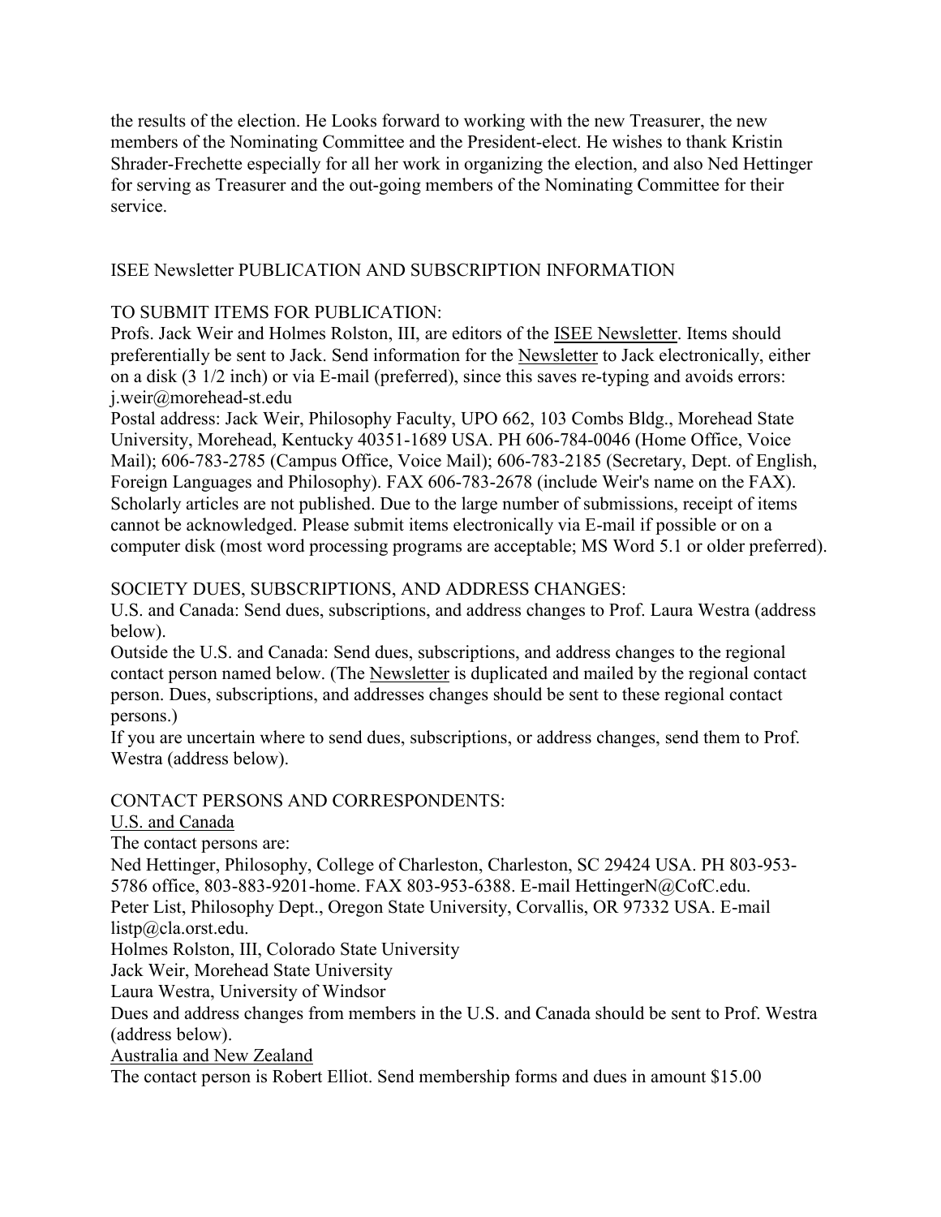the results of the election. He Looks forward to working with the new Treasurer, the new members of the Nominating Committee and the President-elect. He wishes to thank Kristin Shrader-Frechette especially for all her work in organizing the election, and also Ned Hettinger for serving as Treasurer and the out-going members of the Nominating Committee for their service.

## ISEE Newsletter PUBLICATION AND SUBSCRIPTION INFORMATION

### TO SUBMIT ITEMS FOR PUBLICATION:

Profs. Jack Weir and Holmes Rolston, III, are editors of the ISEE Newsletter. Items should preferentially be sent to Jack. Send information for the Newsletter to Jack electronically, either on a disk (3 1/2 inch) or via E-mail (preferred), since this saves re-typing and avoids errors: j.weir@morehead-st.edu

Postal address: Jack Weir, Philosophy Faculty, UPO 662, 103 Combs Bldg., Morehead State University, Morehead, Kentucky 40351-1689 USA. PH 606-784-0046 (Home Office, Voice Mail); 606-783-2785 (Campus Office, Voice Mail); 606-783-2185 (Secretary, Dept. of English, Foreign Languages and Philosophy). FAX 606-783-2678 (include Weir's name on the FAX). Scholarly articles are not published. Due to the large number of submissions, receipt of items cannot be acknowledged. Please submit items electronically via E-mail if possible or on a computer disk (most word processing programs are acceptable; MS Word 5.1 or older preferred).

### SOCIETY DUES, SUBSCRIPTIONS, AND ADDRESS CHANGES:

U.S. and Canada: Send dues, subscriptions, and address changes to Prof. Laura Westra (address below).

Outside the U.S. and Canada: Send dues, subscriptions, and address changes to the regional contact person named below. (The Newsletter is duplicated and mailed by the regional contact person. Dues, subscriptions, and addresses changes should be sent to these regional contact persons.)

If you are uncertain where to send dues, subscriptions, or address changes, send them to Prof. Westra (address below).

### CONTACT PERSONS AND CORRESPONDENTS:

U.S. and Canada

The contact persons are:

Ned Hettinger, Philosophy, College of Charleston, Charleston, SC 29424 USA. PH 803-953-5786 office, 803-883-9201-home. FAX 803-953-6388. E-mail HettingerN@CofC.edu.

Peter List, Philosophy Dept., Oregon State University, Corvallis, OR 97332 USA. E-mail listp@cla.orst.edu.

Holmes Rolston, III, Colorado State University

Jack Weir, Morehead State University

Laura Westra, University of Windsor

Dues and address changes from members in the U.S. and Canada should be sent to Prof. Westra (address below).

Australia and New Zealand

The contact person is Robert Elliot. Send membership forms and dues in amount $15.00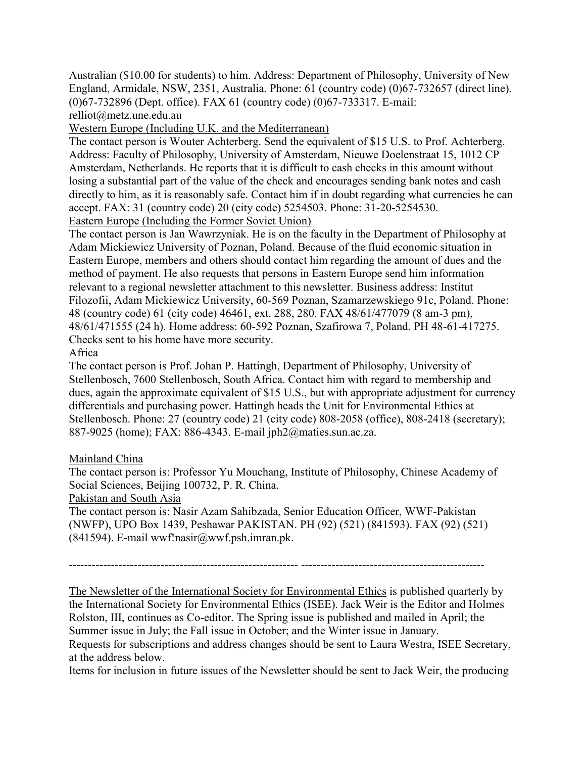Australian ($10.00 for students) to him. Address: Department of Philosophy, University of New England, Armidale, NSW, 2351, Australia. Phone: 61 (country code) (0)67-732657 (direct line). (0)67-732896 (Dept. office). FAX 61 (country code) (0)67-733317. E-mail: relliot@metz.une.edu.au

Western Europe (Including U.K. and the Mediterranean)

The contact person is Wouter Achterberg. Send the equivalent of $15 U.S. to Prof. Achterberg. Address: Faculty of Philosophy, University of Amsterdam, Nieuwe Doelenstraat 15, 1012 CP Amsterdam, Netherlands. He reports that it is difficult to cash checks in this amount without losing a substantial part of the value of the check and encourages sending bank notes and cash directly to him, as it is reasonably safe. Contact him if in doubt regarding what currencies he can accept. FAX: 31 (country code) 20 (city code) 5254503. Phone: 31-20-5254530.

Eastern Europe (Including the Former Soviet Union)

The contact person is Jan Wawrzyniak. He is on the faculty in the Department of Philosophy at Adam Mickiewicz University of Poznan, Poland. Because of the fluid economic situation in Eastern Europe, members and others should contact him regarding the amount of dues and the method of payment. He also requests that persons in Eastern Europe send him information relevant to a regional newsletter attachment to this newsletter. Business address: Institut Filozofii, Adam Mickiewicz University, 60-569 Poznan, Szamarzewskiego 91c, Poland. Phone: 48 (country code) 61 (city code) 46461, ext. 288, 280. FAX 48/61/477079 (8 am-3 pm), 48/61/471555 (24 h). Home address: 60-592 Poznan, Szafirowa 7, Poland. PH 48-61-417275. Checks sent to his home have more security.

Africa

The contact person is Prof. Johan P. Hattingh, Department of Philosophy, University of Stellenbosch, 7600 Stellenbosch, South Africa. Contact him with regard to membership and dues, again the approximate equivalent of $15 U.S., but with appropriate adjustment for currency differentials and purchasing power. Hattingh heads the Unit for Environmental Ethics at Stellenbosch. Phone: 27 (country code) 21 (city code) 808-2058 (office), 808-2418 (secretary); 887-9025 (home); FAX: 886-4343. E-mail jph2@maties.sun.ac.za.

Mainland China

The contact person is: Professor Yu Mouchang, Institute of Philosophy, Chinese Academy of Social Sciences, Beijing 100732, P. R. China.

Pakistan and South Asia

The contact person is: Nasir Azam Sahibzada, Senior Education Officer, WWF-Pakistan (NWFP), UPO Box 1439, Peshawar PAKISTAN. PH (92) (521) (841593). FAX (92) (521) (841594). E-mail wwf!nasir@wwf.psh.imran.pk.

------------------------------------------------------------ ------------------------------------------------

The Newsletter of the International Society for Environmental Ethics is published quarterly by the International Society for Environmental Ethics (ISEE). Jack Weir is the Editor and Holmes Rolston, III, continues as Co-editor. The Spring issue is published and mailed in April; the Summer issue in July; the Fall issue in October; and the Winter issue in January.

Requests for subscriptions and address changes should be sent to Laura Westra, ISEE Secretary, at the address below.

Items for inclusion in future issues of the Newsletter should be sent to Jack Weir, the producing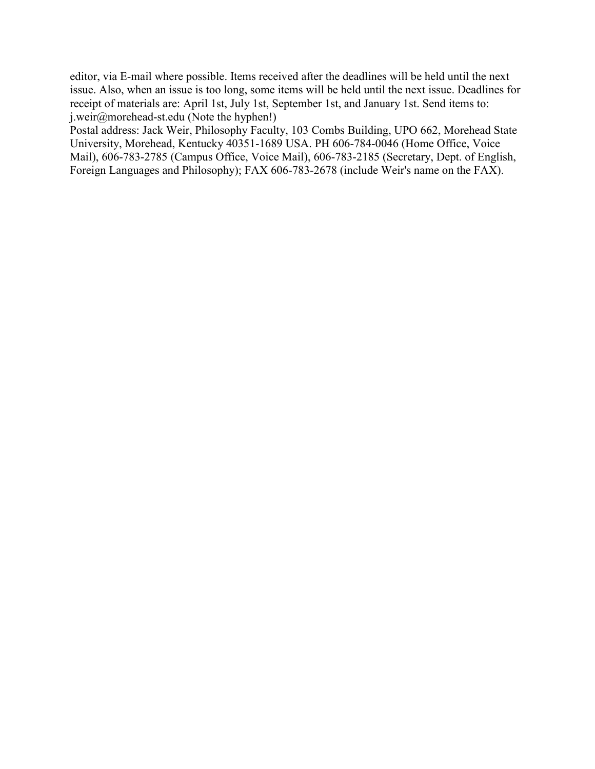editor, via E-mail where possible. Items received after the deadlines will be held until the next issue. Also, when an issue is too long, some items will be held until the next issue. Deadlines for receipt of materials are: April 1st, July 1st, September 1st, and January 1st. Send items to: j.weir@morehead-st.edu (Note the hyphen!)

Postal address: Jack Weir, Philosophy Faculty, 103 Combs Building, UPO 662, Morehead State University, Morehead, Kentucky 40351-1689 USA. PH 606-784-0046 (Home Office, Voice Mail), 606-783-2785 (Campus Office, Voice Mail), 606-783-2185 (Secretary, Dept. of English, Foreign Languages and Philosophy); FAX 606-783-2678 (include Weir's name on the FAX).